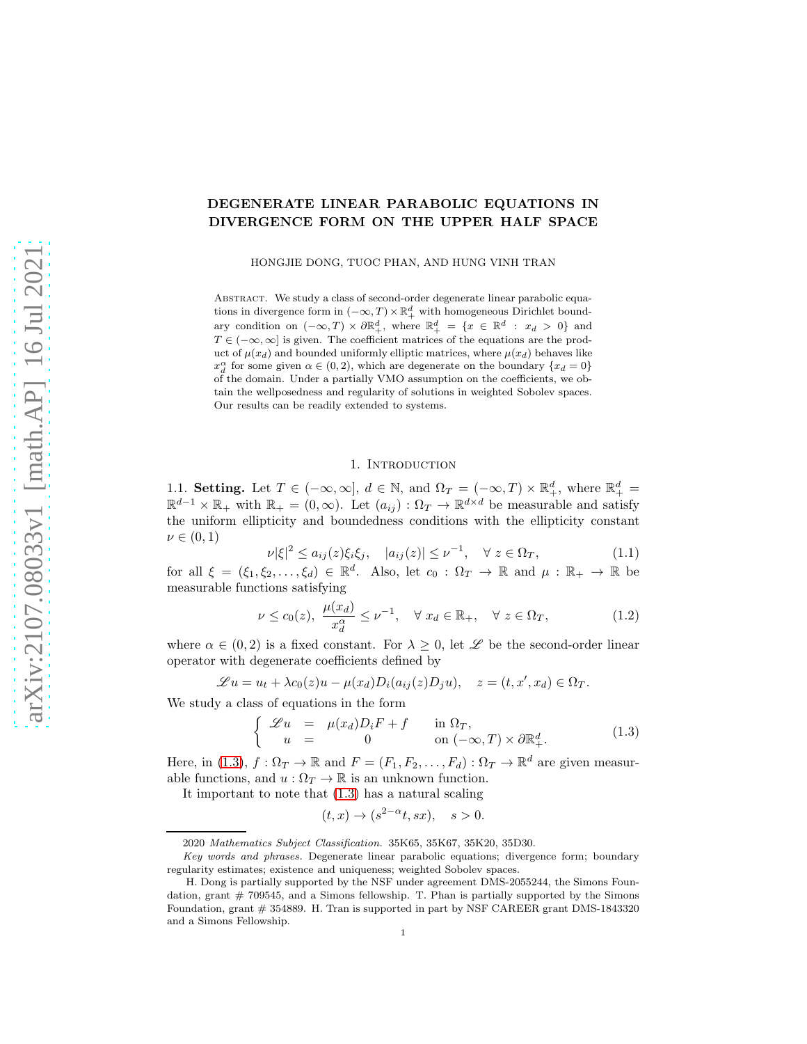# DEGENERATE LINEAR PARABOLIC EQUATIONS IN DIVERGENCE FORM ON THE UPPER HALF SPACE

HONGJIE DONG, TUOC PHAN, AND HUNG VINH TRAN

Abstract. We study a class of second-order degenerate linear parabolic equations in divergence form in $(-\infty, T) \times \mathbb{R}^d_+$ with homogeneous Dirichlet boundary condition on $(-\infty, T) \times \partial\mathbb{R}^d_+$, where $\mathbb{R}^d_+ = \{x \in \mathbb{R}^d : x_d > 0\}$ and $T \in (-\infty, \infty]$ is given. The coefficient matrices of the equations are the product of $\mu(x_d)$ and bounded uniformly elliptic matrices, where $\mu(x_d)$ behaves like $x_d^\alpha$ for some given $\alpha \in (0, 2)$, which are degenerate on the boundary $\{x_d = 0\}$ of the domain. Under a partially VMO assumption on the coefficients, we obtain the wellposedness and regularity of solutions in weighted Sobolev spaces. Our results can be readily extended to systems.

## 1. Introduction

1.1. **Setting.** Let $T \in (-\infty, \infty]$, $d \in \mathbb{N}$, and $\Omega_T = (-\infty, T) \times \mathbb{R}^d_+$, where $\mathbb{R}^d_+ = \mathbb{R}^{d-1} \times \mathbb{R}_+$ with $\mathbb{R}_+ = (0, \infty)$. Let $(a_{ij}) : \Omega_T \to \mathbb{R}^{d\times d}$ be measurable and satisfy the uniform ellipticity and boundedness conditions with the ellipticity constant $\nu \in (0, 1)$

$$\nu|\xi|^2 \le a_{ij}(z)\xi_i\xi_j, \quad |a_{ij}(z)| \le \nu^{-1}, \quad \forall\, z \in \Omega_T, \tag{1.1}$$

for all $\xi = (\xi_1, \xi_2, \ldots, \xi_d) \in \mathbb{R}^d$. Also, let $c_0 : \Omega_T \to \mathbb{R}$ and $\mu : \mathbb{R}_+ \to \mathbb{R}$ be measurable functions satisfying

$$\nu \le c_0(z), \ \frac{\mu(x_d)}{x_d^\alpha} \le \nu^{-1}, \quad \forall\, x_d \in \mathbb{R}_+, \quad \forall\, z \in \Omega_T, \tag{1.2}$$

where $\alpha \in (0, 2)$ is a fixed constant. For $\lambda \ge 0$, let $\mathscr{L}$ be the second-order linear operator with degenerate coefficients defined by

$$\mathscr{L}u = u_t + \lambda c_0(z)u - \mu(x_d)D_i(a_{ij}(z)D_ju), \quad z = (t, x', x_d) \in \Omega_T.$$

We study a class of equations in the form

$$\begin{cases} \mathscr{L}u = \mu(x_d)D_iF + f & \text{in } \Omega_T, \\ \quad\; u = 0 & \text{on } (-\infty, T) \times \partial\mathbb{R}^d_+. \end{cases} \tag{1.3}$$

Here, in (1.3), $f : \Omega_T \to \mathbb{R}$ and $F = (F_1, F_2, \ldots, F_d) : \Omega_T \to \mathbb{R}^d$ are given measurable functions, and $u : \Omega_T \to \mathbb{R}$ is an unknown function.

It important to note that (1.3) has a natural scaling

$$(t, x) \to (s^{2-\alpha}t, sx), \quad s > 0.$$

2020 *Mathematics Subject Classification.* 35K65, 35K67, 35K20, 35D30.

*Key words and phrases.* Degenerate linear parabolic equations; divergence form; boundary regularity estimates; existence and uniqueness; weighted Sobolev spaces.

H. Dong is partially supported by the NSF under agreement DMS-2055244, the Simons Foundation, grant # 709545, and a Simons fellowship. T. Phan is partially supported by the Simons Foundation, grant # 354889. H. Tran is supported in part by NSF CAREER grant DMS-1843320 and a Simons Fellowship.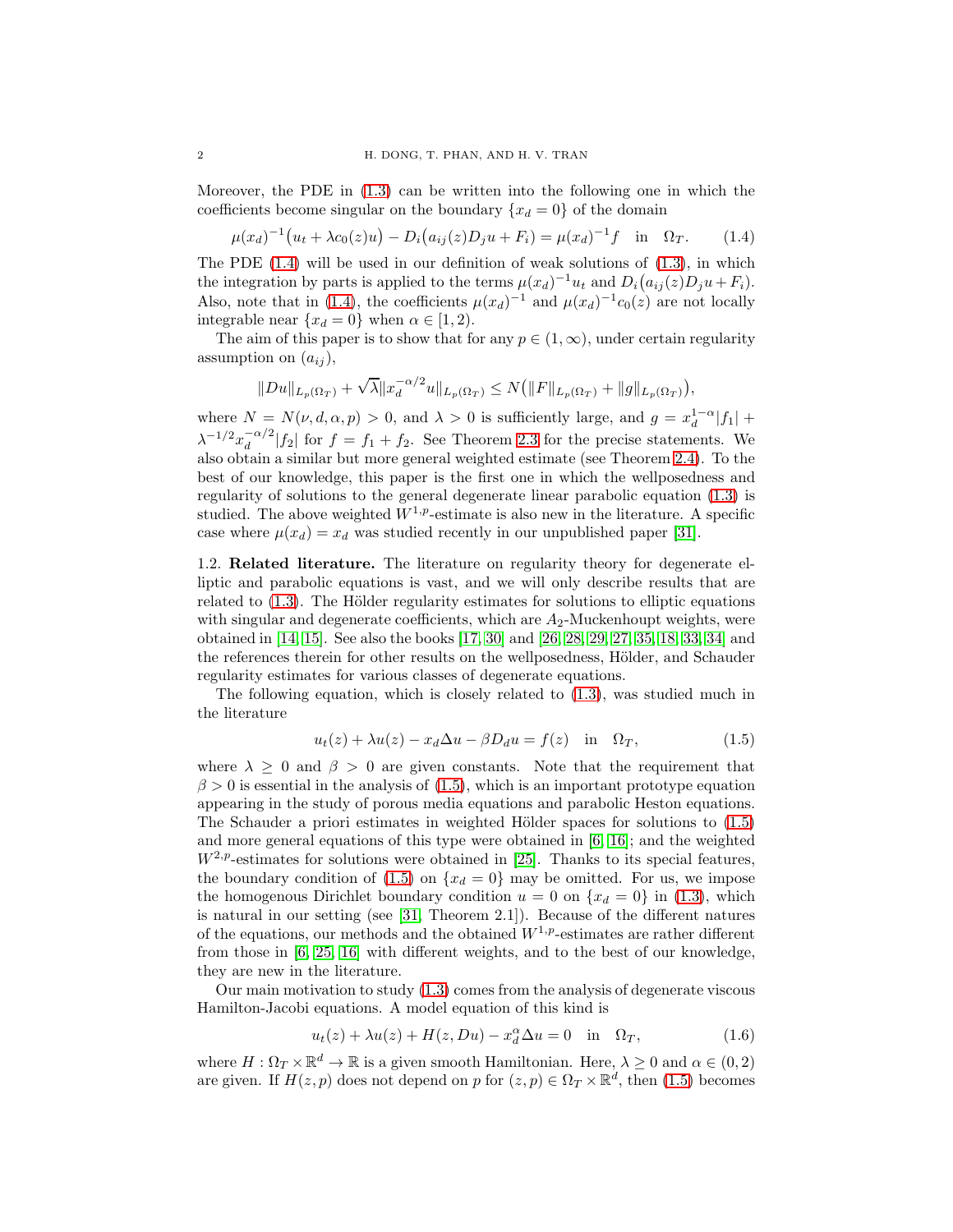Moreover, the PDE in (1.3) can be written into the following one in which the coefficients become singular on the boundary $\{x_d = 0\}$ of the domain

$$\mu(x_d)^{-1}\big(u_t + \lambda c_0(z)u\big) - D_i\big(a_{ij}(z)D_j u + F_i\big) = \mu(x_d)^{-1} f \quad \text{in} \quad \Omega_T. \tag{1.4}$$

The PDE (1.4) will be used in our definition of weak solutions of (1.3), in which the integration by parts is applied to the terms $\mu(x_d)^{-1}u_t$ and $D_i\big(a_{ij}(z)D_j u + F_i\big)$. Also, note that in (1.4), the coefficients $\mu(x_d)^{-1}$ and $\mu(x_d)^{-1}c_0(z)$ are not locally integrable near $\{x_d = 0\}$ when $\alpha \in [1, 2)$.

The aim of this paper is to show that for any $p \in (1, \infty)$, under certain regularity assumption on $(a_{ij})$,

$$\|Du\|_{L_p(\Omega_T)} + \sqrt{\lambda}\|x_d^{-\alpha/2}u\|_{L_p(\Omega_T)} \le N\big(\|F\|_{L_p(\Omega_T)} + \|g\|_{L_p(\Omega_T)}\big),$$

where $N = N(\nu, d, \alpha, p) > 0$, and $\lambda > 0$ is sufficiently large, and $g = x_d^{1-\alpha}|f_1| + \lambda^{-1/2}x_d^{-\alpha/2}|f_2|$ for $f = f_1 + f_2$. See Theorem 2.3 for the precise statements. We also obtain a similar but more general weighted estimate (see Theorem 2.4). To the best of our knowledge, this paper is the first one in which the wellposedness and regularity of solutions to the general degenerate linear parabolic equation (1.3) is studied. The above weighted $W^{1,p}$-estimate is also new in the literature. A specific case where $\mu(x_d) = x_d$ was studied recently in our unpublished paper [31].

## 1.2. Related literature.

The literature on regularity theory for degenerate elliptic and parabolic equations is vast, and we will only describe results that are related to (1.3). The Hölder regularity estimates for solutions to elliptic equations with singular and degenerate coefficients, which are $A_2$-Muckenhoupt weights, were obtained in [14, 15]. See also the books [17, 30] and [26, 28, 29, 27, 35, 18, 33, 34] and the references therein for other results on the wellposedness, Hölder, and Schauder regularity estimates for various classes of degenerate equations.

The following equation, which is closely related to (1.3), was studied much in the literature

$$u_t(z) + \lambda u(z) - x_d \Delta u - \beta D_d u = f(z) \quad \text{in} \quad \Omega_T, \tag{1.5}$$

where $\lambda \ge 0$ and $\beta > 0$ are given constants. Note that the requirement that $\beta > 0$ is essential in the analysis of (1.5), which is an important prototype equation appearing in the study of porous media equations and parabolic Heston equations. The Schauder a priori estimates in weighted Hölder spaces for solutions to (1.5) and more general equations of this type were obtained in [6, 16]; and the weighted $W^{2,p}$-estimates for solutions were obtained in [25]. Thanks to its special features, the boundary condition of (1.5) on $\{x_d = 0\}$ may be omitted. For us, we impose the homogenous Dirichlet boundary condition $u = 0$ on $\{x_d = 0\}$ in (1.3), which is natural in our setting (see [31, Theorem 2.1]). Because of the different natures of the equations, our methods and the obtained $W^{1,p}$-estimates are rather different from those in [6, 25, 16] with different weights, and to the best of our knowledge, they are new in the literature.

Our main motivation to study (1.3) comes from the analysis of degenerate viscous Hamilton-Jacobi equations. A model equation of this kind is

$$u_t(z) + \lambda u(z) + H(z, Du) - x_d^\alpha \Delta u = 0 \quad \text{in} \quad \Omega_T, \tag{1.6}$$

where $H : \Omega_T \times \mathbb{R}^d \to \mathbb{R}$ is a given smooth Hamiltonian. Here, $\lambda \ge 0$ and $\alpha \in (0, 2)$ are given. If $H(z, p)$ does not depend on $p$ for $(z, p) \in \Omega_T \times \mathbb{R}^d$, then (1.5) becomes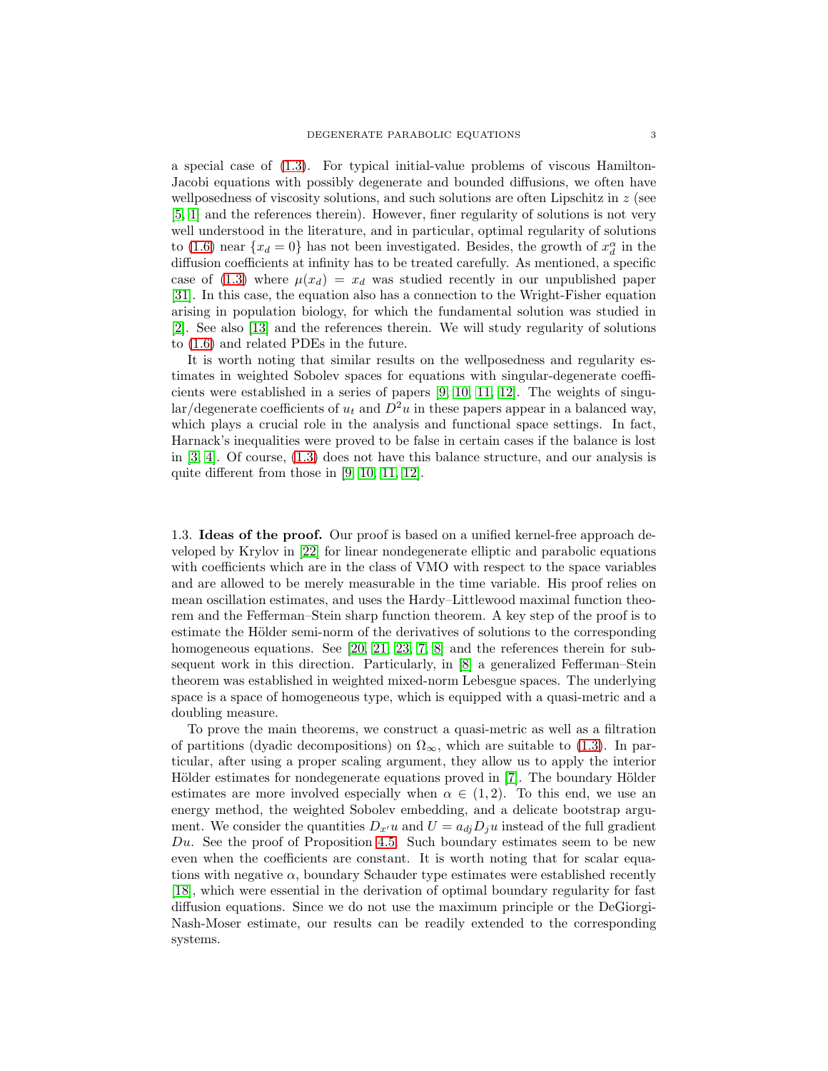a special case of (1.3). For typical initial-value problems of viscous Hamilton-Jacobi equations with possibly degenerate and bounded diffusions, we often have wellposedness of viscosity solutions, and such solutions are often Lipschitz in $z$ (see [5, 1] and the references therein). However, finer regularity of solutions is not very well understood in the literature, and in particular, optimal regularity of solutions to (1.6) near $\{x_d = 0\}$ has not been investigated. Besides, the growth of $x_d^\alpha$ in the diffusion coefficients at infinity has to be treated carefully. As mentioned, a specific case of (1.3) where $\mu(x_d) = x_d$ was studied recently in our unpublished paper [31]. In this case, the equation also has a connection to the Wright-Fisher equation arising in population biology, for which the fundamental solution was studied in [2]. See also [13] and the references therein. We will study regularity of solutions to (1.6) and related PDEs in the future.

It is worth noting that similar results on the wellposedness and regularity estimates in weighted Sobolev spaces for equations with singular-degenerate coefficients were established in a series of papers [9, 10, 11, 12]. The weights of singular/degenerate coefficients of $u_t$ and $D^2u$ in these papers appear in a balanced way, which plays a crucial role in the analysis and functional space settings. In fact, Harnack's inequalities were proved to be false in certain cases if the balance is lost in [3, 4]. Of course, (1.3) does not have this balance structure, and our analysis is quite different from those in [9, 10, 11, 12].

### 1.3. Ideas of the proof.

Our proof is based on a unified kernel-free approach developed by Krylov in [22] for linear nondegenerate elliptic and parabolic equations with coefficients which are in the class of VMO with respect to the space variables and are allowed to be merely measurable in the time variable. His proof relies on mean oscillation estimates, and uses the Hardy–Littlewood maximal function theorem and the Fefferman–Stein sharp function theorem. A key step of the proof is to estimate the Hölder semi-norm of the derivatives of solutions to the corresponding homogeneous equations. See [20, 21, 23, 7, 8] and the references therein for subsequent work in this direction. Particularly, in [8] a generalized Fefferman–Stein theorem was established in weighted mixed-norm Lebesgue spaces. The underlying space is a space of homogeneous type, which is equipped with a quasi-metric and a doubling measure.

To prove the main theorems, we construct a quasi-metric as well as a filtration of partitions (dyadic decompositions) on $\Omega_\infty$, which are suitable to (1.3). In particular, after using a proper scaling argument, they allow us to apply the interior Hölder estimates for nondegenerate equations proved in [7]. The boundary Hölder estimates are more involved especially when $\alpha \in (1, 2)$. To this end, we use an energy method, the weighted Sobolev embedding, and a delicate bootstrap argument. We consider the quantities $D_{x'}u$ and $U = a_{dj}D_ju$ instead of the full gradient $Du$. See the proof of Proposition 4.5. Such boundary estimates seem to be new even when the coefficients are constant. It is worth noting that for scalar equations with negative $\alpha$, boundary Schauder type estimates were established recently [18], which were essential in the derivation of optimal boundary regularity for fast diffusion equations. Since we do not use the maximum principle or the DeGiorgi-Nash-Moser estimate, our results can be readily extended to the corresponding systems.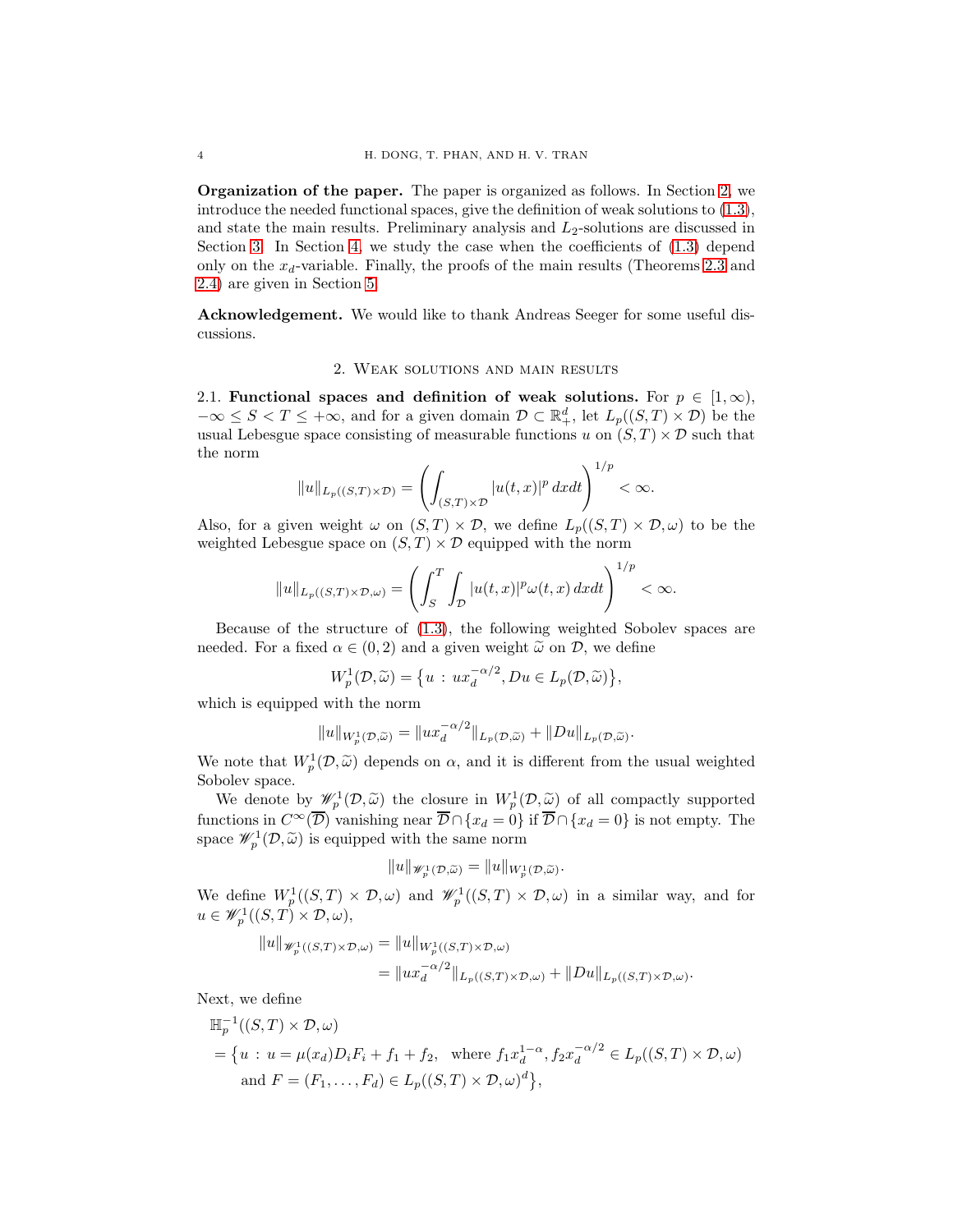**Organization of the paper.** The paper is organized as follows. In Section 2, we introduce the needed functional spaces, give the definition of weak solutions to (1.3), and state the main results. Preliminary analysis and $L_2$-solutions are discussed in Section 3. In Section 4, we study the case when the coefficients of (1.3) depend only on the $x_d$-variable. Finally, the proofs of the main results (Theorems 2.3 and 2.4) are given in Section 5.

**Acknowledgement.** We would like to thank Andreas Seeger for some useful discussions.

## 2. Weak solutions and main results

### 2.1. Functional spaces and definition of weak solutions.

For $p \in [1,\infty)$, $-\infty \le S < T \le +\infty$, and for a given domain $\mathcal{D} \subset \mathbb{R}^d_+$, let $L_p((S,T)\times\mathcal{D})$ be the usual Lebesgue space consisting of measurable functions $u$ on $(S,T)\times\mathcal{D}$ such that the norm

$$\|u\|_{L_p((S,T)\times\mathcal{D})} = \left(\int_{(S,T)\times\mathcal{D}} |u(t,x)|^p\,dxdt\right)^{1/p} < \infty.$$

Also, for a given weight $\omega$ on $(S,T)\times\mathcal{D}$, we define $L_p((S,T)\times\mathcal{D},\omega)$ to be the weighted Lebesgue space on $(S,T)\times\mathcal{D}$ equipped with the norm

$$\|u\|_{L_p((S,T)\times\mathcal{D},\omega)} = \left(\int_S^T \int_{\mathcal{D}} |u(t,x)|^p \omega(t,x)\,dxdt\right)^{1/p} < \infty.$$

Because of the structure of (1.3), the following weighted Sobolev spaces are needed. For a fixed $\alpha \in (0,2)$ and a given weight $\widetilde{\omega}$ on $\mathcal{D}$, we define

$$W^1_p(\mathcal{D},\widetilde{\omega}) = \big\{u \,:\, ux_d^{-\alpha/2}, Du \in L_p(\mathcal{D},\widetilde{\omega})\big\},$$

which is equipped with the norm

$$\|u\|_{W^1_p(\mathcal{D},\widetilde{\omega})} = \|ux_d^{-\alpha/2}\|_{L_p(\mathcal{D},\widetilde{\omega})} + \|Du\|_{L_p(\mathcal{D},\widetilde{\omega})}.$$

We note that $W^1_p(\mathcal{D},\widetilde{\omega})$ depends on $\alpha$, and it is different from the usual weighted Sobolev space.

We denote by $\mathscr{W}^1_p(\mathcal{D},\widetilde{\omega})$ the closure in $W^1_p(\mathcal{D},\widetilde{\omega})$ of all compactly supported functions in $C^\infty(\overline{\mathcal{D}})$ vanishing near $\overline{\mathcal{D}}\cap\{x_d=0\}$ if $\overline{\mathcal{D}}\cap\{x_d=0\}$ is not empty. The space $\mathscr{W}^1_p(\mathcal{D},\widetilde{\omega})$ is equipped with the same norm

$$\|u\|_{\mathscr{W}^1_p(\mathcal{D},\widetilde{\omega})} = \|u\|_{W^1_p(\mathcal{D},\widetilde{\omega})}.$$

We define $W^1_p((S,T)\times\mathcal{D},\omega)$ and $\mathscr{W}^1_p((S,T)\times\mathcal{D},\omega)$ in a similar way, and for $u \in \mathscr{W}^1_p((S,T)\times\mathcal{D},\omega)$,

$$\begin{aligned}\|u\|_{\mathscr{W}^1_p((S,T)\times\mathcal{D},\omega)} &= \|u\|_{W^1_p((S,T)\times\mathcal{D},\omega)}\\ &= \|ux_d^{-\alpha/2}\|_{L_p((S,T)\times\mathcal{D},\omega)} + \|Du\|_{L_p((S,T)\times\mathcal{D},\omega)}.\end{aligned}$$

Next, we define

$$\begin{aligned}&\mathbb{H}^{-1}_p((S,T)\times\mathcal{D},\omega)\\ &= \big\{u \,:\, u = \mu(x_d)D_iF_i + f_1 + f_2, \quad \text{where } f_1x_d^{1-\alpha}, f_2x_d^{-\alpha/2} \in L_p((S,T)\times\mathcal{D},\omega)\\ &\qquad \text{and } F = (F_1,\ldots,F_d) \in L_p((S,T)\times\mathcal{D},\omega)^d\big\},\end{aligned}$$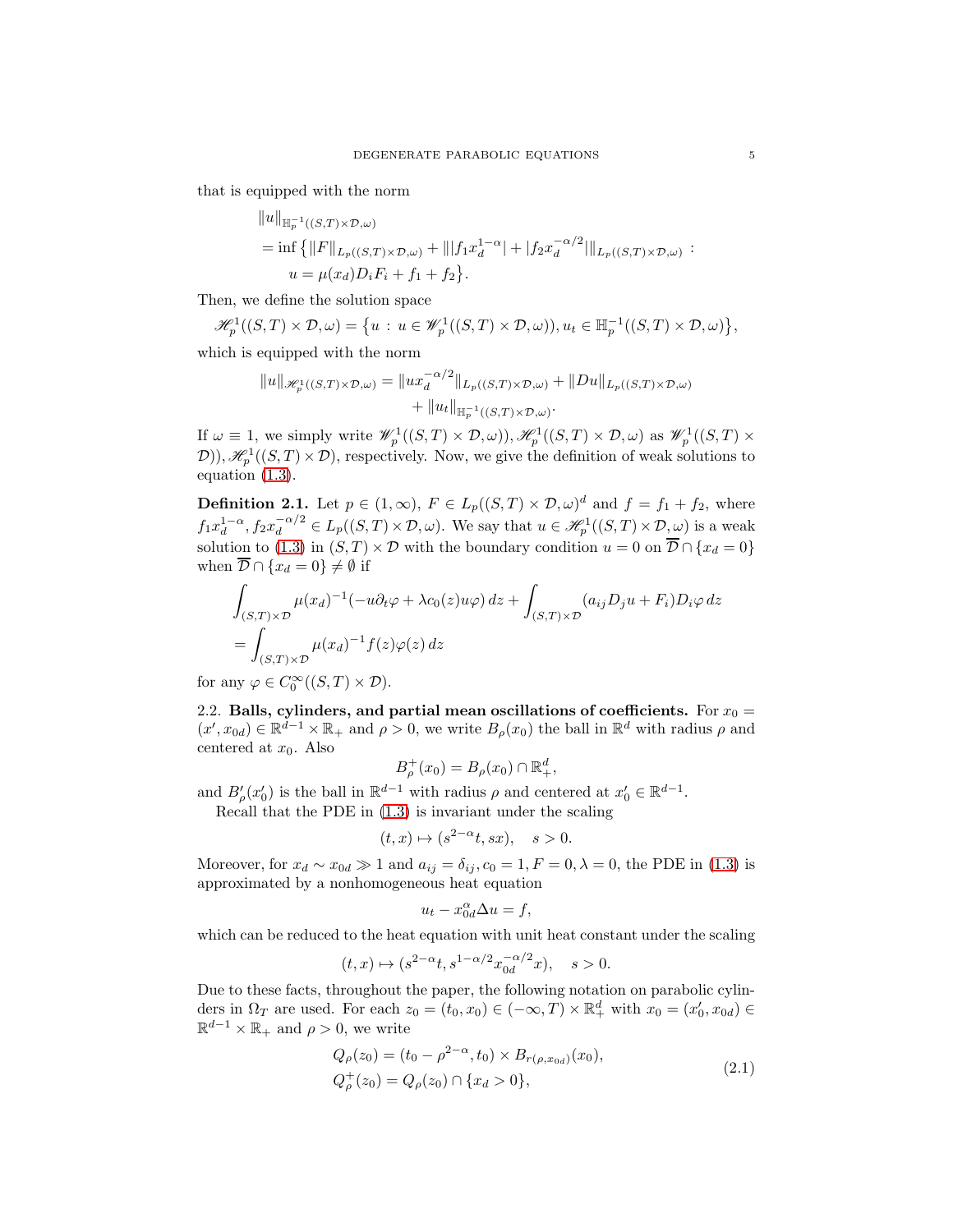that is equipped with the norm

$$
\begin{aligned}
&\|u\|_{\mathbb{H}_p^{-1}((S,T)\times\mathcal{D},\omega)} \\
&= \inf\big\{\|F\|_{L_p((S,T)\times\mathcal{D},\omega)} + \||f_1 x_d^{1-\alpha}| + |f_2 x_d^{-\alpha/2}|\|_{L_p((S,T)\times\mathcal{D},\omega)} : \\
&\quad u = \mu(x_d) D_i F_i + f_1 + f_2\big\}.
\end{aligned}
$$

Then, we define the solution space

$$
\mathscr{H}_p^1((S,T)\times\mathcal{D},\omega) = \big\{u : u \in \mathscr{W}_p^1((S,T)\times\mathcal{D},\omega)), u_t \in \mathbb{H}_p^{-1}((S,T)\times\mathcal{D},\omega)\big\},
$$

which is equipped with the norm

$$
\begin{aligned}
\|u\|_{\mathscr{H}_p^1((S,T)\times\mathcal{D},\omega)} &= \|u x_d^{-\alpha/2}\|_{L_p((S,T)\times\mathcal{D},\omega)} + \|Du\|_{L_p((S,T)\times\mathcal{D},\omega)} \\
&\quad + \|u_t\|_{\mathbb{H}_p^{-1}((S,T)\times\mathcal{D},\omega)}.
\end{aligned}
$$

If $\omega \equiv 1$, we simply write $\mathscr{W}_p^1((S,T)\times\mathcal{D},\omega)), \mathscr{H}_p^1((S,T)\times\mathcal{D},\omega)$ as $\mathscr{W}_p^1((S,T)\times\mathcal{D})), \mathscr{H}_p^1((S,T)\times\mathcal{D})$, respectively. Now, we give the definition of weak solutions to equation (1.3).

**Definition 2.1.** Let $p \in (1,\infty)$, $F \in L_p((S,T)\times\mathcal{D},\omega)^d$ and $f = f_1 + f_2$, where $f_1 x_d^{1-\alpha}, f_2 x_d^{-\alpha/2} \in L_p((S,T)\times\mathcal{D},\omega)$. We say that $u \in \mathscr{H}_p^1((S,T)\times\mathcal{D},\omega)$ is a weak solution to (1.3) in $(S,T)\times\mathcal{D}$ with the boundary condition $u = 0$ on $\overline{\mathcal{D}} \cap \{x_d = 0\}$ when $\overline{\mathcal{D}} \cap \{x_d = 0\} \neq \emptyset$ if

$$
\begin{aligned}
&\int_{(S,T)\times\mathcal{D}} \mu(x_d)^{-1}(-u\partial_t\varphi + \lambda c_0(z) u\varphi)\, dz + \int_{(S,T)\times\mathcal{D}} (a_{ij} D_j u + F_i) D_i \varphi\, dz \\
&= \int_{(S,T)\times\mathcal{D}} \mu(x_d)^{-1} f(z)\varphi(z)\, dz
\end{aligned}
$$

for any $\varphi \in C_0^\infty((S,T)\times\mathcal{D})$.

2.2. **Balls, cylinders, and partial mean oscillations of coefficients.** For $x_0 = (x', x_{0d}) \in \mathbb{R}^{d-1}\times\mathbb{R}_+$ and $\rho > 0$, we write $B_\rho(x_0)$ the ball in $\mathbb{R}^d$ with radius $\rho$ and centered at $x_0$. Also

$$
B_\rho^+(x_0) = B_\rho(x_0) \cap \mathbb{R}_+^d,
$$

and $B'_\rho(x'_0)$ is the ball in $\mathbb{R}^{d-1}$ with radius $\rho$ and centered at $x'_0 \in \mathbb{R}^{d-1}$.

Recall that the PDE in (1.3) is invariant under the scaling

$$
(t,x) \mapsto (s^{2-\alpha} t, sx), \quad s > 0.
$$

Moreover, for $x_d \sim x_{0d} \gg 1$ and $a_{ij} = \delta_{ij}, c_0 = 1, F = 0, \lambda = 0$, the PDE in (1.3) is approximated by a nonhomogeneous heat equation

$$
u_t - x_{0d}^\alpha \Delta u = f,
$$

which can be reduced to the heat equation with unit heat constant under the scaling

$$
(t,x) \mapsto (s^{2-\alpha} t, s^{1-\alpha/2} x_{0d}^{-\alpha/2} x), \quad s > 0.
$$

Due to these facts, throughout the paper, the following notation on parabolic cylinders in $\Omega_T$ are used. For each $z_0 = (t_0, x_0) \in (-\infty, T)\times\mathbb{R}_+^d$ with $x_0 = (x'_0, x_{0d}) \in \mathbb{R}^{d-1}\times\mathbb{R}_+$ and $\rho > 0$, we write

$$
\begin{aligned}
&Q_\rho(z_0) = (t_0 - \rho^{2-\alpha}, t_0) \times B_{r(\rho, x_{0d})}(x_0), \\
&Q_\rho^+(z_0) = Q_\rho(z_0) \cap \{x_d > 0\},
\end{aligned}
\tag{2.1}
$$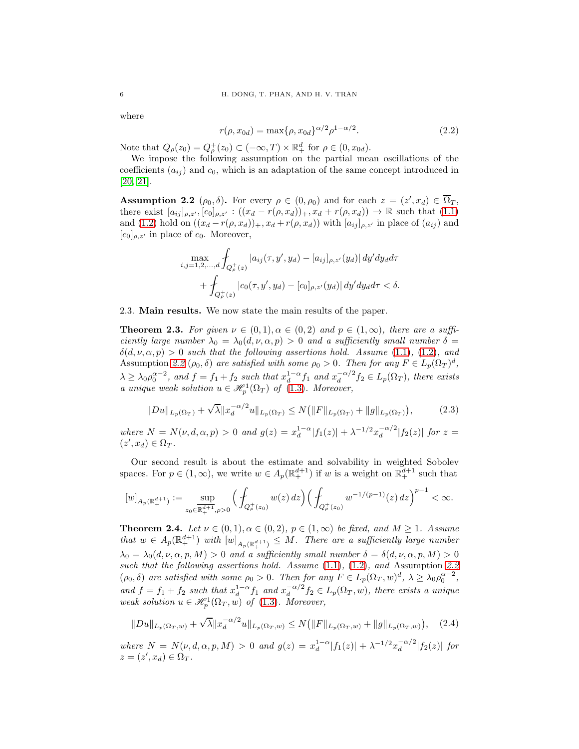where

$$
r(\rho, x_{0d}) = \max\{\rho, x_{0d}\}^{\alpha/2}\rho^{1-\alpha/2}. \tag{2.2}
$$

Note that $Q_\rho(z_0) = Q^+_\rho(z_0) \subset (-\infty, T) \times \mathbb{R}^d_+$ for $\rho \in (0, x_{0d})$.

We impose the following assumption on the partial mean oscillations of the coefficients $(a_{ij})$ and $c_0$, which is an adaptation of the same concept introduced in [20, 21].

**Assumption 2.2** $(\rho_0, \delta)$**.** For every $\rho \in (0, \rho_0)$ and for each $z = (z', x_d) \in \overline{\Omega}_T$, there exist $[a_{ij}]_{\rho,z'}, [c_0]_{\rho,z'} : ((x_d - r(\rho, x_d))_+, x_d + r(\rho, x_d)) \to \mathbb{R}$ such that (1.1) and (1.2) hold on $((x_d - r(\rho, x_d))_+, x_d + r(\rho, x_d))$ with $[a_{ij}]_{\rho,z'}$ in place of $(a_{ij})$ and $[c_0]_{\rho,z'}$ in place of $c_0$. Moreover,

$$
\begin{aligned}
&\max_{i,j=1,2,\ldots,d} \fint_{Q^+_\rho(z)} |a_{ij}(\tau, y', y_d) - [a_{ij}]_{\rho,z'}(y_d)|\, dy' dy_d d\tau \\
&\quad + \fint_{Q^+_\rho(z)} |c_0(\tau, y', y_d) - [c_0]_{\rho,z'}(y_d)|\, dy' dy_d d\tau < \delta.
\end{aligned}
$$

## 2.3. Main results.

We now state the main results of the paper.

**Theorem 2.3.** *For given $\nu \in (0,1), \alpha \in (0,2)$ and $p \in (1,\infty)$, there are a sufficiently large number $\lambda_0 = \lambda_0(d, \nu, \alpha, p) > 0$ and a sufficiently small number $\delta = \delta(d, \nu, \alpha, p) > 0$ such that the following assertions hold. Assume (1.1), (1.2), and Assumption 2.2 $(\rho_0, \delta)$ are satisfied with some $\rho_0 > 0$. Then for any $F \in L_p(\Omega_T)^d$, $\lambda \geq \lambda_0 \rho_0^{\alpha-2}$, and $f = f_1 + f_2$ such that $x_d^{1-\alpha} f_1$ and $x_d^{-\alpha/2} f_2 \in L_p(\Omega_T)$, there exists a unique weak solution $u \in \mathscr{H}^1_p(\Omega_T)$ of (1.3). Moreover,*

$$
\|Du\|_{L_p(\Omega_T)} + \sqrt{\lambda}\|x_d^{-\alpha/2} u\|_{L_p(\Omega_T)} \leq N\big(\|F\|_{L_p(\Omega_T)} + \|g\|_{L_p(\Omega_T)}\big), \tag{2.3}
$$

*where $N = N(\nu, d, \alpha, p) > 0$ and $g(z) = x_d^{1-\alpha}|f_1(z)| + \lambda^{-1/2} x_d^{-\alpha/2}|f_2(z)|$ for $z = (z', x_d) \in \Omega_T$.*

Our second result is about the estimate and solvability in weighted Sobolev spaces. For $p \in (1, \infty)$, we write $w \in A_p(\mathbb{R}^{d+1}_+)$ if $w$ is a weight on $\mathbb{R}^{d+1}_+$ such that

$$
[w]_{A_p(\mathbb{R}^{d+1}_+)} := \sup_{z_0 \in \overline{\mathbb{R}^{d+1}_+}, \rho > 0} \Big(\fint_{Q^+_\rho(z_0)} w(z)\, dz\Big)\Big(\fint_{Q^+_\rho(z_0)} w^{-1/(p-1)}(z)\, dz\Big)^{p-1} < \infty.
$$

**Theorem 2.4.** *Let $\nu \in (0,1), \alpha \in (0,2)$, $p \in (1,\infty)$ be fixed, and $M \geq 1$. Assume that $w \in A_p(\mathbb{R}^{d+1}_+)$ with $[w]_{A_p(\mathbb{R}^{d+1}_+)} \leq M$. There are a sufficiently large number $\lambda_0 = \lambda_0(d, \nu, \alpha, p, M) > 0$ and a sufficiently small number $\delta = \delta(d, \nu, \alpha, p, M) > 0$ such that the following assertions hold. Assume (1.1), (1.2), and Assumption 2.2 $(\rho_0, \delta)$ are satisfied with some $\rho_0 > 0$. Then for any $F \in L_p(\Omega_T, w)^d$, $\lambda \geq \lambda_0 \rho_0^{\alpha-2}$, and $f = f_1 + f_2$ such that $x_d^{1-\alpha} f_1$ and $x_d^{-\alpha/2} f_2 \in L_p(\Omega_T, w)$, there exists a unique weak solution $u \in \mathscr{H}^1_p(\Omega_T, w)$ of (1.3). Moreover,*

$$
\|Du\|_{L_p(\Omega_T, w)} + \sqrt{\lambda}\|x_d^{-\alpha/2} u\|_{L_p(\Omega_T, w)} \leq N\big(\|F\|_{L_p(\Omega_T, w)} + \|g\|_{L_p(\Omega_T, w)}\big), \tag{2.4}
$$

*where $N = N(\nu, d, \alpha, p, M) > 0$ and $g(z) = x_d^{1-\alpha}|f_1(z)| + \lambda^{-1/2} x_d^{-\alpha/2}|f_2(z)|$ for $z = (z', x_d) \in \Omega_T$.*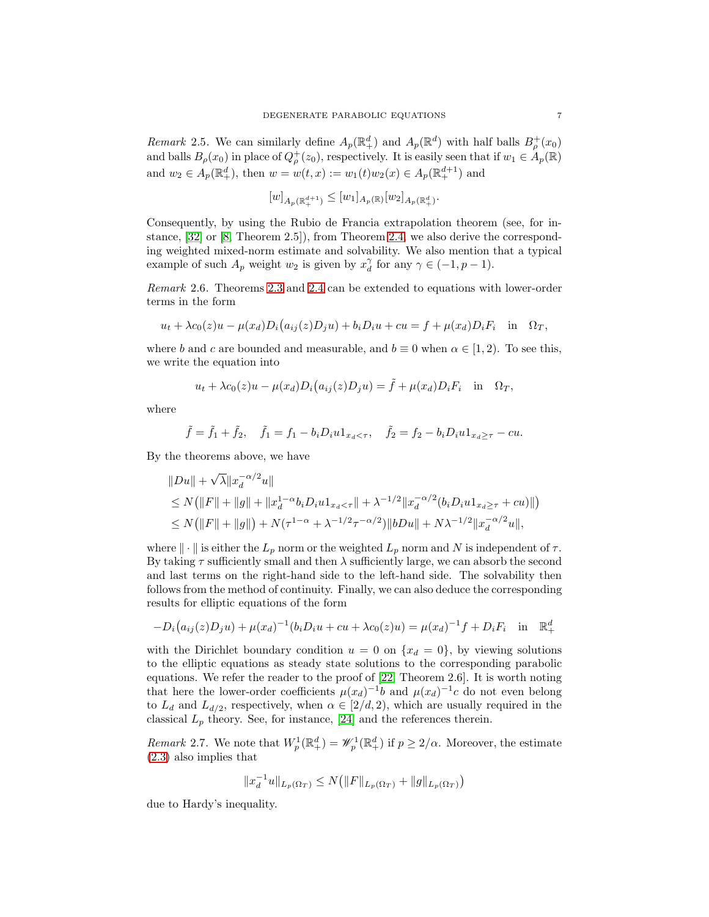*Remark* 2.5. We can similarly define $A_p(\mathbb{R}^d_+)$ and $A_p(\mathbb{R}^d)$ with half balls $B^+_\rho(x_0)$ and balls $B_\rho(x_0)$ in place of $Q^+_\rho(z_0)$, respectively. It is easily seen that if $w_1 \in A_p(\mathbb{R})$ and $w_2 \in A_p(\mathbb{R}^d_+)$, then $w = w(t,x) := w_1(t)w_2(x) \in A_p(\mathbb{R}^{d+1}_+)$ and

$$[w]_{A_p(\mathbb{R}^{d+1}_+)} \le [w_1]_{A_p(\mathbb{R})}[w_2]_{A_p(\mathbb{R}^d_+)}.$$

Consequently, by using the Rubio de Francia extrapolation theorem (see, for instance, [32] or [8, Theorem 2.5]), from Theorem 2.4, we also derive the corresponding weighted mixed-norm estimate and solvability. We also mention that a typical example of such $A_p$ weight $w_2$ is given by $x_d^\gamma$ for any $\gamma \in (-1, p-1)$.

*Remark* 2.6. Theorems 2.3 and 2.4 can be extended to equations with lower-order terms in the form

$$u_t + \lambda c_0(z)u - \mu(x_d)D_i\big(a_{ij}(z)D_ju\big) + b_iD_iu + cu = f + \mu(x_d)D_iF_i \quad \text{in} \quad \Omega_T,$$

where $b$ and $c$ are bounded and measurable, and $b \equiv 0$ when $\alpha \in [1,2)$. To see this, we write the equation into

$$u_t + \lambda c_0(z)u - \mu(x_d)D_i\big(a_{ij}(z)D_ju\big) = \tilde{f} + \mu(x_d)D_iF_i \quad \text{in} \quad \Omega_T,$$

where

$$\tilde{f} = \tilde{f}_1 + \tilde{f}_2, \quad \tilde{f}_1 = f_1 - b_iD_iu1_{x_d<\tau}, \quad \tilde{f}_2 = f_2 - b_iD_iu1_{x_d\ge\tau} - cu.$$

By the theorems above, we have

$$\begin{aligned}
&\|Du\| + \sqrt{\lambda}\|x_d^{-\alpha/2}u\| \\
&\le N\big(\|F\| + \|g\| + \|x_d^{1-\alpha}b_iD_iu1_{x_d<\tau}\| + \lambda^{-1/2}\|x_d^{-\alpha/2}(b_iD_iu1_{x_d\ge\tau} + cu)\|\big) \\
&\le N\big(\|F\| + \|g\|\big) + N(\tau^{1-\alpha} + \lambda^{-1/2}\tau^{-\alpha/2})\|bDu\| + N\lambda^{-1/2}\|x_d^{-\alpha/2}u\|,
\end{aligned}$$

where $\|\cdot\|$ is either the $L_p$ norm or the weighted $L_p$ norm and $N$ is independent of $\tau$. By taking $\tau$ sufficiently small and then $\lambda$ sufficiently large, we can absorb the second and last terms on the right-hand side to the left-hand side. The solvability then follows from the method of continuity. Finally, we can also deduce the corresponding results for elliptic equations of the form

$$-D_i\big(a_{ij}(z)D_ju\big) + \mu(x_d)^{-1}(b_iD_iu + cu + \lambda c_0(z)u) = \mu(x_d)^{-1}f + D_iF_i \quad \text{in} \quad \mathbb{R}^d_+$$

with the Dirichlet boundary condition $u = 0$ on $\{x_d = 0\}$, by viewing solutions to the elliptic equations as steady state solutions to the corresponding parabolic equations. We refer the reader to the proof of [22, Theorem 2.6]. It is worth noting that here the lower-order coefficients $\mu(x_d)^{-1}b$ and $\mu(x_d)^{-1}c$ do not even belong to $L_d$ and $L_{d/2}$, respectively, when $\alpha \in [2/d, 2)$, which are usually required in the classical $L_p$ theory. See, for instance, [24] and the references therein.

*Remark* 2.7. We note that $W^1_p(\mathbb{R}^d_+) = \mathscr{W}^1_p(\mathbb{R}^d_+)$ if $p \ge 2/\alpha$. Moreover, the estimate (2.3) also implies that

$$\|x_d^{-1}u\|_{L_p(\Omega_T)} \le N\big(\|F\|_{L_p(\Omega_T)} + \|g\|_{L_p(\Omega_T)}\big)$$

due to Hardy's inequality.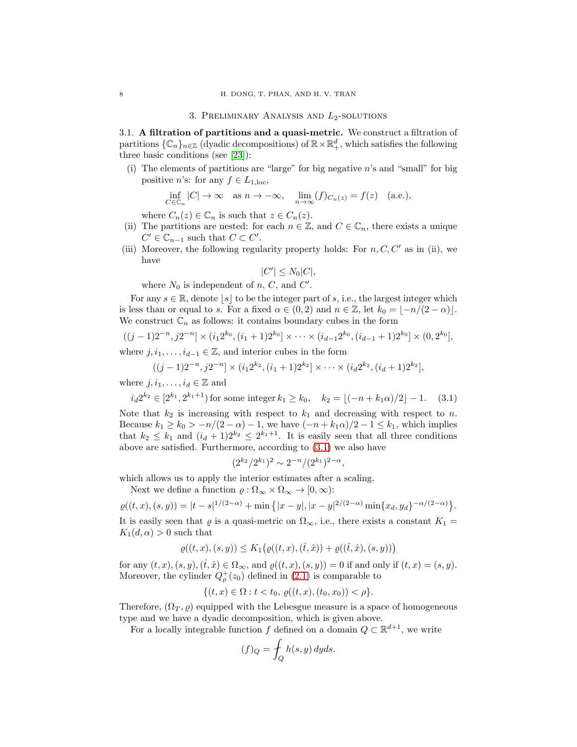## 3. Preliminary Analysis and $L_2$-solutions

**3.1. A filtration of partitions and a quasi-metric.** We construct a filtration of partitions $\{\mathbb{C}_n\}_{n\in\mathbb{Z}}$ (dyadic decompositions) of $\mathbb{R}\times\mathbb{R}^d_+$, which satisfies the following three basic conditions (see [23]):

(i) The elements of partitions are "large" for big negative $n$'s and "small" for big positive $n$'s: for any $f \in L_{1,\text{loc}}$,

$$\inf_{C\in\mathbb{C}_n} |C| \to \infty \quad \text{as } n \to -\infty, \quad \lim_{n\to\infty} (f)_{C_n(z)} = f(z) \quad \text{(a.e.)},$$

where $C_n(z) \in \mathbb{C}_n$ is such that $z \in C_n(z)$.

(ii) The partitions are nested: for each $n \in \mathbb{Z}$, and $C \in \mathbb{C}_n$, there exists a unique $C' \in \mathbb{C}_{n-1}$ such that $C \subset C'$.

(iii) Moreover, the following regularity property holds: For $n, C, C'$ as in (ii), we have

$$|C'| \le N_0 |C|,$$

where $N_0$ is independent of $n$, $C$, and $C'$.

For any $s \in \mathbb{R}$, denote $\lfloor s \rfloor$ to be the integer part of $s$, i.e., the largest integer which is less than or equal to $s$. For a fixed $\alpha \in (0,2)$ and $n \in \mathbb{Z}$, let $k_0 = \lfloor -n/(2-\alpha) \rfloor$. We construct $\mathbb{C}_n$ as follows: it contains boundary cubes in the form

$$((j-1)2^{-n}, j2^{-n}] \times (i_1 2^{k_0}, (i_1+1)2^{k_0}] \times \cdots \times (i_{d-1}2^{k_0}, (i_{d-1}+1)2^{k_0}] \times (0, 2^{k_0}],$$

where $j, i_1, \ldots, i_{d-1} \in \mathbb{Z}$, and interior cubes in the form

$$((j-1)2^{-n}, j2^{-n}] \times (i_1 2^{k_2}, (i_1+1)2^{k_2}] \times \cdots \times (i_d 2^{k_2}, (i_d+1)2^{k_2}],$$

where $j, i_1, \ldots, i_d \in \mathbb{Z}$ and

$$i_d 2^{k_2} \in [2^{k_1}, 2^{k_1+1}) \text{ for some integer } k_1 \ge k_0, \quad k_2 = \lfloor (-n + k_1\alpha)/2 \rfloor - 1. \tag{3.1}$$

Note that $k_2$ is increasing with respect to $k_1$ and decreasing with respect to $n$. Because $k_1 \ge k_0 > -n/(2-\alpha) - 1$, we have $(-n + k_1\alpha)/2 - 1 \le k_1$, which implies that $k_2 \le k_1$ and $(i_d+1)2^{k_2} \le 2^{k_1+1}$. It is easily seen that all three conditions above are satisfied. Furthermore, according to (3.1) we also have

$$(2^{k_2}/2^{k_1})^2 \sim 2^{-n}/(2^{k_1})^{2-\alpha},$$

which allows us to apply the interior estimates after a scaling.

Next we define a function $\varrho : \Omega_\infty \times \Omega_\infty \to [0,\infty)$:

$$\varrho((t,x),(s,y)) = |t-s|^{1/(2-\alpha)} + \min\big\{|x-y|, |x-y|^{2/(2-\alpha)} \min\{x_d, y_d\}^{-\alpha/(2-\alpha)}\big\}.$$

It is easily seen that $\varrho$ is a quasi-metric on $\Omega_\infty$, i.e., there exists a constant $K_1 = K_1(d,\alpha) > 0$ such that

$$\varrho((t,x),(s,y)) \le K_1\big(\varrho((t,x),(\hat{t},\hat{x})) + \varrho((\hat{t},\hat{x}),(s,y))\big)$$

for any $(t,x),(s,y),(\hat{t},\hat{x}) \in \Omega_\infty$, and $\varrho((t,x),(s,y)) = 0$ if and only if $(t,x) = (s,y)$. Moreover, the cylinder $Q^+_\rho(z_0)$ defined in (2.1) is comparable to

$$\{(t,x) \in \Omega : t < t_0,\ \varrho((t,x),(t_0,x_0)) < \rho\}.$$

Therefore, $(\Omega_T, \varrho)$ equipped with the Lebesgue measure is a space of homogeneous type and we have a dyadic decomposition, which is given above.

For a locally integrable function $f$ defined on a domain $Q \subset \mathbb{R}^{d+1}$, we write

$$(f)_Q = \fint_Q h(s,y)\, dyds.$$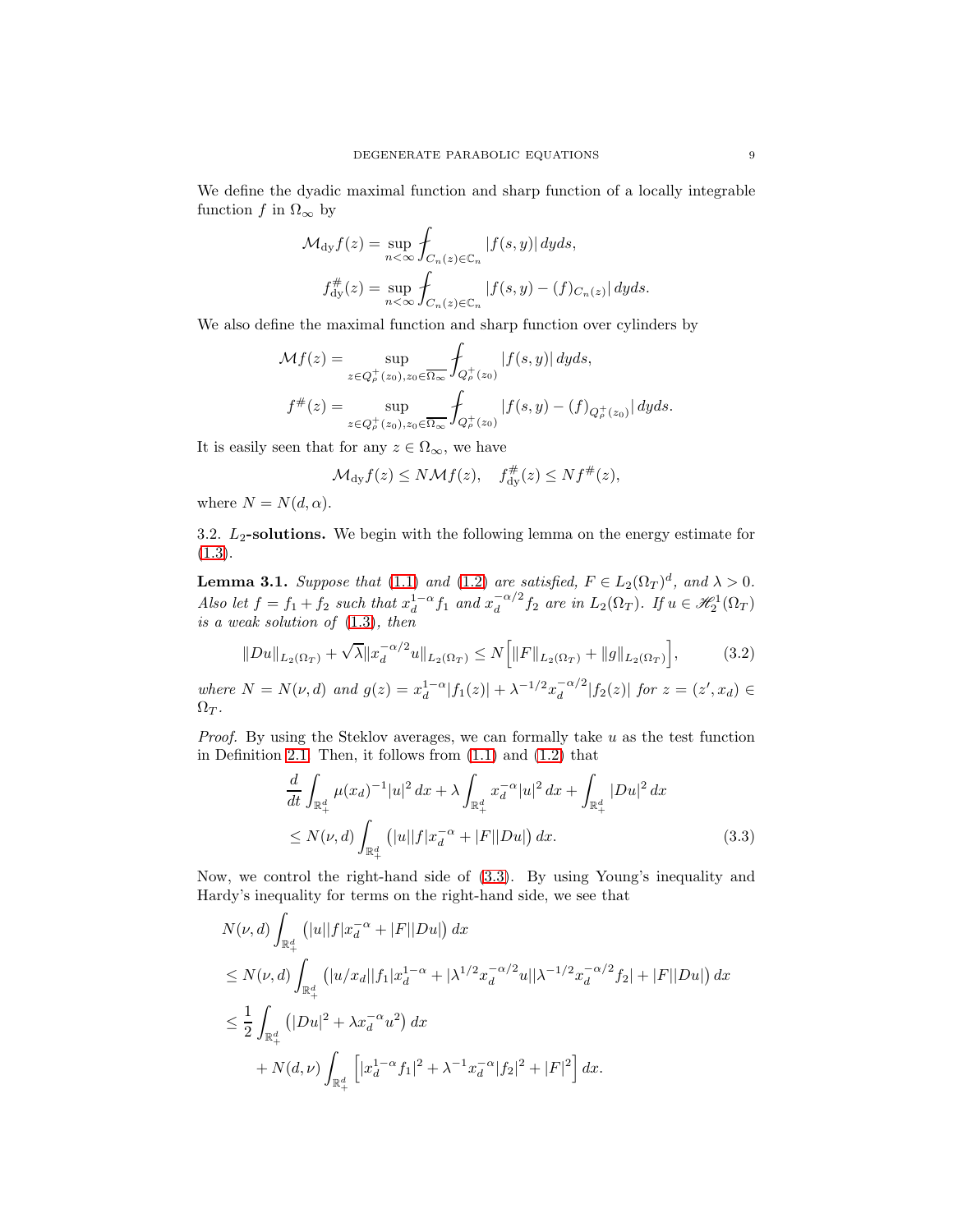We define the dyadic maximal function and sharp function of a locally integrable function $f$ in $\Omega_\infty$ by

$$\mathcal{M}_{\text{dy}} f(z) = \sup_{n<\infty} \fint_{C_n(z)\in \mathbb{C}_n} |f(s,y)|\, dyds,$$

$$f^{\#}_{\text{dy}}(z) = \sup_{n<\infty} \fint_{C_n(z)\in \mathbb{C}_n} |f(s,y) - (f)_{C_n(z)}|\, dyds.$$

We also define the maximal function and sharp function over cylinders by

$$\mathcal{M} f(z) = \sup_{z\in Q_\rho^+(z_0), z_0\in \overline{\Omega_\infty}} \fint_{Q_\rho^+(z_0)} |f(s,y)|\, dyds,$$

$$f^{\#}(z) = \sup_{z\in Q_\rho^+(z_0), z_0\in \overline{\Omega_\infty}} \fint_{Q_\rho^+(z_0)} |f(s,y) - (f)_{Q_\rho^+(z_0)}|\, dyds.$$

It is easily seen that for any $z \in \Omega_\infty$, we have

$$\mathcal{M}_{\text{dy}} f(z) \leq N \mathcal{M} f(z), \quad f^{\#}_{\text{dy}}(z) \leq N f^{\#}(z),$$

where $N = N(d, \alpha)$.

3.2. **$L_2$-solutions.** We begin with the following lemma on the energy estimate for (1.3).

**Lemma 3.1.** *Suppose that (1.1) and (1.2) are satisfied, $F \in L_2(\Omega_T)^d$, and $\lambda > 0$. Also let $f = f_1 + f_2$ such that $x_d^{1-\alpha} f_1$ and $x_d^{-\alpha/2} f_2$ are in $L_2(\Omega_T)$. If $u \in \mathscr{H}_2^1(\Omega_T)$ is a weak solution of (1.3), then*

$$\|Du\|_{L_2(\Omega_T)} + \sqrt{\lambda} \|x_d^{-\alpha/2} u\|_{L_2(\Omega_T)} \leq N \Big[ \|F\|_{L_2(\Omega_T)} + \|g\|_{L_2(\Omega_T)} \Big], \tag{3.2}$$

*where $N = N(\nu, d)$ and $g(z) = x_d^{1-\alpha}|f_1(z)| + \lambda^{-1/2} x_d^{-\alpha/2}|f_2(z)|$ for $z = (z', x_d) \in \Omega_T$.*

*Proof.* By using the Steklov averages, we can formally take $u$ as the test function in Definition 2.1. Then, it follows from (1.1) and (1.2) that

$$\begin{aligned}
&\frac{d}{dt} \int_{\mathbb{R}^d_+} \mu(x_d)^{-1} |u|^2\, dx + \lambda \int_{\mathbb{R}^d_+} x_d^{-\alpha} |u|^2\, dx + \int_{\mathbb{R}^d_+} |Du|^2\, dx \\
&\leq N(\nu, d) \int_{\mathbb{R}^d_+} \big( |u||f| x_d^{-\alpha} + |F||Du| \big)\, dx.
\end{aligned} \tag{3.3}$$

Now, we control the right-hand side of (3.3). By using Young's inequality and Hardy's inequality for terms on the right-hand side, we see that

$$\begin{aligned}
&N(\nu, d) \int_{\mathbb{R}^d_+} \big( |u||f| x_d^{-\alpha} + |F||Du| \big)\, dx \\
&\leq N(\nu, d) \int_{\mathbb{R}^d_+} \big( |u/x_d||f_1| x_d^{1-\alpha} + |\lambda^{1/2} x_d^{-\alpha/2} u||\lambda^{-1/2} x_d^{-\alpha/2} f_2| + |F||Du| \big)\, dx \\
&\leq \frac{1}{2} \int_{\mathbb{R}^d_+} \big( |Du|^2 + \lambda x_d^{-\alpha} u^2 \big)\, dx \\
&\quad + N(d, \nu) \int_{\mathbb{R}^d_+} \Big[ |x_d^{1-\alpha} f_1|^2 + \lambda^{-1} x_d^{-\alpha} |f_2|^2 + |F|^2 \Big]\, dx.
\end{aligned}$$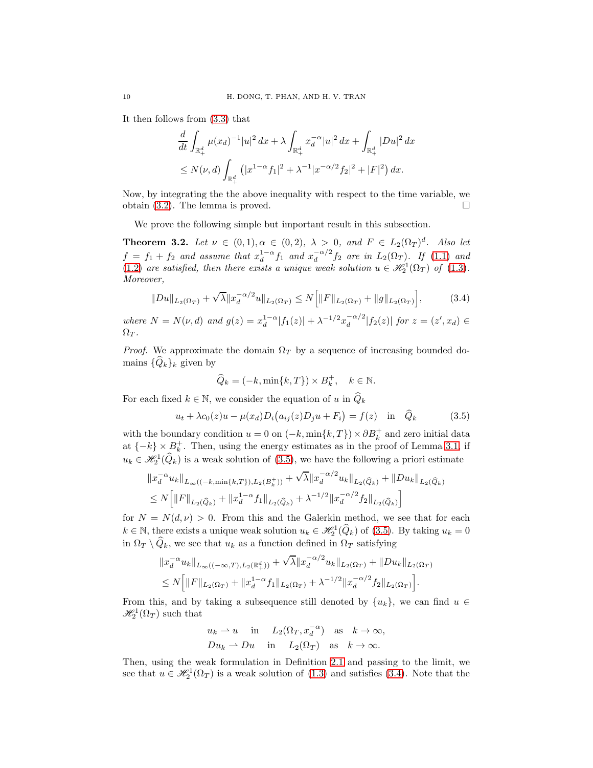It then follows from (3.3) that

$$
\begin{aligned}
&\frac{d}{dt}\int_{\mathbb{R}^d_+} \mu(x_d)^{-1}|u|^2\,dx + \lambda\int_{\mathbb{R}^d_+} x_d^{-\alpha}|u|^2\,dx + \int_{\mathbb{R}^d_+}|Du|^2\,dx\\
&\leq N(\nu,d)\int_{\mathbb{R}^d_+}\big(|x^{1-\alpha}f_1|^2 + \lambda^{-1}|x^{-\alpha/2}f_2|^2 + |F|^2\big)\,dx.
\end{aligned}
$$

Now, by integrating the the above inequality with respect to the time variable, we obtain (3.2). The lemma is proved. $\square$

We prove the following simple but important result in this subsection.

**Theorem 3.2.** *Let $\nu \in (0,1), \alpha \in (0,2)$, $\lambda > 0$, and $F \in L_2(\Omega_T)^d$. Also let $f = f_1 + f_2$ and assume that $x_d^{1-\alpha} f_1$ and $x_d^{-\alpha/2} f_2$ are in $L_2(\Omega_T)$. If (1.1) and (1.2) are satisfied, then there exists a unique weak solution $u \in \mathscr{H}_2^1(\Omega_T)$ of (1.3). Moreover,*

$$
\|Du\|_{L_2(\Omega_T)} + \sqrt{\lambda}\|x_d^{-\alpha/2}u\|_{L_2(\Omega_T)} \leq N\Big[\|F\|_{L_2(\Omega_T)} + \|g\|_{L_2(\Omega_T)}\Big], \tag{3.4}
$$

*where $N = N(\nu,d)$ and $g(z) = x_d^{1-\alpha}|f_1(z)| + \lambda^{-1/2}x_d^{-\alpha/2}|f_2(z)|$ for $z=(z',x_d) \in \Omega_T$.*

*Proof.* We approximate the domain $\Omega_T$ by a sequence of increasing bounded domains $\{\widehat{Q}_k\}_k$ given by

$$
\widehat{Q}_k = (-k, \min\{k,T\}) \times B_k^+, \quad k \in \mathbb{N}.
$$

For each fixed $k \in \mathbb{N}$, we consider the equation of $u$ in $\widehat{Q}_k$

$$
u_t + \lambda c_0(z)u - \mu(x_d)D_i\big(a_{ij}(z)D_j u + F_i\big) = f(z) \quad \text{in} \quad \widehat{Q}_k \tag{3.5}
$$

with the boundary condition $u = 0$ on $(-k,\min\{k,T\}) \times \partial B_k^+$ and zero initial data at $\{-k\} \times B_k^+$. Then, using the energy estimates as in the proof of Lemma 3.1, if $u_k \in \mathscr{H}_2^1(\widehat{Q}_k)$ is a weak solution of (3.5), we have the following a priori estimate

$$
\begin{aligned}
&\|x_d^{-\alpha}u_k\|_{L_\infty((-k,\min\{k,T\}),L_2(B_k^+))} + \sqrt{\lambda}\|x_d^{-\alpha/2}u_k\|_{L_2(\widehat{Q}_k)} + \|Du_k\|_{L_2(\widehat{Q}_k)}\\
&\leq N\Big[\|F\|_{L_2(\widehat{Q}_k)} + \|x_d^{1-\alpha}f_1\|_{L_2(\widehat{Q}_k)} + \lambda^{-1/2}\|x_d^{-\alpha/2}f_2\|_{L_2(\widehat{Q}_k)}\Big]
\end{aligned}
$$

for $N = N(d,\nu) > 0$. From this and the Galerkin method, we see that for each $k \in \mathbb{N}$, there exists a unique weak solution $u_k \in \mathscr{H}_2^1(\widehat{Q}_k)$ of (3.5). By taking $u_k = 0$ in $\Omega_T \setminus \widehat{Q}_k$, we see that $u_k$ as a function defined in $\Omega_T$ satisfying

$$
\begin{aligned}
&\|x_d^{-\alpha}u_k\|_{L_\infty((-\infty,T),L_2(\mathbb{R}^d_+))} + \sqrt{\lambda}\|x_d^{-\alpha/2}u_k\|_{L_2(\Omega_T)} + \|Du_k\|_{L_2(\Omega_T)}\\
&\leq N\Big[\|F\|_{L_2(\Omega_T)} + \|x_d^{1-\alpha}f_1\|_{L_2(\Omega_T)} + \lambda^{-1/2}\|x_d^{-\alpha/2}f_2\|_{L_2(\Omega_T)}\Big].
\end{aligned}
$$

From this, and by taking a subsequence still denoted by $\{u_k\}$, we can find $u \in \mathscr{H}_2^1(\Omega_T)$ such that

$$
\begin{aligned}
u_k &\rightharpoonup u \quad \text{in} \quad L_2(\Omega_T, x_d^{-\alpha}) \quad \text{as} \quad k \to \infty,\\
Du_k &\rightharpoonup Du \quad \text{in} \quad L_2(\Omega_T) \quad \text{as} \quad k \to \infty.
\end{aligned}
$$

Then, using the weak formulation in Definition 2.1 and passing to the limit, we see that $u \in \mathscr{H}_2^1(\Omega_T)$ is a weak solution of (1.3) and satisfies (3.4). Note that the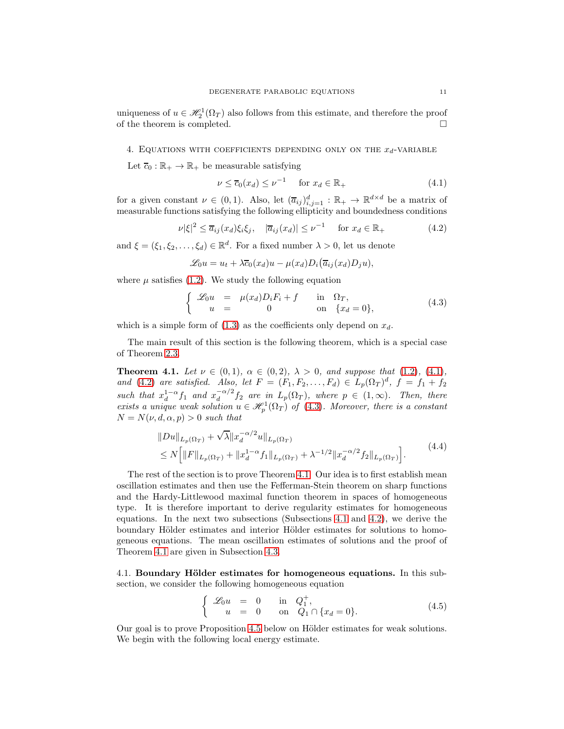uniqueness of $u \in \mathscr{H}^1_2(\Omega_T)$ also follows from this estimate, and therefore the proof of the theorem is completed. $\square$

## 4. Equations with coefficients depending only on the $x_d$-variable

Let $\overline{c}_0 : \mathbb{R}_+ \to \mathbb{R}_+$ be measurable satisfying

$$\nu \leq \overline{c}_0(x_d) \leq \nu^{-1} \quad \text{for } x_d \in \mathbb{R}_+ \tag{4.1}$$

for a given constant $\nu \in (0,1)$. Also, let $(\overline{a}_{ij})_{i,j=1}^d : \mathbb{R}_+ \to \mathbb{R}^{d\times d}$ be a matrix of measurable functions satisfying the following ellipticity and boundedness conditions

$$\nu|\xi|^2 \leq \overline{a}_{ij}(x_d)\xi_i\xi_j, \quad |\overline{a}_{ij}(x_d)| \leq \nu^{-1} \quad \text{for } x_d \in \mathbb{R}_+ \tag{4.2}$$

and $\xi = (\xi_1, \xi_2, \ldots, \xi_d) \in \mathbb{R}^d$. For a fixed number $\lambda > 0$, let us denote

$$\mathscr{L}_0 u = u_t + \lambda \overline{c}_0(x_d) u - \mu(x_d) D_i\big(\overline{a}_{ij}(x_d) D_j u\big),$$

where $\mu$ satisfies (1.2). We study the following equation

$$\left\{ \begin{array}{rcll} \mathscr{L}_0 u & = & \mu(x_d) D_i F_i + f & \text{in } \Omega_T, \\ u & = & 0 & \text{on } \{x_d = 0\}, \end{array} \right. \tag{4.3}$$

which is a simple form of (1.3) as the coefficients only depend on $x_d$.

The main result of this section is the following theorem, which is a special case of Theorem 2.3.

**Theorem 4.1.** *Let $\nu \in (0,1)$, $\alpha \in (0,2)$, $\lambda > 0$, and suppose that (1.2), (4.1), and (4.2) are satisfied. Also, let $F = (F_1, F_2, \ldots, F_d) \in L_p(\Omega_T)^d$, $f = f_1 + f_2$ such that $x_d^{1-\alpha} f_1$ and $x_d^{-\alpha/2} f_2$ are in $L_p(\Omega_T)$, where $p \in (1,\infty)$. Then, there exists a unique weak solution $u \in \mathscr{H}^1_p(\Omega_T)$ of (4.3). Moreover, there is a constant $N = N(\nu, d, \alpha, p) > 0$ such that*

$$\begin{aligned} &\|Du\|_{L_p(\Omega_T)} + \sqrt{\lambda}\|x_d^{-\alpha/2} u\|_{L_p(\Omega_T)} \\ &\leq N\Big[\|F\|_{L_p(\Omega_T)} + \|x_d^{1-\alpha} f_1\|_{L_p(\Omega_T)} + \lambda^{-1/2}\|x_d^{-\alpha/2} f_2\|_{L_p(\Omega_T)}\Big]. \end{aligned} \tag{4.4}$$

The rest of the section is to prove Theorem 4.1. Our idea is to first establish mean oscillation estimates and then use the Fefferman-Stein theorem on sharp functions and the Hardy-Littlewood maximal function theorem in spaces of homogeneous type. It is therefore important to derive regularity estimates for homogeneous equations. In the next two subsections (Subsections 4.1 and 4.2), we derive the boundary Hölder estimates and interior Hölder estimates for solutions to homogeneous equations. The mean oscillation estimates of solutions and the proof of Theorem 4.1 are given in Subsection 4.3.

### 4.1. Boundary Hölder estimates for homogeneous equations.

In this subsection, we consider the following homogeneous equation

$$\left\{ \begin{array}{rcll} \mathscr{L}_0 u & = & 0 & \text{in } Q_1^+, \\ u & = & 0 & \text{on } Q_1 \cap \{x_d = 0\}. \end{array} \right. \tag{4.5}$$

Our goal is to prove Proposition 4.5 below on Hölder estimates for weak solutions. We begin with the following local energy estimate.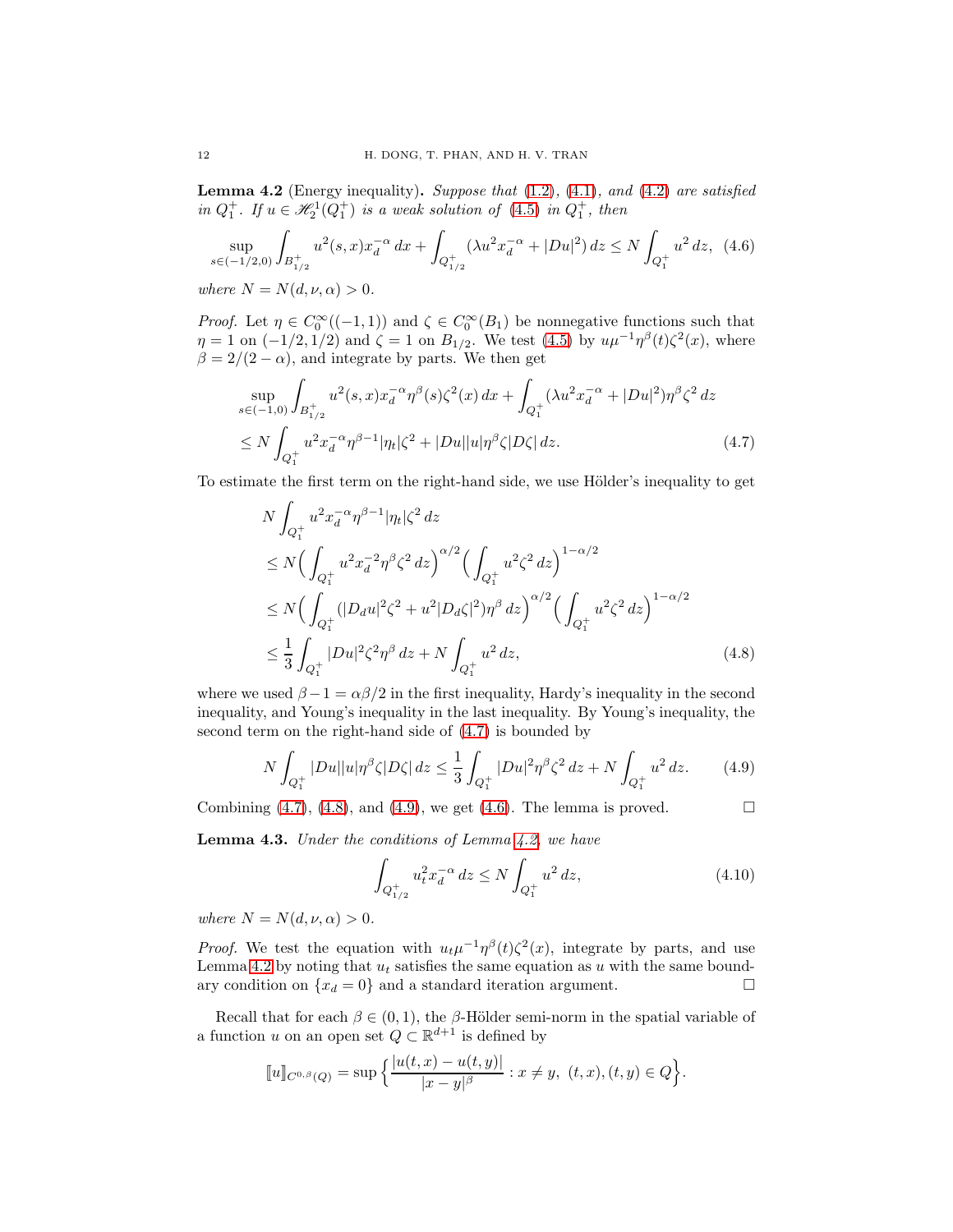**Lemma 4.2** (Energy inequality)**.** *Suppose that* (1.2), (4.1)*, and* (4.2) *are satisfied in* $Q_1^+$*. If* $u \in \mathscr{H}_2^1(Q_1^+)$ *is a weak solution of* (4.5) *in* $Q_1^+$*, then*

$$
\sup_{s\in(-1/2,0)} \int_{B_{1/2}^+} u^2(s,x) x_d^{-\alpha}\, dx + \int_{Q_{1/2}^+} (\lambda u^2 x_d^{-\alpha} + |Du|^2)\, dz \le N \int_{Q_1^+} u^2\, dz, \tag{4.6}
$$

*where* $N = N(d,\nu,\alpha) > 0$.

*Proof.* Let $\eta \in C_0^\infty((-1,1))$ and $\zeta \in C_0^\infty(B_1)$ be nonnegative functions such that $\eta = 1$ on $(-1/2,1/2)$ and $\zeta = 1$ on $B_{1/2}$. We test (4.5) by $u\mu^{-1}\eta^\beta(t)\zeta^2(x)$, where $\beta = 2/(2-\alpha)$, and integrate by parts. We then get

$$
\begin{aligned}
&\sup_{s\in(-1,0)} \int_{B_{1/2}^+} u^2(s,x) x_d^{-\alpha} \eta^\beta(s)\zeta^2(x)\, dx + \int_{Q_1^+} (\lambda u^2 x_d^{-\alpha} + |Du|^2)\eta^\beta \zeta^2\, dz \\
&\le N \int_{Q_1^+} u^2 x_d^{-\alpha} \eta^{\beta-1}|\eta_t|\zeta^2 + |Du||u|\eta^\beta\zeta|D\zeta|\, dz.
\end{aligned} \tag{4.7}
$$

To estimate the first term on the right-hand side, we use Hölder's inequality to get

$$
\begin{aligned}
&N \int_{Q_1^+} u^2 x_d^{-\alpha}\eta^{\beta-1}|\eta_t|\zeta^2\, dz \\
&\le N\Big(\int_{Q_1^+} u^2 x_d^{-2}\eta^\beta\zeta^2\, dz\Big)^{\alpha/2}\Big(\int_{Q_1^+} u^2\zeta^2\, dz\Big)^{1-\alpha/2} \\
&\le N\Big(\int_{Q_1^+} (|D_d u|^2\zeta^2 + u^2|D_d\zeta|^2)\eta^\beta\, dz\Big)^{\alpha/2}\Big(\int_{Q_1^+} u^2\zeta^2\, dz\Big)^{1-\alpha/2} \\
&\le \frac{1}{3}\int_{Q_1^+} |Du|^2\zeta^2\eta^\beta\, dz + N\int_{Q_1^+} u^2\, dz,
\end{aligned} \tag{4.8}
$$

where we used $\beta - 1 = \alpha\beta/2$ in the first inequality, Hardy's inequality in the second inequality, and Young's inequality in the last inequality. By Young's inequality, the second term on the right-hand side of (4.7) is bounded by

$$
N\int_{Q_1^+} |Du||u|\eta^\beta\zeta|D\zeta|\, dz \le \frac{1}{3}\int_{Q_1^+} |Du|^2\eta^\beta\zeta^2\, dz + N\int_{Q_1^+} u^2\, dz. \tag{4.9}
$$

Combining (4.7), (4.8), and (4.9), we get (4.6). The lemma is proved. $\square$

**Lemma 4.3.** *Under the conditions of Lemma 4.2, we have*

$$
\int_{Q_{1/2}^+} u_t^2 x_d^{-\alpha}\, dz \le N\int_{Q_1^+} u^2\, dz, \tag{4.10}
$$

*where* $N = N(d,\nu,\alpha) > 0$.

*Proof.* We test the equation with $u_t\mu^{-1}\eta^\beta(t)\zeta^2(x)$, integrate by parts, and use Lemma 4.2 by noting that $u_t$ satisfies the same equation as $u$ with the same boundary condition on $\{x_d = 0\}$ and a standard iteration argument. $\square$

Recall that for each $\beta \in (0,1)$, the $\beta$-Hölder semi-norm in the spatial variable of a function $u$ on an open set $Q \subset \mathbb{R}^{d+1}$ is defined by

$$
\llbracket u \rrbracket_{C^{0,\beta}(Q)} = \sup\Big\{\frac{|u(t,x) - u(t,y)|}{|x-y|^\beta} : x \ne y,\ (t,x),(t,y) \in Q\Big\}.
$$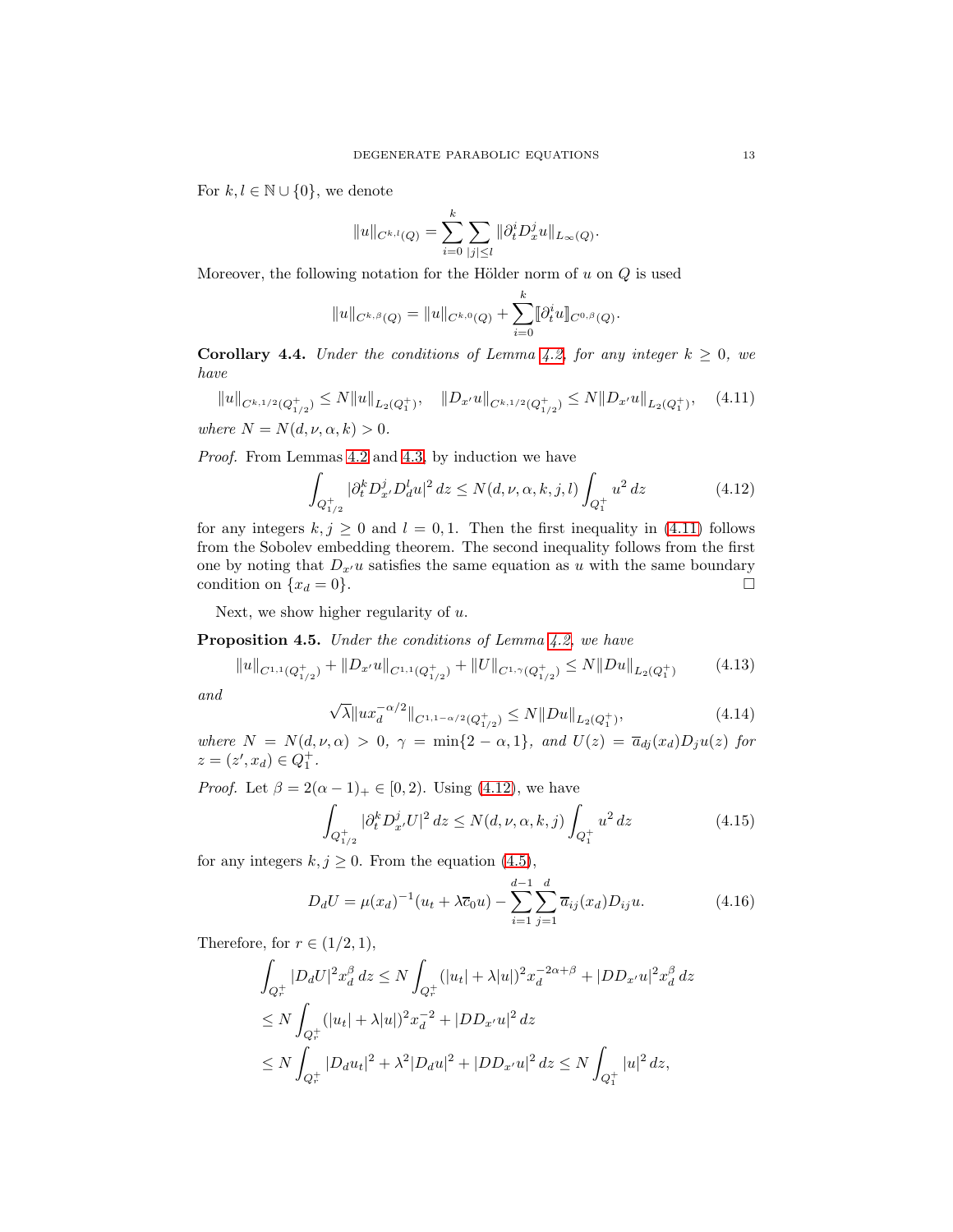For $k, l \in \mathbb{N} \cup \{0\}$, we denote

$$\|u\|_{C^{k,l}(Q)} = \sum_{i=0}^{k} \sum_{|j| \le l} \|\partial_t^i D_x^j u\|_{L_\infty(Q)}.$$

Moreover, the following notation for the Hölder norm of $u$ on $Q$ is used

$$\|u\|_{C^{k,\beta}(Q)} = \|u\|_{C^{k,0}(Q)} + \sum_{i=0}^{k} [\![\partial_t^i u]\!]_{C^{0,\beta}(Q)}.$$

**Corollary 4.4.** *Under the conditions of Lemma 4.2, for any integer $k \ge 0$, we have*

$$\|u\|_{C^{k,1/2}(Q_{1/2}^+)} \le N \|u\|_{L_2(Q_1^+)}, \quad \|D_{x'} u\|_{C^{k,1/2}(Q_{1/2}^+)} \le N \|D_{x'} u\|_{L_2(Q_1^+)}, \tag{4.11}$$

*where $N = N(d, \nu, \alpha, k) > 0$.*

*Proof.* From Lemmas 4.2 and 4.3, by induction we have

$$\int_{Q_{1/2}^+} |\partial_t^k D_{x'}^j D_d^l u|^2 \, dz \le N(d, \nu, \alpha, k, j, l) \int_{Q_1^+} u^2 \, dz \tag{4.12}$$

for any integers $k, j \ge 0$ and $l = 0, 1$. Then the first inequality in (4.11) follows from the Sobolev embedding theorem. The second inequality follows from the first one by noting that $D_{x'} u$ satisfies the same equation as $u$ with the same boundary condition on $\{x_d = 0\}$. $\square$

Next, we show higher regularity of $u$.

**Proposition 4.5.** *Under the conditions of Lemma 4.2, we have*

$$\|u\|_{C^{1,1}(Q_{1/2}^+)} + \|D_{x'} u\|_{C^{1,1}(Q_{1/2}^+)} + \|U\|_{C^{1,\gamma}(Q_{1/2}^+)} \le N \|Du\|_{L_2(Q_1^+)} \tag{4.13}$$

*and*

$$\sqrt{\lambda} \|u x_d^{-\alpha/2}\|_{C^{1,1-\alpha/2}(Q_{1/2}^+)} \le N \|Du\|_{L_2(Q_1^+)}, \tag{4.14}$$

*where $N = N(d, \nu, \alpha) > 0$, $\gamma = \min\{2 - \alpha, 1\}$, and $U(z) = \overline{a}_{dj}(x_d) D_j u(z)$ for $z = (z', x_d) \in Q_1^+$.*

*Proof.* Let $\beta = 2(\alpha - 1)_+ \in [0, 2)$. Using (4.12), we have

$$\int_{Q_{1/2}^+} |\partial_t^k D_{x'}^j U|^2 \, dz \le N(d, \nu, \alpha, k, j) \int_{Q_1^+} u^2 \, dz \tag{4.15}$$

for any integers $k, j \ge 0$. From the equation (4.5),

$$D_d U = \mu(x_d)^{-1}(u_t + \lambda \overline{c}_0 u) - \sum_{i=1}^{d-1} \sum_{j=1}^{d} \overline{a}_{ij}(x_d) D_{ij} u. \tag{4.16}$$

Therefore, for $r \in (1/2, 1)$,

$$\begin{aligned}
\int_{Q_r^+} |D_d U|^2 x_d^\beta \, dz &\le N \int_{Q_r^+} (|u_t| + \lambda |u|)^2 x_d^{-2\alpha + \beta} + |D D_{x'} u|^2 x_d^\beta \, dz \\
&\le N \int_{Q_r^+} (|u_t| + \lambda |u|)^2 x_d^{-2} + |D D_{x'} u|^2 \, dz \\
&\le N \int_{Q_r^+} |D_d u_t|^2 + \lambda^2 |D_d u|^2 + |D D_{x'} u|^2 \, dz \le N \int_{Q_1^+} |u|^2 \, dz,
\end{aligned}$$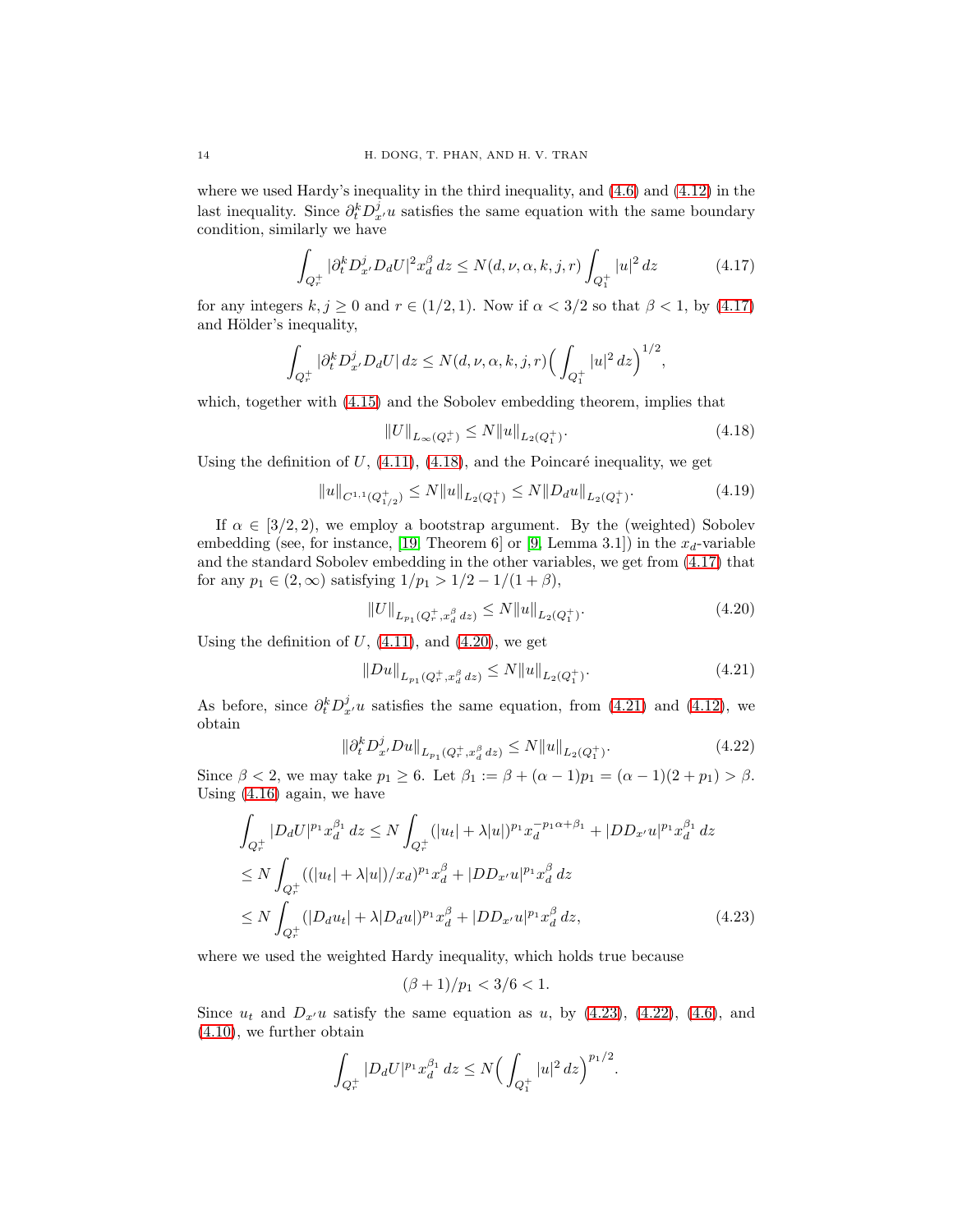where we used Hardy's inequality in the third inequality, and (4.6) and (4.12) in the last inequality. Since $\partial_t^k D_{x'}^j u$ satisfies the same equation with the same boundary condition, similarly we have

$$\int_{Q_r^+} |\partial_t^k D_{x'}^j D_d U|^2 x_d^\beta \, dz \le N(d, \nu, \alpha, k, j, r) \int_{Q_1^+} |u|^2 \, dz \tag{4.17}$$

for any integers $k, j \ge 0$ and $r \in (1/2, 1)$. Now if $\alpha < 3/2$ so that $\beta < 1$, by (4.17) and Hölder's inequality,

$$\int_{Q_r^+} |\partial_t^k D_{x'}^j D_d U| \, dz \le N(d, \nu, \alpha, k, j, r) \Big( \int_{Q_1^+} |u|^2 \, dz \Big)^{1/2},$$

which, together with (4.15) and the Sobolev embedding theorem, implies that

$$\|U\|_{L_\infty(Q_r^+)} \le N \|u\|_{L_2(Q_1^+)}. \tag{4.18}$$

Using the definition of $U$, (4.11), (4.18), and the Poincaré inequality, we get

$$\|u\|_{C^{1,1}(Q_{1/2}^+)} \le N \|u\|_{L_2(Q_1^+)} \le N \|D_d u\|_{L_2(Q_1^+)}. \tag{4.19}$$

If $\alpha \in [3/2, 2)$, we employ a bootstrap argument. By the (weighted) Sobolev embedding (see, for instance, [19, Theorem 6] or [9, Lemma 3.1]) in the $x_d$-variable and the standard Sobolev embedding in the other variables, we get from (4.17) that for any $p_1 \in (2, \infty)$ satisfying $1/p_1 > 1/2 - 1/(1+\beta)$,

$$\|U\|_{L_{p_1}(Q_r^+, x_d^\beta \, dz)} \le N \|u\|_{L_2(Q_1^+)}. \tag{4.20}$$

Using the definition of $U$, (4.11), and (4.20), we get

$$\|Du\|_{L_{p_1}(Q_r^+, x_d^\beta \, dz)} \le N \|u\|_{L_2(Q_1^+)}. \tag{4.21}$$

As before, since $\partial_t^k D_{x'}^j u$ satisfies the same equation, from (4.21) and (4.12), we obtain

$$\|\partial_t^k D_{x'}^j Du\|_{L_{p_1}(Q_r^+, x_d^\beta \, dz)} \le N \|u\|_{L_2(Q_1^+)}. \tag{4.22}$$

Since $\beta < 2$, we may take $p_1 \ge 6$. Let $\beta_1 := \beta + (\alpha - 1)p_1 = (\alpha - 1)(2 + p_1) > \beta$. Using (4.16) again, we have

$$\begin{aligned}
\int_{Q_r^+} |D_d U|^{p_1} x_d^{\beta_1} \, dz &\le N \int_{Q_r^+} (|u_t| + \lambda |u|)^{p_1} x_d^{-p_1 \alpha + \beta_1} + |D D_{x'} u|^{p_1} x_d^{\beta_1} \, dz \\
&\le N \int_{Q_r^+} ((|u_t| + \lambda |u|)/x_d)^{p_1} x_d^\beta + |D D_{x'} u|^{p_1} x_d^\beta \, dz \\
&\le N \int_{Q_r^+} (|D_d u_t| + \lambda |D_d u|)^{p_1} x_d^\beta + |D D_{x'} u|^{p_1} x_d^\beta \, dz,
\end{aligned} \tag{4.23}$$

where we used the weighted Hardy inequality, which holds true because

$$(\beta + 1)/p_1 < 3/6 < 1.$$

Since $u_t$ and $D_{x'} u$ satisfy the same equation as $u$, by (4.23), (4.22), (4.6), and (4.10), we further obtain

$$\int_{Q_r^+} |D_d U|^{p_1} x_d^{\beta_1} \, dz \le N \Big( \int_{Q_1^+} |u|^2 \, dz \Big)^{p_1/2}.$$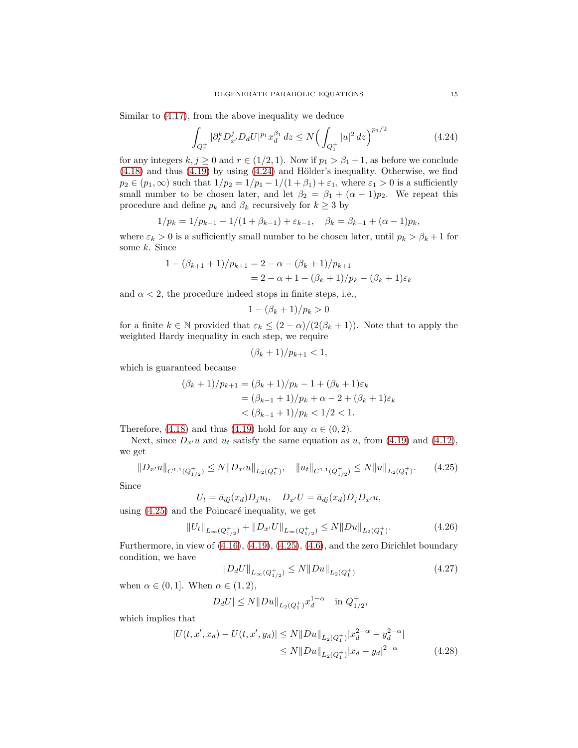Similar to (4.17), from the above inequality we deduce

$$
\int_{Q_r^+} |\partial_t^k D_{x'}^j D_d U|^{p_1} x_d^{\beta_1}\, dz \le N\Big(\int_{Q_1^+} |u|^2\, dz\Big)^{p_1/2} \tag{4.24}
$$

for any integers $k, j \ge 0$ and $r \in (1/2, 1)$. Now if $p_1 > \beta_1 + 1$, as before we conclude (4.18) and thus (4.19) by using (4.24) and Hölder's inequality. Otherwise, we find $p_2 \in (p_1, \infty)$ such that $1/p_2 = 1/p_1 - 1/(1+\beta_1) + \varepsilon_1$, where $\varepsilon_1 > 0$ is a sufficiently small number to be chosen later, and let $\beta_2 = \beta_1 + (\alpha - 1)p_2$. We repeat this procedure and define $p_k$ and $\beta_k$ recursively for $k \ge 3$ by

$$
1/p_k = 1/p_{k-1} - 1/(1+\beta_{k-1}) + \varepsilon_{k-1}, \quad \beta_k = \beta_{k-1} + (\alpha - 1)p_k,
$$

where $\varepsilon_k > 0$ is a sufficiently small number to be chosen later, until $p_k > \beta_k + 1$ for some $k$. Since

$$
\begin{aligned}
1 - (\beta_{k+1}+1)/p_{k+1} &= 2 - \alpha - (\beta_k + 1)/p_{k+1} \\
&= 2 - \alpha + 1 - (\beta_k+1)/p_k - (\beta_k + 1)\varepsilon_k
\end{aligned}
$$

and $\alpha < 2$, the procedure indeed stops in finite steps, i.e.,

$$
1 - (\beta_k + 1)/p_k > 0
$$

for a finite $k \in \mathbb{N}$ provided that $\varepsilon_k \le (2-\alpha)/(2(\beta_k+1))$. Note that to apply the weighted Hardy inequality in each step, we require

$$
(\beta_k + 1)/p_{k+1} < 1,
$$

which is guaranteed because

$$
\begin{aligned}
(\beta_k+1)/p_{k+1} &= (\beta_k+1)/p_k - 1 + (\beta_k+1)\varepsilon_k \\
&= (\beta_{k-1}+1)/p_k + \alpha - 2 + (\beta_k + 1)\varepsilon_k \\
&< (\beta_{k-1}+1)/p_k < 1/2 < 1.
\end{aligned}
$$

Therefore, (4.18) and thus (4.19) hold for any $\alpha \in (0, 2)$.

Next, since $D_{x'}u$ and $u_t$ satisfy the same equation as $u$, from (4.19) and (4.12), we get

$$
\|D_{x'}u\|_{C^{1,1}(Q_{1/2}^+)} \le N\|D_{x'}u\|_{L_2(Q_1^+)}, \quad \|u_t\|_{C^{1,1}(Q_{1/2}^+)} \le N\|u\|_{L_2(Q_1^+)}. \tag{4.25}
$$

Since

$$
U_t = \overline{a}_{dj}(x_d) D_j u_t, \quad D_{x'}U = \overline{a}_{dj}(x_d) D_j D_{x'} u,
$$

using (4.25) and the Poincaré inequality, we get

$$
\|U_t\|_{L_\infty(Q_{1/2}^+)} + \|D_{x'}U\|_{L_\infty(Q_{1/2}^+)} \le N\|Du\|_{L_2(Q_1^+)}. \tag{4.26}
$$

Furthermore, in view of (4.16), (4.19), (4.25), (4.6), and the zero Dirichlet boundary condition, we have

$$
\|D_d U\|_{L_\infty(Q_{1/2}^+)} \le N\|Du\|_{L_2(Q_1^+)} \tag{4.27}
$$

when $\alpha \in (0, 1]$. When $\alpha \in (1, 2)$,

$$
|D_d U| \le N\|Du\|_{L_2(Q_1^+)} x_d^{1-\alpha} \quad \text{in } Q_{1/2}^+,
$$

which implies that

$$
\begin{aligned}
|U(t, x', x_d) - U(t, x', y_d)| &\le N\|Du\|_{L_2(Q_1^+)} |x_d^{2-\alpha} - y_d^{2-\alpha}| \\
&\le N\|Du\|_{L_2(Q_1^+)} |x_d - y_d|^{2-\alpha}
\end{aligned} \tag{4.28}
$$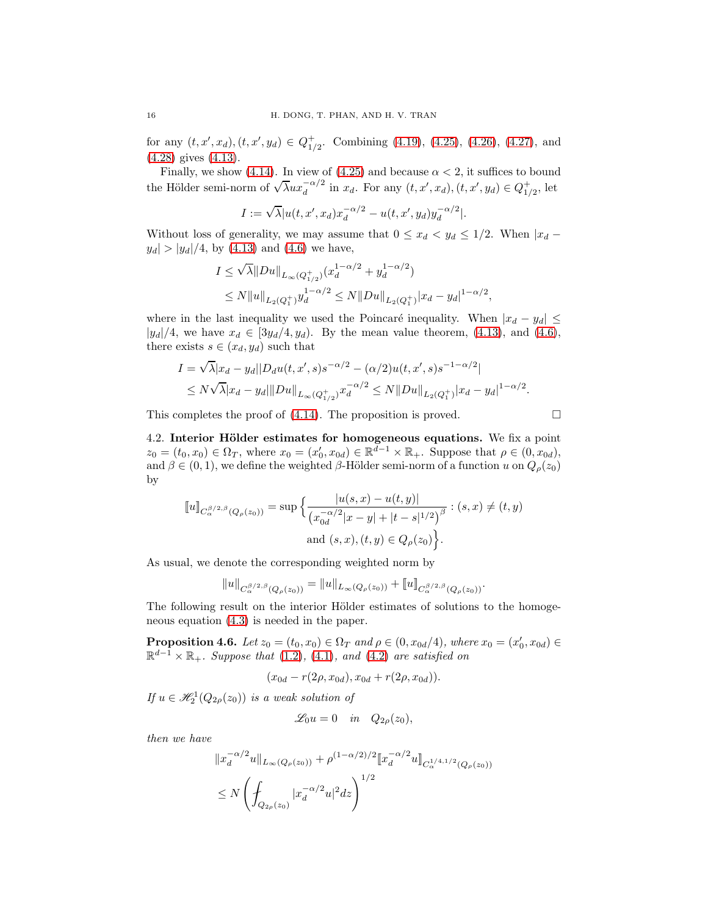for any $(t, x', x_d), (t, x', y_d) \in Q^+_{1/2}$. Combining (4.19), (4.25), (4.26), (4.27), and (4.28) gives (4.13).

Finally, we show (4.14). In view of (4.25) and because $\alpha < 2$, it suffices to bound the Hölder semi-norm of $\sqrt{\lambda} u x_d^{-\alpha/2}$ in $x_d$. For any $(t, x', x_d), (t, x', y_d) \in Q^+_{1/2}$, let

$$I := \sqrt{\lambda} |u(t, x', x_d) x_d^{-\alpha/2} - u(t, x', y_d) y_d^{-\alpha/2}|.$$

Without loss of generality, we may assume that $0 \leq x_d < y_d \leq 1/2$. When $|x_d - y_d| > |y_d|/4$, by (4.13) and (4.6) we have,

$$\begin{aligned}
I &\leq \sqrt{\lambda} \|Du\|_{L_\infty(Q^+_{1/2})} (x_d^{1-\alpha/2} + y_d^{1-\alpha/2}) \\
&\leq N \|u\|_{L_2(Q^+_1)} y_d^{1-\alpha/2} \leq N \|Du\|_{L_2(Q^+_1)} |x_d - y_d|^{1-\alpha/2},
\end{aligned}$$

where in the last inequality we used the Poincaré inequality. When $|x_d - y_d| \leq |y_d|/4$, we have $x_d \in [3y_d/4, y_d)$. By the mean value theorem, (4.13), and (4.6), there exists $s \in (x_d, y_d)$ such that

$$\begin{aligned}
I &= \sqrt{\lambda} |x_d - y_d| |D_d u(t, x', s) s^{-\alpha/2} - (\alpha/2) u(t, x', s) s^{-1-\alpha/2}| \\
&\leq N \sqrt{\lambda} |x_d - y_d| \|Du\|_{L_\infty(Q^+_{1/2})} x_d^{-\alpha/2} \leq N \|Du\|_{L_2(Q^+_1)} |x_d - y_d|^{1-\alpha/2}.
\end{aligned}$$

This completes the proof of (4.14). The proposition is proved. $\square$

4.2. **Interior Hölder estimates for homogeneous equations.** We fix a point $z_0 = (t_0, x_0) \in \Omega_T$, where $x_0 = (x_0', x_{0d}) \in \mathbb{R}^{d-1} \times \mathbb{R}_+$. Suppose that $\rho \in (0, x_{0d})$, and $\beta \in (0, 1)$, we define the weighted $\beta$-Hölder semi-norm of a function $u$ on $Q_\rho(z_0)$ by

$$\llbracket u \rrbracket_{C_\alpha^{\beta/2, \beta}(Q_\rho(z_0))} = \sup \Big\{ \frac{|u(s, x) - u(t, y)|}{\big(x_{0d}^{-\alpha/2}|x - y| + |t - s|^{1/2}\big)^\beta} : (s, x) \neq (t, y) \text{ and } (s, x), (t, y) \in Q_\rho(z_0) \Big\}.$$

As usual, we denote the corresponding weighted norm by

$$\|u\|_{C_\alpha^{\beta/2, \beta}(Q_\rho(z_0))} = \|u\|_{L_\infty(Q_\rho(z_0))} + \llbracket u \rrbracket_{C_\alpha^{\beta/2, \beta}(Q_\rho(z_0))}.$$

The following result on the interior Hölder estimates of solutions to the homogeneous equation (4.3) is needed in the paper.

**Proposition 4.6.** *Let $z_0 = (t_0, x_0) \in \Omega_T$ and $\rho \in (0, x_{0d}/4)$, where $x_0 = (x_0', x_{0d}) \in \mathbb{R}^{d-1} \times \mathbb{R}_+$. Suppose that (1.2), (4.1), and (4.2) are satisfied on*

$$(x_{0d} - r(2\rho, x_{0d}), x_{0d} + r(2\rho, x_{0d})).$$

*If $u \in \mathscr{H}^1_2(Q_{2\rho}(z_0))$ is a weak solution of*

$$\mathscr{L}_0 u = 0 \quad \text{in} \quad Q_{2\rho}(z_0),$$

*then we have*

$$\begin{aligned}
&\|x_d^{-\alpha/2} u\|_{L_\infty(Q_\rho(z_0))} + \rho^{(1-\alpha/2)/2} \llbracket x_d^{-\alpha/2} u \rrbracket_{C_\alpha^{1/4, 1/2}(Q_\rho(z_0))} \\
&\leq N \left( \fint_{Q_{2\rho}(z_0)} |x_d^{-\alpha/2} u|^2 dz \right)^{1/2}
\end{aligned}$$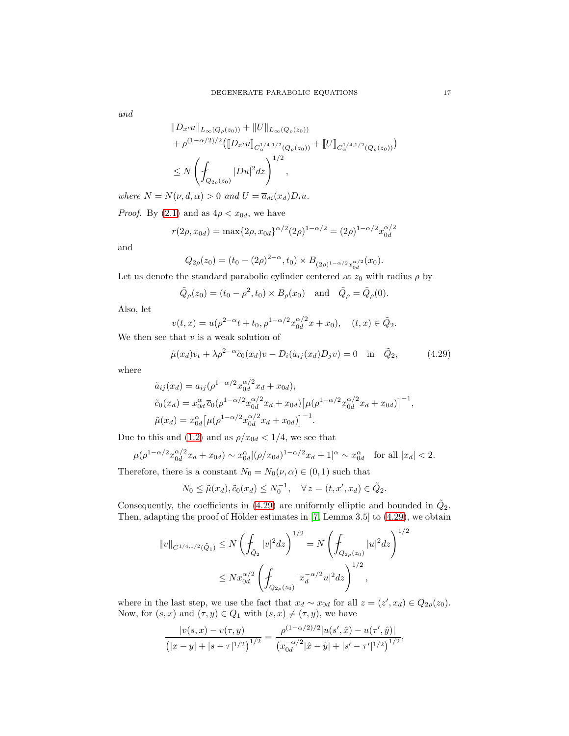*and*

$$
\begin{aligned}
&\|D_{x'}u\|_{L_\infty(Q_\rho(z_0))} + \|U\|_{L_\infty(Q_\rho(z_0))} \\
&+ \rho^{(1-\alpha/2)/2}\big([\![D_{x'}u]\!]_{C_\alpha^{1/4,1/2}(Q_\rho(z_0))} + [\![U]\!]_{C_\alpha^{1/4,1/2}(Q_\rho(z_0))}\big) \\
&\leq N\left(\fint_{Q_{2\rho}(z_0)} |Du|^2 dz\right)^{1/2},
\end{aligned}
$$

*where* $N = N(\nu, d, \alpha) > 0$ *and* $U = \overline{a}_{di}(x_d)D_i u$.

*Proof.* By (2.1) and as $4\rho < x_{0d}$, we have

$$
r(2\rho, x_{0d}) = \max\{2\rho, x_{0d}\}^{\alpha/2}(2\rho)^{1-\alpha/2} = (2\rho)^{1-\alpha/2}x_{0d}^{\alpha/2}
$$

and

$$
Q_{2\rho}(z_0) = (t_0 - (2\rho)^{2-\alpha}, t_0) \times B_{(2\rho)^{1-\alpha/2}x_{0d}^{\alpha/2}}(x_0).
$$

Let us denote the standard parabolic cylinder centered at $z_0$ with radius $\rho$ by

$$
\tilde{Q}_\rho(z_0) = (t_0 - \rho^2, t_0) \times B_\rho(x_0) \quad \text{and} \quad \tilde{Q}_\rho = \tilde{Q}_\rho(0).
$$

Also, let

$$
v(t,x) = u(\rho^{2-\alpha}t + t_0, \rho^{1-\alpha/2}x_{0d}^{\alpha/2}x + x_0), \quad (t,x) \in \tilde{Q}_2.
$$

We then see that $v$ is a weak solution of

$$
\tilde{\mu}(x_d)v_t + \lambda\rho^{2-\alpha}\tilde{c}_0(x_d)v - D_i(\tilde{a}_{ij}(x_d)D_j v) = 0 \quad \text{in} \quad \tilde{Q}_2, \tag{4.29}
$$

where

$$
\begin{aligned}
&\tilde{a}_{ij}(x_d) = a_{ij}(\rho^{1-\alpha/2}x_{0d}^{\alpha/2}x_d + x_{0d}), \\
&\tilde{c}_0(x_d) = x_{0d}^\alpha\,\overline{c}_0(\rho^{1-\alpha/2}x_{0d}^{\alpha/2}x_d + x_{0d})\big[\mu(\rho^{1-\alpha/2}x_{0d}^{\alpha/2}x_d + x_{0d})\big]^{-1}, \\
&\tilde{\mu}(x_d) = x_{0d}^\alpha\big[\mu(\rho^{1-\alpha/2}x_{0d}^{\alpha/2}x_d + x_{0d})\big]^{-1}.
\end{aligned}
$$

Due to this and (1.2) and as $\rho/x_{0d} < 1/4$, we see that

$$
\mu(\rho^{1-\alpha/2}x_{0d}^{\alpha/2}x_d + x_{0d}) \sim x_{0d}^\alpha[(\rho/x_{0d})^{1-\alpha/2}x_d + 1]^\alpha \sim x_{0d}^\alpha \quad \text{for all } |x_d| < 2.
$$

Therefore, there is a constant $N_0 = N_0(\nu, \alpha) \in (0,1)$ such that

$$
N_0 \leq \tilde{\mu}(x_d), \tilde{c}_0(x_d) \leq N_0^{-1}, \quad \forall\, z = (t, x', x_d) \in \tilde{Q}_2.
$$

Consequently, the coefficients in (4.29) are uniformly elliptic and bounded in $\tilde{Q}_2$. Then, adapting the proof of Hölder estimates in [7, Lemma 3.5] to (4.29), we obtain

$$
\begin{aligned}
\|v\|_{C^{1/4,1/2}(\tilde{Q}_1)} &\leq N\left(\fint_{\tilde{Q}_2} |v|^2 dz\right)^{1/2} = N\left(\fint_{Q_{2\rho}(z_0)} |u|^2 dz\right)^{1/2} \\
&\leq N x_{0d}^{\alpha/2}\left(\fint_{Q_{2\rho}(z_0)} |x_d^{-\alpha/2}u|^2 dz\right)^{1/2},
\end{aligned}
$$

where in the last step, we use the fact that $x_d \sim x_{0d}$ for all $z = (z', x_d) \in Q_{2\rho}(z_0)$. Now, for $(s,x)$ and $(\tau, y) \in Q_1$ with $(s,x) \neq (\tau, y)$, we have

$$
\frac{|v(s,x) - v(\tau,y)|}{\big(|x-y| + |s-\tau|^{1/2}\big)^{1/2}} = \frac{\rho^{(1-\alpha/2)/2}|u(s',\hat{x}) - u(\tau',\hat{y})|}{\big(x_{0d}^{-\alpha/2}|\hat{x}-\hat{y}| + |s'-\tau'|^{1/2}\big)^{1/2}},
$$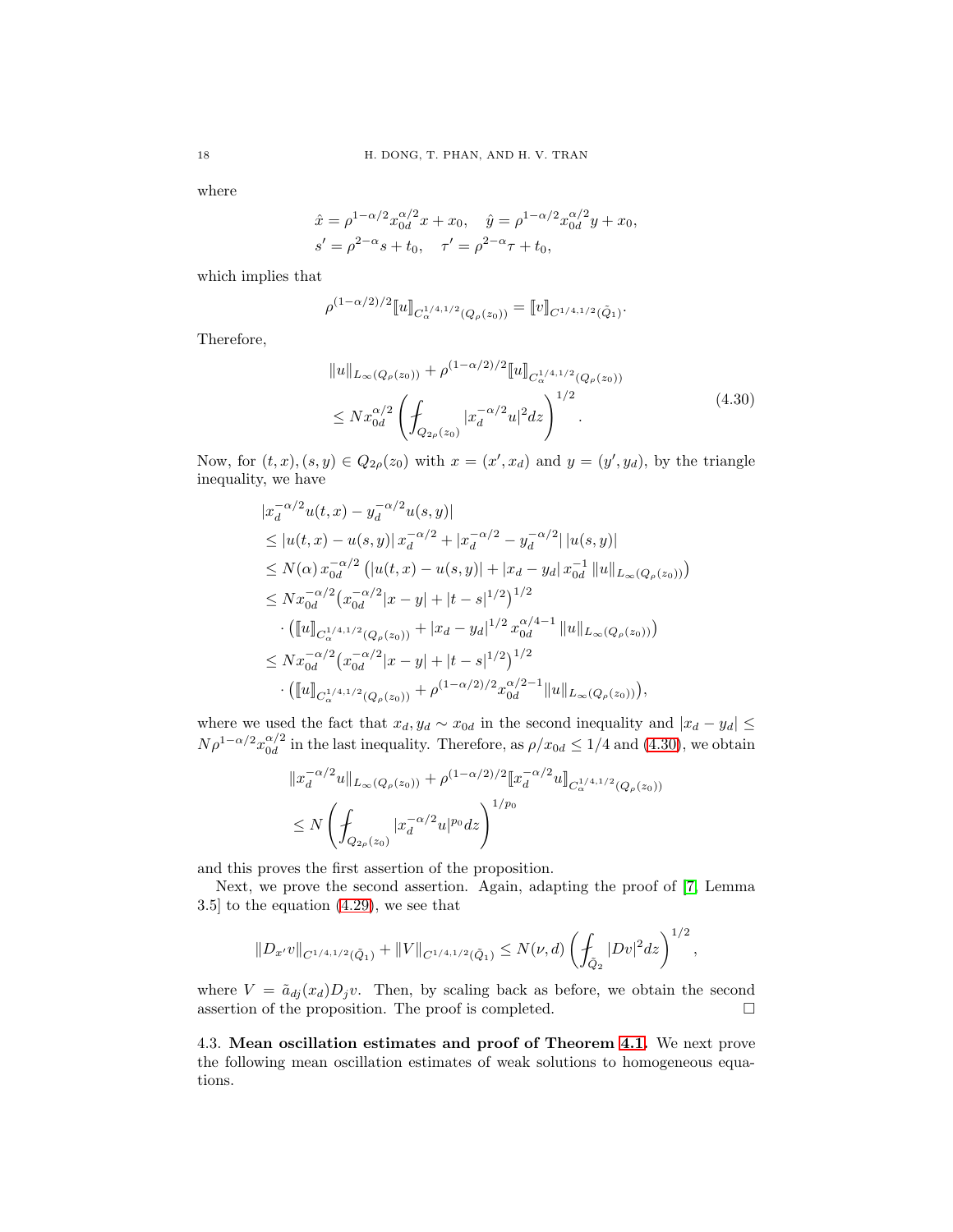where

$$
\hat{x} = \rho^{1-\alpha/2} x_{0d}^{\alpha/2} x + x_0, \quad \hat{y} = \rho^{1-\alpha/2} x_{0d}^{\alpha/2} y + x_0,
$$

$$
s' = \rho^{2-\alpha} s + t_0, \quad \tau' = \rho^{2-\alpha} \tau + t_0,
$$

which implies that

$$
\rho^{(1-\alpha/2)/2} \llbracket u \rrbracket_{C_\alpha^{1/4,1/2}(Q_\rho(z_0))} = \llbracket v \rrbracket_{C^{1/4,1/2}(\tilde{Q}_1)}.
$$

Therefore,

$$
\begin{aligned}
&\|u\|_{L_\infty(Q_\rho(z_0))} + \rho^{(1-\alpha/2)/2} \llbracket u \rrbracket_{C_\alpha^{1/4,1/2}(Q_\rho(z_0))} \\
&\leq N x_{0d}^{\alpha/2} \left( \fint_{Q_{2\rho}(z_0)} |x_d^{-\alpha/2} u|^2 dz \right)^{1/2}.
\end{aligned} \tag{4.30}
$$

Now, for $(t,x), (s,y) \in Q_{2\rho}(z_0)$ with $x = (x', x_d)$ and $y = (y', y_d)$, by the triangle inequality, we have

$$
\begin{aligned}
&|x_d^{-\alpha/2} u(t,x) - y_d^{-\alpha/2} u(s,y)| \\
&\leq |u(t,x) - u(s,y)|\, x_d^{-\alpha/2} + |x_d^{-\alpha/2} - y_d^{-\alpha/2}|\, |u(s,y)| \\
&\leq N(\alpha)\, x_{0d}^{-\alpha/2} \left( |u(t,x) - u(s,y)| + |x_d - y_d|\, x_{0d}^{-1}\, \|u\|_{L_\infty(Q_\rho(z_0))} \right) \\
&\leq N x_{0d}^{-\alpha/2} \big( x_{0d}^{-\alpha/2} |x-y| + |t-s|^{1/2} \big)^{1/2} \\
&\quad \cdot \big( \llbracket u \rrbracket_{C_\alpha^{1/4,1/2}(Q_\rho(z_0))} + |x_d - y_d|^{1/2}\, x_{0d}^{\alpha/4-1}\, \|u\|_{L_\infty(Q_\rho(z_0))} \big) \\
&\leq N x_{0d}^{-\alpha/2} \big( x_{0d}^{-\alpha/2} |x-y| + |t-s|^{1/2} \big)^{1/2} \\
&\quad \cdot \big( \llbracket u \rrbracket_{C_\alpha^{1/4,1/2}(Q_\rho(z_0))} + \rho^{(1-\alpha/2)/2} x_{0d}^{\alpha/2-1} \|u\|_{L_\infty(Q_\rho(z_0))} \big),
\end{aligned}
$$

where we used the fact that $x_d, y_d \sim x_{0d}$ in the second inequality and $|x_d - y_d| \leq N\rho^{1-\alpha/2} x_{0d}^{\alpha/2}$ in the last inequality. Therefore, as $\rho/x_{0d} \leq 1/4$ and (4.30), we obtain

$$
\begin{aligned}
&\|x_d^{-\alpha/2} u\|_{L_\infty(Q_\rho(z_0))} + \rho^{(1-\alpha/2)/2} \llbracket x_d^{-\alpha/2} u \rrbracket_{C_\alpha^{1/4,1/2}(Q_\rho(z_0))} \\
&\leq N \left( \fint_{Q_{2\rho}(z_0)} |x_d^{-\alpha/2} u|^{p_0} dz \right)^{1/p_0}
\end{aligned}
$$

and this proves the first assertion of the proposition.

Next, we prove the second assertion. Again, adapting the proof of [7, Lemma 3.5] to the equation (4.29), we see that

$$
\|D_{x'} v\|_{C^{1/4,1/2}(\tilde{Q}_1)} + \|V\|_{C^{1/4,1/2}(\tilde{Q}_1)} \leq N(\nu, d) \left( \fint_{\tilde{Q}_2} |Dv|^2 dz \right)^{1/2},
$$

where $V = \tilde{a}_{dj}(x_d) D_j v$. Then, by scaling back as before, we obtain the second assertion of the proposition. The proof is completed. $\square$

4.3. **Mean oscillation estimates and proof of Theorem 4.1.** We next prove the following mean oscillation estimates of weak solutions to homogeneous equations.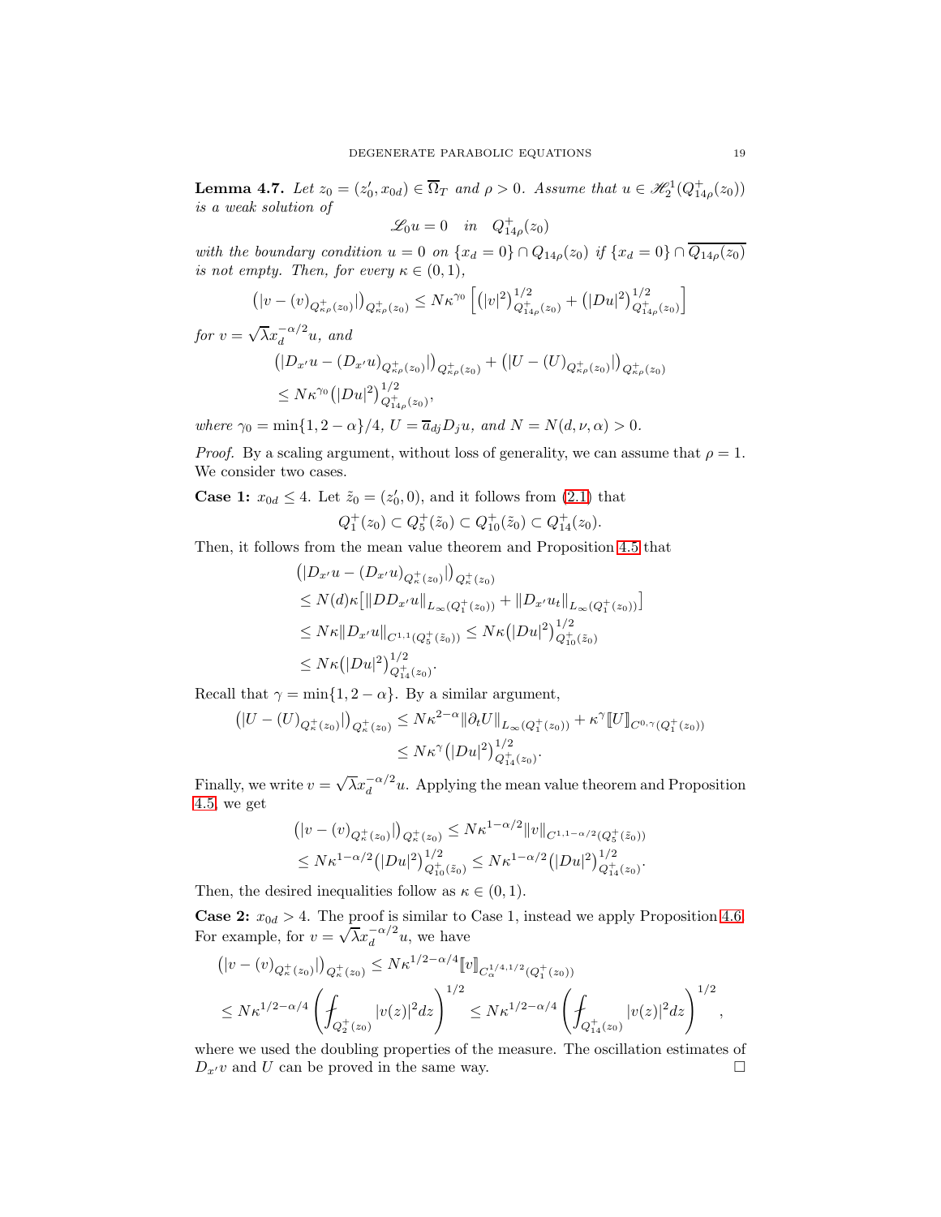**Lemma 4.7.** *Let $z_0 = (z_0', x_{0d}) \in \overline{\Omega}_T$ and $\rho > 0$. Assume that $u \in \mathscr{H}_2^1(Q_{14\rho}^+(z_0))$ is a weak solution of*

$$\mathscr{L}_0 u = 0 \quad in \quad Q_{14\rho}^+(z_0)$$

*with the boundary condition $u = 0$ on $\{x_d = 0\} \cap Q_{14\rho}(z_0)$ if $\{x_d = 0\} \cap \overline{Q_{14\rho}(z_0)}$ is not empty. Then, for every $\kappa \in (0,1)$,*

$$\left(|v - (v)_{Q_{\kappa\rho}^+(z_0)}|\right)_{Q_{\kappa\rho}^+(z_0)} \leq N\kappa^{\gamma_0} \left[ \left(|v|^2\right)_{Q_{14\rho}^+(z_0)}^{1/2} + \left(|Du|^2\right)_{Q_{14\rho}^+(z_0)}^{1/2} \right]$$

*for $v = \sqrt{\lambda} x_d^{-\alpha/2} u$, and*

$$\begin{aligned}
&\left(|D_{x'}u - (D_{x'}u)_{Q_{\kappa\rho}^+(z_0)}|\right)_{Q_{\kappa\rho}^+(z_0)} + \left(|U - (U)_{Q_{\kappa\rho}^+(z_0)}|\right)_{Q_{\kappa\rho}^+(z_0)} \\
&\leq N\kappa^{\gamma_0} \left(|Du|^2\right)_{Q_{14\rho}^+(z_0)}^{1/2},
\end{aligned}$$

*where $\gamma_0 = \min\{1, 2-\alpha\}/4$, $U = \overline{a}_{dj} D_j u$, and $N = N(d, \nu, \alpha) > 0$.*

*Proof.* By a scaling argument, without loss of generality, we can assume that $\rho = 1$. We consider two cases.

**Case 1:** $x_{0d} \leq 4$. Let $\tilde{z}_0 = (z_0', 0)$, and it follows from (2.1) that

$$Q_1^+(z_0) \subset Q_5^+(\tilde{z}_0) \subset Q_{10}^+(\tilde{z}_0) \subset Q_{14}^+(z_0).$$

Then, it follows from the mean value theorem and Proposition 4.5 that

$$\begin{aligned}
&\left(|D_{x'}u - (D_{x'}u)_{Q_\kappa^+(z_0)}|\right)_{Q_\kappa^+(z_0)} \\
&\leq N(d)\kappa\left[\|DD_{x'}u\|_{L_\infty(Q_1^+(z_0))} + \|D_{x'}u_t\|_{L_\infty(Q_1^+(z_0))}\right] \\
&\leq N\kappa \|D_{x'}u\|_{C^{1,1}(Q_5^+(\tilde{z}_0))} \leq N\kappa\left(|Du|^2\right)_{Q_{10}^+(\tilde{z}_0)}^{1/2} \\
&\leq N\kappa\left(|Du|^2\right)_{Q_{14}^+(z_0)}^{1/2}.
\end{aligned}$$

Recall that $\gamma = \min\{1, 2-\alpha\}$. By a similar argument,

$$\begin{aligned}
\left(|U - (U)_{Q_\kappa^+(z_0)}|\right)_{Q_\kappa^+(z_0)} &\leq N\kappa^{2-\alpha}\|\partial_t U\|_{L_\infty(Q_1^+(z_0))} + \kappa^\gamma [\![U]\!]_{C^{0,\gamma}(Q_1^+(z_0))} \\
&\leq N\kappa^\gamma \left(|Du|^2\right)_{Q_{14}^+(z_0)}^{1/2}.
\end{aligned}$$

Finally, we write $v = \sqrt{\lambda} x_d^{-\alpha/2} u$. Applying the mean value theorem and Proposition 4.5, we get

$$\begin{aligned}
&\left(|v - (v)_{Q_\kappa^+(z_0)}|\right)_{Q_\kappa^+(z_0)} \leq N\kappa^{1-\alpha/2}\|v\|_{C^{1,1-\alpha/2}(Q_5^+(\tilde{z}_0))} \\
&\leq N\kappa^{1-\alpha/2}\left(|Du|^2\right)_{Q_{10}^+(\tilde{z}_0)}^{1/2} \leq N\kappa^{1-\alpha/2}\left(|Du|^2\right)_{Q_{14}^+(z_0)}^{1/2}.
\end{aligned}$$

Then, the desired inequalities follow as $\kappa \in (0,1)$.

**Case 2:** $x_{0d} > 4$. The proof is similar to Case 1, instead we apply Proposition 4.6. For example, for $v = \sqrt{\lambda} x_d^{-\alpha/2} u$, we have

$$\begin{aligned}
&\left(|v - (v)_{Q_\kappa^+(z_0)}|\right)_{Q_\kappa^+(z_0)} \leq N\kappa^{1/2-\alpha/4}[\![v]\!]_{C_\alpha^{1/4,1/2}(Q_1^+(z_0))} \\
&\leq N\kappa^{1/2-\alpha/4}\left(\fint_{Q_2^+(z_0)} |v(z)|^2 dz\right)^{1/2} \leq N\kappa^{1/2-\alpha/4}\left(\fint_{Q_{14}^+(z_0)} |v(z)|^2 dz\right)^{1/2},
\end{aligned}$$

where we used the doubling properties of the measure. The oscillation estimates of $D_{x'}v$ and $U$ can be proved in the same way. $\square$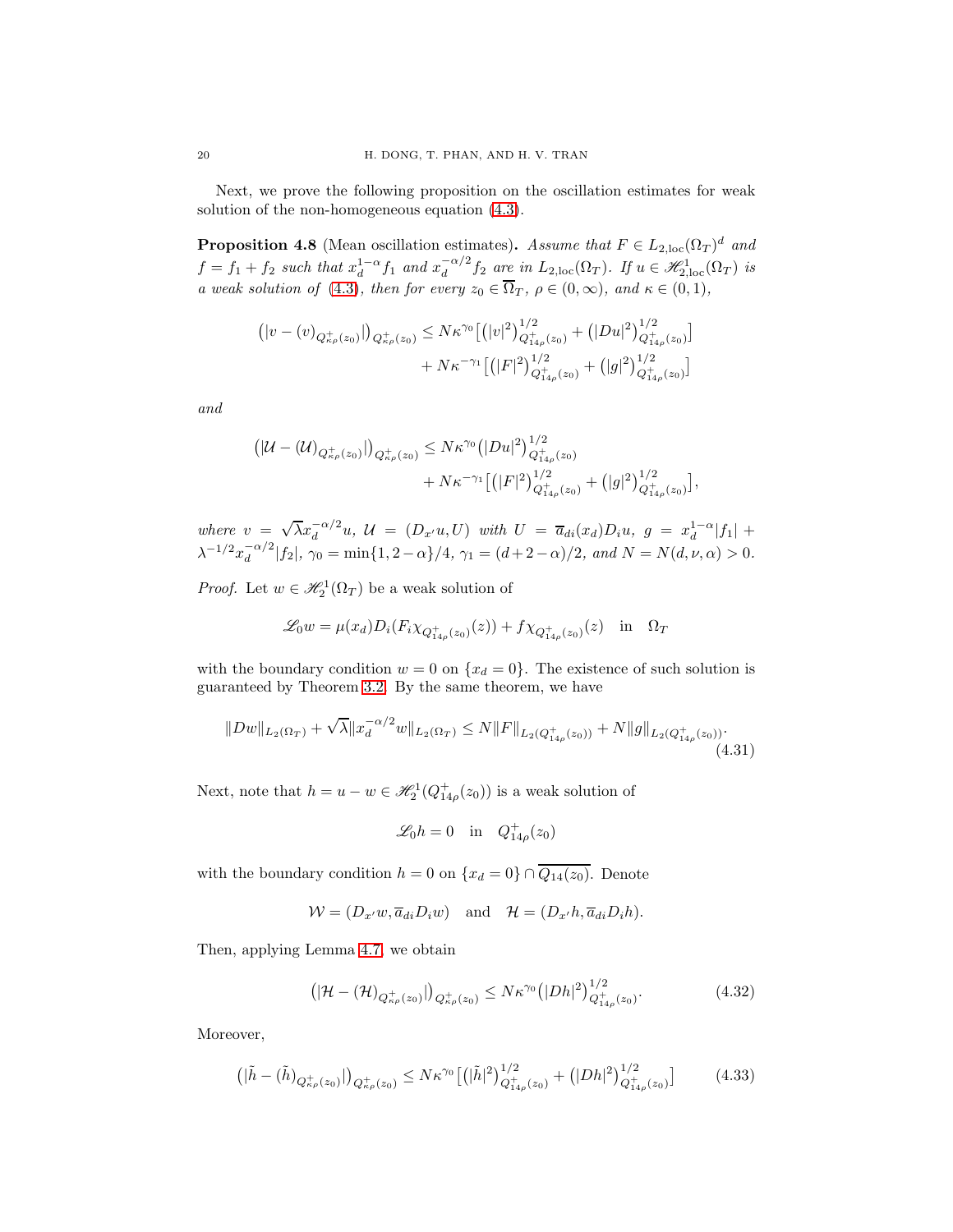Next, we prove the following proposition on the oscillation estimates for weak solution of the non-homogeneous equation (4.3).

**Proposition 4.8** (Mean oscillation estimates)**.** *Assume that $F \in L_{2,\mathrm{loc}}(\Omega_T)^d$ and $f = f_1 + f_2$ such that $x_d^{1-\alpha} f_1$ and $x_d^{-\alpha/2} f_2$ are in $L_{2,\mathrm{loc}}(\Omega_T)$. If $u \in \mathscr{H}^1_{2,\mathrm{loc}}(\Omega_T)$ is a weak solution of (4.3), then for every $z_0 \in \overline{\Omega}_T$, $\rho \in (0,\infty)$, and $\kappa \in (0,1)$,*

$$
\begin{aligned}
\big(|v - (v)_{Q^+_{\kappa\rho}(z_0)}|\big)_{Q^+_{\kappa\rho}(z_0)} \le{}& N\kappa^{\gamma_0}\big[\big(|v|^2\big)^{1/2}_{Q^+_{14\rho}(z_0)} + \big(|Du|^2\big)^{1/2}_{Q^+_{14\rho}(z_0)}\big] \\
&+ N\kappa^{-\gamma_1}\big[\big(|F|^2\big)^{1/2}_{Q^+_{14\rho}(z_0)} + \big(|g|^2\big)^{1/2}_{Q^+_{14\rho}(z_0)}\big]
\end{aligned}
$$

*and*

$$
\begin{aligned}
\big(|\mathcal{U} - (\mathcal{U})_{Q^+_{\kappa\rho}(z_0)}|\big)_{Q^+_{\kappa\rho}(z_0)} \le{}& N\kappa^{\gamma_0}\big(|Du|^2\big)^{1/2}_{Q^+_{14\rho}(z_0)} \\
&+ N\kappa^{-\gamma_1}\big[\big(|F|^2\big)^{1/2}_{Q^+_{14\rho}(z_0)} + \big(|g|^2\big)^{1/2}_{Q^+_{14\rho}(z_0)}\big],
\end{aligned}
$$

*where $v = \sqrt{\lambda} x_d^{-\alpha/2} u$, $\mathcal{U} = (D_{x'}u, U)$ with $U = \overline{a}_{di}(x_d) D_i u$, $g = x_d^{1-\alpha}|f_1| + \lambda^{-1/2} x_d^{-\alpha/2}|f_2|$, $\gamma_0 = \min\{1, 2-\alpha\}/4$, $\gamma_1 = (d+2-\alpha)/2$, and $N = N(d,\nu,\alpha) > 0$.*

*Proof.* Let $w \in \mathscr{H}^1_2(\Omega_T)$ be a weak solution of

$$
\mathscr{L}_0 w = \mu(x_d) D_i(F_i \chi_{Q^+_{14\rho}(z_0)}(z)) + f\chi_{Q^+_{14\rho}(z_0)}(z) \quad \text{in} \quad \Omega_T
$$

with the boundary condition $w = 0$ on $\{x_d = 0\}$. The existence of such solution is guaranteed by Theorem 3.2. By the same theorem, we have

$$
\|Dw\|_{L_2(\Omega_T)} + \sqrt{\lambda}\|x_d^{-\alpha/2} w\|_{L_2(\Omega_T)} \le N\|F\|_{L_2(Q^+_{14\rho}(z_0))} + N\|g\|_{L_2(Q^+_{14\rho}(z_0))}. \tag{4.31}
$$

Next, note that $h = u - w \in \mathscr{H}^1_2(Q^+_{14\rho}(z_0))$ is a weak solution of

$$
\mathscr{L}_0 h = 0 \quad \text{in} \quad Q^+_{14\rho}(z_0)
$$

with the boundary condition $h = 0$ on $\{x_d = 0\} \cap \overline{Q_{14}(z_0)}$. Denote

$$
\mathcal{W} = (D_{x'}w, \overline{a}_{di} D_i w) \quad \text{and} \quad \mathcal{H} = (D_{x'}h, \overline{a}_{di} D_i h).
$$

Then, applying Lemma 4.7, we obtain

$$
\big(|\mathcal{H} - (\mathcal{H})_{Q^+_{\kappa\rho}(z_0)}|\big)_{Q^+_{\kappa\rho}(z_0)} \le N\kappa^{\gamma_0}\big(|Dh|^2\big)^{1/2}_{Q^+_{14\rho}(z_0)}. \tag{4.32}
$$

Moreover,

$$
\big(|\tilde{h} - (\tilde{h})_{Q^+_{\kappa\rho}(z_0)}|\big)_{Q^+_{\kappa\rho}(z_0)} \le N\kappa^{\gamma_0}\big[\big(|\tilde{h}|^2\big)^{1/2}_{Q^+_{14\rho}(z_0)} + \big(|Dh|^2\big)^{1/2}_{Q^+_{14\rho}(z_0)}\big] \tag{4.33}
$$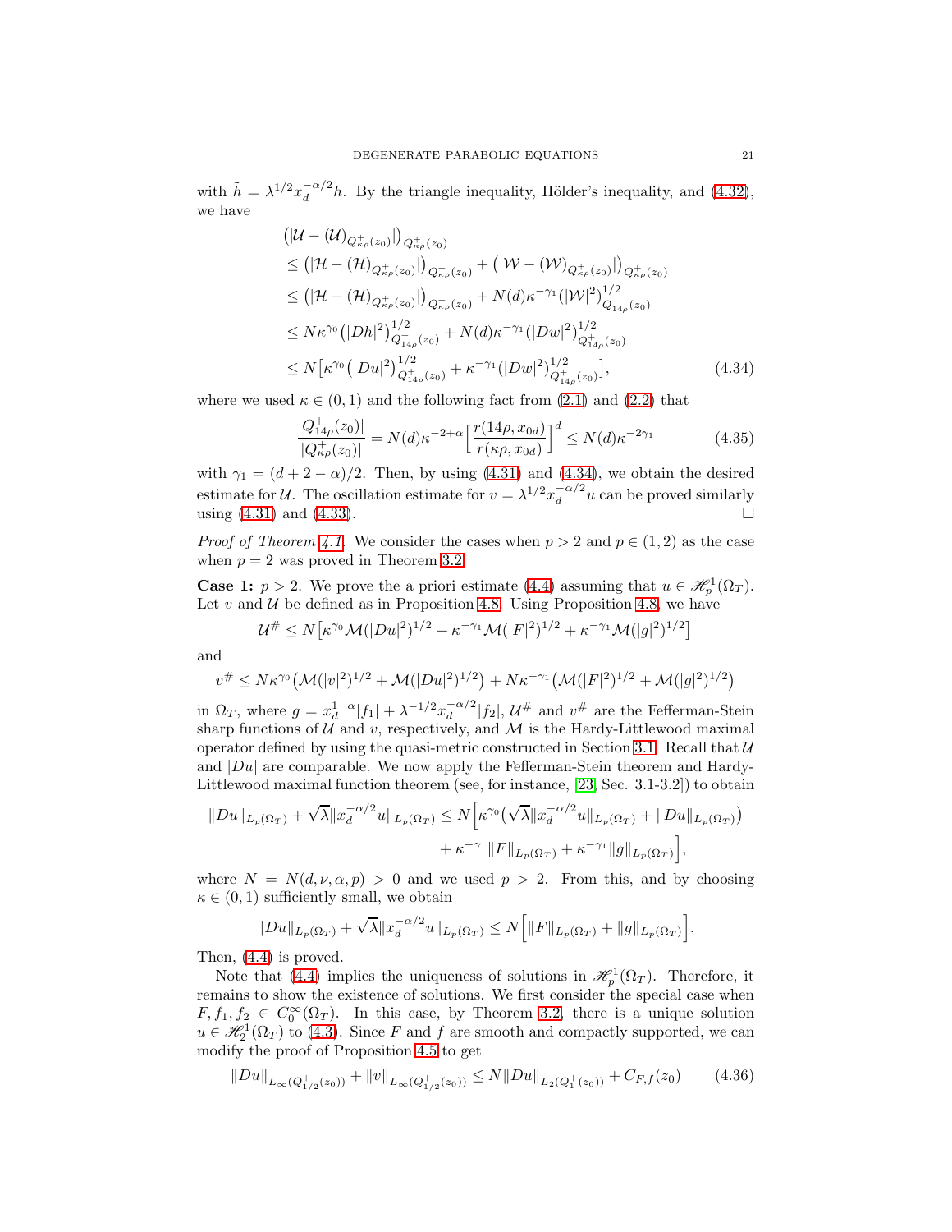with $\tilde{h} = \lambda^{1/2} x_d^{-\alpha/2} h$. By the triangle inequality, Hölder's inequality, and (4.32), we have

$$
\begin{aligned}
&\big(|\mathcal{U} - (\mathcal{U})_{Q^+_{\kappa\rho}(z_0)}|\big)_{Q^+_{\kappa\rho}(z_0)} \\
&\leq \big(|\mathcal{H} - (\mathcal{H})_{Q^+_{\kappa\rho}(z_0)}|\big)_{Q^+_{\kappa\rho}(z_0)} + \big(|\mathcal{W} - (\mathcal{W})_{Q^+_{\kappa\rho}(z_0)}|\big)_{Q^+_{\kappa\rho}(z_0)} \\
&\leq \big(|\mathcal{H} - (\mathcal{H})_{Q^+_{\kappa\rho}(z_0)}|\big)_{Q^+_{\kappa\rho}(z_0)} + N(d)\kappa^{-\gamma_1}(|\mathcal{W}|^2)^{1/2}_{Q^+_{14\rho}(z_0)} \\
&\leq N\kappa^{\gamma_0}\big(|Dh|^2\big)^{1/2}_{Q^+_{14\rho}(z_0)} + N(d)\kappa^{-\gamma_1}(|Dw|^2)^{1/2}_{Q^+_{14\rho}(z_0)} \\
&\leq N\big[\kappa^{\gamma_0}\big(|Du|^2\big)^{1/2}_{Q^+_{14\rho}(z_0)} + \kappa^{-\gamma_1}(|Dw|^2)^{1/2}_{Q^+_{14\rho}(z_0)}\big],
\end{aligned} \tag{4.34}
$$

where we used $\kappa \in (0,1)$ and the following fact from (2.1) and (2.2) that

$$
\frac{|Q^+_{14\rho}(z_0)|}{|Q^+_{\kappa\rho}(z_0)|} = N(d)\kappa^{-2+\alpha}\Big[\frac{r(14\rho, x_{0d})}{r(\kappa\rho, x_{0d})}\Big]^d \leq N(d)\kappa^{-2\gamma_1} \tag{4.35}
$$

with $\gamma_1 = (d+2-\alpha)/2$. Then, by using (4.31) and (4.34), we obtain the desired estimate for $\mathcal{U}$. The oscillation estimate for $v = \lambda^{1/2}x_d^{-\alpha/2}u$ can be proved similarly using (4.31) and (4.33). □

*Proof of Theorem 4.1.* We consider the cases when $p > 2$ and $p \in (1,2)$ as the case when $p = 2$ was proved in Theorem 3.2.

**Case 1:** $p > 2$. We prove the a priori estimate (4.4) assuming that $u \in \mathscr{H}^1_p(\Omega_T)$. Let $v$ and $\mathcal{U}$ be defined as in Proposition 4.8. Using Proposition 4.8, we have

$$
\mathcal{U}^{\#} \leq N\big[\kappa^{\gamma_0}\mathcal{M}(|Du|^2)^{1/2} + \kappa^{-\gamma_1}\mathcal{M}(|F|^2)^{1/2} + \kappa^{-\gamma_1}\mathcal{M}(|g|^2)^{1/2}\big]
$$

and

$$
v^{\#} \leq N\kappa^{\gamma_0}\big(\mathcal{M}(|v|^2)^{1/2} + \mathcal{M}(|Du|^2)^{1/2}\big) + N\kappa^{-\gamma_1}\big(\mathcal{M}(|F|^2)^{1/2} + \mathcal{M}(|g|^2)^{1/2}\big)
$$

in $\Omega_T$, where $g = x_d^{1-\alpha}|f_1| + \lambda^{-1/2}x_d^{-\alpha/2}|f_2|$, $\mathcal{U}^{\#}$ and $v^{\#}$ are the Fefferman-Stein sharp functions of $\mathcal{U}$ and $v$, respectively, and $\mathcal{M}$ is the Hardy-Littlewood maximal operator defined by using the quasi-metric constructed in Section 3.1. Recall that $\mathcal{U}$ and $|Du|$ are comparable. We now apply the Fefferman-Stein theorem and Hardy-Littlewood maximal function theorem (see, for instance, [23, Sec. 3.1-3.2]) to obtain

$$
\begin{aligned}
\|Du\|_{L_p(\Omega_T)} + \sqrt{\lambda}\|x_d^{-\alpha/2}u\|_{L_p(\Omega_T)} \leq N\Big[&\kappa^{\gamma_0}\big(\sqrt{\lambda}\|x_d^{-\alpha/2}u\|_{L_p(\Omega_T)} + \|Du\|_{L_p(\Omega_T)}\big) \\
&+ \kappa^{-\gamma_1}\|F\|_{L_p(\Omega_T)} + \kappa^{-\gamma_1}\|g\|_{L_p(\Omega_T)}\Big],
\end{aligned}
$$

where $N = N(d,\nu,\alpha,p) > 0$ and we used $p > 2$. From this, and by choosing $\kappa \in (0,1)$ sufficiently small, we obtain

$$
\|Du\|_{L_p(\Omega_T)} + \sqrt{\lambda}\|x_d^{-\alpha/2}u\|_{L_p(\Omega_T)} \leq N\Big[\|F\|_{L_p(\Omega_T)} + \|g\|_{L_p(\Omega_T)}\Big].
$$

Then, (4.4) is proved.

Note that (4.4) implies the uniqueness of solutions in $\mathscr{H}^1_p(\Omega_T)$. Therefore, it remains to show the existence of solutions. We first consider the special case when $F, f_1, f_2 \in C_0^\infty(\Omega_T)$. In this case, by Theorem 3.2, there is a unique solution $u \in \mathscr{H}^1_2(\Omega_T)$ to (4.3). Since $F$ and $f$ are smooth and compactly supported, we can modify the proof of Proposition 4.5 to get

$$
\|Du\|_{L_\infty(Q^+_{1/2}(z_0))} + \|v\|_{L_\infty(Q^+_{1/2}(z_0))} \leq N\|Du\|_{L_2(Q^+_1(z_0))} + C_{F,f}(z_0) \tag{4.36}
$$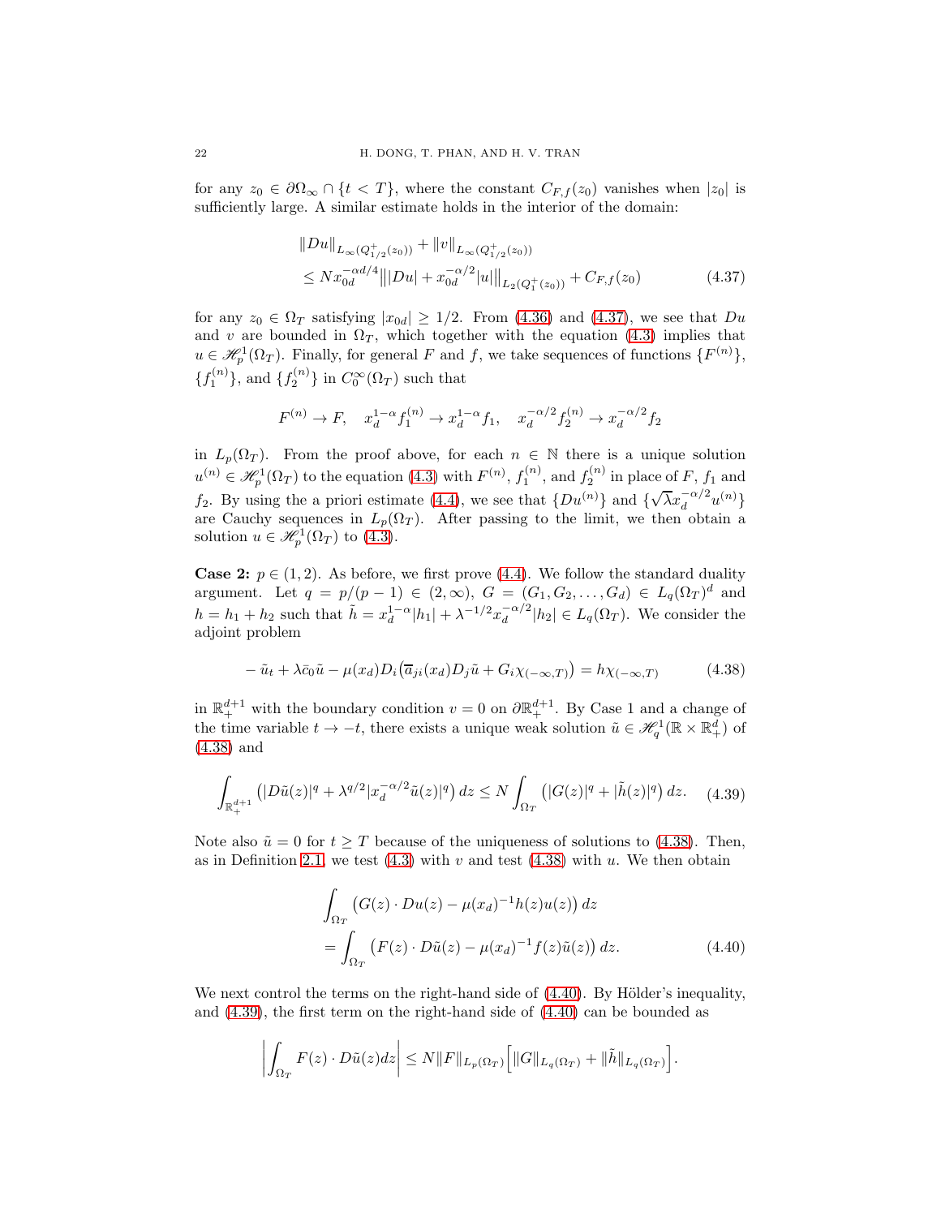for any $z_0 \in \partial\Omega_\infty \cap \{t < T\}$, where the constant $C_{F,f}(z_0)$ vanishes when $|z_0|$ is sufficiently large. A similar estimate holds in the interior of the domain:

$$
\begin{aligned}
&\|Du\|_{L_\infty(Q^+_{1/2}(z_0))} + \|v\|_{L_\infty(Q^+_{1/2}(z_0))} \\
&\leq N x_{0d}^{-\alpha d/4} \big\| |Du| + x_{0d}^{-\alpha/2}|u| \big\|_{L_2(Q^+_1(z_0))} + C_{F,f}(z_0)
\end{aligned}
\tag{4.37}
$$

for any $z_0 \in \Omega_T$ satisfying $|x_{0d}| \geq 1/2$. From (4.36) and (4.37), we see that $Du$ and $v$ are bounded in $\Omega_T$, which together with the equation (4.3) implies that $u \in \mathscr{H}^1_p(\Omega_T)$. Finally, for general $F$ and $f$, we take sequences of functions $\{F^{(n)}\}$, $\{f_1^{(n)}\}$, and $\{f_2^{(n)}\}$ in $C_0^\infty(\Omega_T)$ such that

$$
F^{(n)} \to F, \quad x_d^{1-\alpha} f_1^{(n)} \to x_d^{1-\alpha} f_1, \quad x_d^{-\alpha/2} f_2^{(n)} \to x_d^{-\alpha/2} f_2
$$

in $L_p(\Omega_T)$. From the proof above, for each $n \in \mathbb{N}$ there is a unique solution $u^{(n)} \in \mathscr{H}^1_p(\Omega_T)$ to the equation (4.3) with $F^{(n)}$, $f_1^{(n)}$, and $f_2^{(n)}$ in place of $F$, $f_1$ and $f_2$. By using the a priori estimate (4.4), we see that $\{Du^{(n)}\}$ and $\{\sqrt{\lambda} x_d^{-\alpha/2} u^{(n)}\}$ are Cauchy sequences in $L_p(\Omega_T)$. After passing to the limit, we then obtain a solution $u \in \mathscr{H}^1_p(\Omega_T)$ to (4.3).

**Case 2:** $p \in (1,2)$. As before, we first prove (4.4). We follow the standard duality argument. Let $q = p/(p-1) \in (2,\infty)$, $G = (G_1, G_2, \ldots, G_d) \in L_q(\Omega_T)^d$ and $h = h_1 + h_2$ such that $\tilde{h} = x_d^{1-\alpha}|h_1| + \lambda^{-1/2} x_d^{-\alpha/2}|h_2| \in L_q(\Omega_T)$. We consider the adjoint problem

$$
-\tilde{u}_t + \lambda \bar{c}_0 \tilde{u} - \mu(x_d) D_i\big(\overline{a}_{ji}(x_d) D_j \tilde{u} + G_i \chi_{(-\infty,T)}\big) = h\chi_{(-\infty,T)}
\tag{4.38}
$$

in $\mathbb{R}^{d+1}_+$ with the boundary condition $v = 0$ on $\partial\mathbb{R}^{d+1}_+$. By Case 1 and a change of the time variable $t \to -t$, there exists a unique weak solution $\tilde{u} \in \mathscr{H}^1_q(\mathbb{R} \times \mathbb{R}^d_+)$ of (4.38) and

$$
\int_{\mathbb{R}^{d+1}_+} \big(|D\tilde{u}(z)|^q + \lambda^{q/2}|x_d^{-\alpha/2}\tilde{u}(z)|^q\big)\, dz \leq N \int_{\Omega_T} \big(|G(z)|^q + |\tilde{h}(z)|^q\big)\, dz.
\tag{4.39}
$$

Note also $\tilde{u} = 0$ for $t \geq T$ because of the uniqueness of solutions to (4.38). Then, as in Definition 2.1, we test (4.3) with $v$ and test (4.38) with $u$. We then obtain

$$
\begin{aligned}
&\int_{\Omega_T} \big(G(z) \cdot Du(z) - \mu(x_d)^{-1} h(z) u(z)\big)\, dz \\
&= \int_{\Omega_T} \big(F(z) \cdot D\tilde{u}(z) - \mu(x_d)^{-1} f(z) \tilde{u}(z)\big)\, dz.
\end{aligned}
\tag{4.40}
$$

We next control the terms on the right-hand side of (4.40). By Hölder's inequality, and (4.39), the first term on the right-hand side of (4.40) can be bounded as

$$
\left| \int_{\Omega_T} F(z) \cdot D\tilde{u}(z) dz \right| \leq N \|F\|_{L_p(\Omega_T)} \Big[ \|G\|_{L_q(\Omega_T)} + \|\tilde{h}\|_{L_q(\Omega_T)} \Big].
$$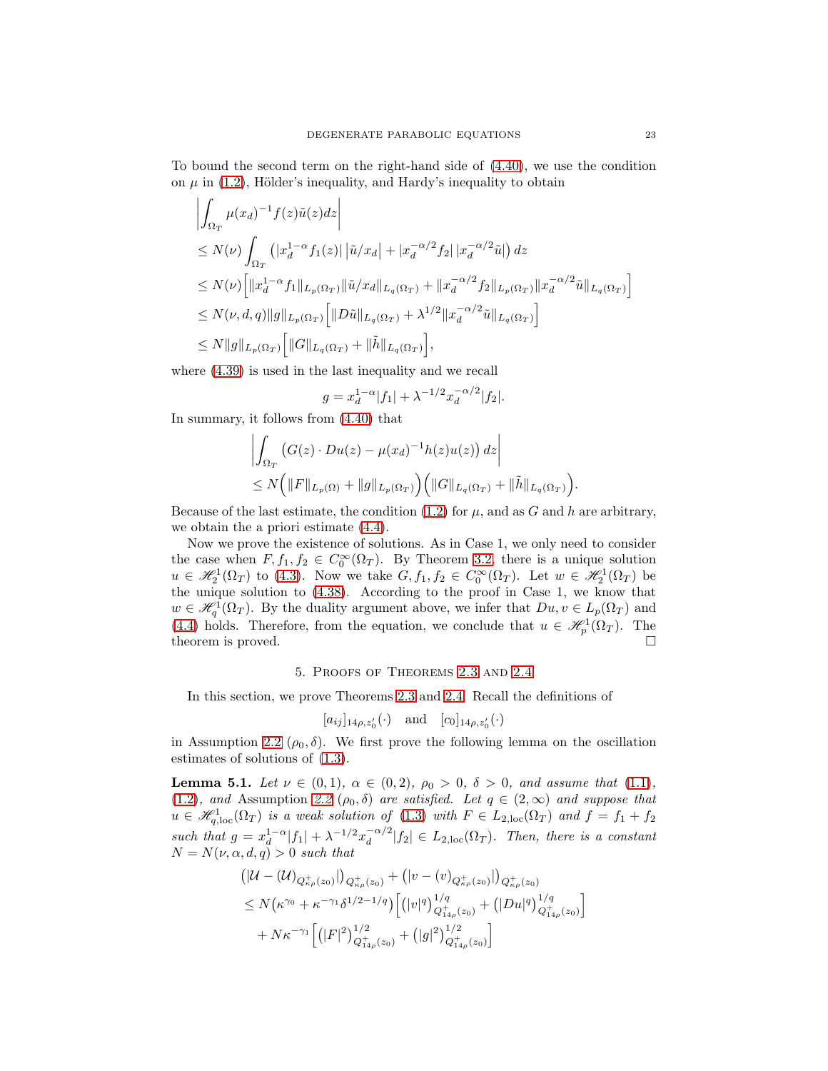To bound the second term on the right-hand side of (4.40), we use the condition on $\mu$ in (1.2), Hölder's inequality, and Hardy's inequality to obtain

$$
\begin{aligned}
&\left|\int_{\Omega_T} \mu(x_d)^{-1} f(z)\tilde{u}(z)dz\right| \\
&\leq N(\nu)\int_{\Omega_T} \left(|x_d^{1-\alpha} f_1(z)|\,|\tilde{u}/x_d| + |x_d^{-\alpha/2} f_2|\,|x_d^{-\alpha/2}\tilde{u}|\right) dz \\
&\leq N(\nu)\Big[\|x_d^{1-\alpha} f_1\|_{L_p(\Omega_T)}\|\tilde{u}/x_d\|_{L_q(\Omega_T)} + \|x_d^{-\alpha/2} f_2\|_{L_p(\Omega_T)}\|x_d^{-\alpha/2}\tilde{u}\|_{L_q(\Omega_T)}\Big] \\
&\leq N(\nu, d, q)\|g\|_{L_p(\Omega_T)}\Big[\|D\tilde{u}\|_{L_q(\Omega_T)} + \lambda^{1/2}\|x_d^{-\alpha/2}\tilde{u}\|_{L_q(\Omega_T)}\Big] \\
&\leq N\|g\|_{L_p(\Omega_T)}\Big[\|G\|_{L_q(\Omega_T)} + \|\tilde{h}\|_{L_q(\Omega_T)}\Big],
\end{aligned}
$$

where (4.39) is used in the last inequality and we recall

$$
g = x_d^{1-\alpha}|f_1| + \lambda^{-1/2}x_d^{-\alpha/2}|f_2|.
$$

In summary, it follows from (4.40) that

$$
\begin{aligned}
&\left|\int_{\Omega_T} \big(G(z)\cdot Du(z) - \mu(x_d)^{-1}h(z)u(z)\big)\,dz\right| \\
&\leq N\Big(\|F\|_{L_p(\Omega)} + \|g\|_{L_p(\Omega_T)}\Big)\Big(\|G\|_{L_q(\Omega_T)} + \|\tilde{h}\|_{L_q(\Omega_T)}\Big).
\end{aligned}
$$

Because of the last estimate, the condition (1.2) for $\mu$, and as $G$ and $h$ are arbitrary, we obtain the a priori estimate (4.4).

Now we prove the existence of solutions. As in Case 1, we only need to consider the case when $F, f_1, f_2 \in C_0^\infty(\Omega_T)$. By Theorem 3.2, there is a unique solution $u \in \mathscr{H}_2^1(\Omega_T)$ to (4.3). Now we take $G, f_1, f_2 \in C_0^\infty(\Omega_T)$. Let $w \in \mathscr{H}_2^1(\Omega_T)$ be the unique solution to (4.38). According to the proof in Case 1, we know that $w \in \mathscr{H}_q^1(\Omega_T)$. By the duality argument above, we infer that $Du, v \in L_p(\Omega_T)$ and (4.4) holds. Therefore, from the equation, we conclude that $u \in \mathscr{H}_p^1(\Omega_T)$. The theorem is proved. □

## 5. Proofs of Theorems 2.3 and 2.4

In this section, we prove Theorems 2.3 and 2.4. Recall the definitions of

$$
[a_{ij}]_{14\rho, z_0'}(\cdot) \quad \text{and} \quad [c_0]_{14\rho, z_0'}(\cdot)
$$

in Assumption 2.2 $(\rho_0, \delta)$. We first prove the following lemma on the oscillation estimates of solutions of (1.3).

**Lemma 5.1.** *Let $\nu \in (0,1)$, $\alpha \in (0,2)$, $\rho_0 > 0$, $\delta > 0$, and assume that (1.1), (1.2), and Assumption 2.2 $(\rho_0, \delta)$ are satisfied. Let $q \in (2, \infty)$ and suppose that $u \in \mathscr{H}_{q,\mathrm{loc}}^1(\Omega_T)$ is a weak solution of (1.3) with $F \in L_{2,\mathrm{loc}}(\Omega_T)$ and $f = f_1 + f_2$ such that $g = x_d^{1-\alpha}|f_1| + \lambda^{-1/2}x_d^{-\alpha/2}|f_2| \in L_{2,\mathrm{loc}}(\Omega_T)$. Then, there is a constant $N = N(\nu, \alpha, d, q) > 0$ such that*

$$
\begin{aligned}
&\big(|\mathcal{U} - (\mathcal{U})_{Q_{\kappa\rho}^+(z_0)}|\big)_{Q_{\kappa\rho}^+(z_0)} + \big(|v - (v)_{Q_{\kappa\rho}^+(z_0)}|\big)_{Q_{\kappa\rho}^+(z_0)} \\
&\leq N\big(\kappa^{\gamma_0} + \kappa^{-\gamma_1}\delta^{1/2-1/q}\big)\Big[\big(|v|^q\big)_{Q_{14\rho}^+(z_0)}^{1/q} + \big(|Du|^q\big)_{Q_{14\rho}^+(z_0)}^{1/q}\Big] \\
&\quad + N\kappa^{-\gamma_1}\Big[\big(|F|^2\big)_{Q_{14\rho}^+(z_0)}^{1/2} + \big(|g|^2\big)_{Q_{14\rho}^+(z_0)}^{1/2}\Big]
\end{aligned}
$$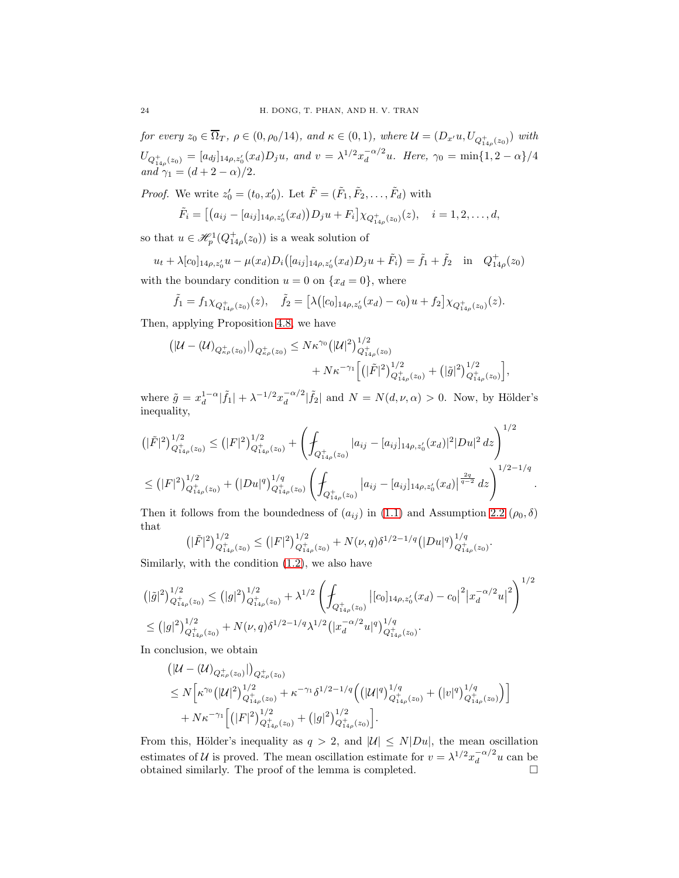*for every $z_0 \in \overline{\Omega}_T$, $\rho \in (0, \rho_0/14)$, and $\kappa \in (0,1)$, where $\mathcal{U} = (D_{x'}u, U_{Q^+_{14\rho}(z_0)})$ with $U_{Q^+_{14\rho}(z_0)} = [a_{dj}]_{14\rho, z_0'}(x_d) D_j u$, and $v = \lambda^{1/2} x_d^{-\alpha/2} u$. Here, $\gamma_0 = \min\{1, 2-\alpha\}/4$ and $\gamma_1 = (d+2-\alpha)/2$.*

*Proof.* We write $z_0' = (t_0, x_0')$. Let $\tilde{F} = (\tilde{F}_1, \tilde{F}_2, \ldots, \tilde{F}_d)$ with

$$\tilde{F}_i = \big[\big(a_{ij} - [a_{ij}]_{14\rho, z_0'}(x_d)\big) D_j u + F_i\big] \chi_{Q^+_{14\rho}(z_0)}(z), \quad i = 1, 2, \ldots, d,$$

so that $u \in \mathscr{H}^1_p(Q^+_{14\rho}(z_0))$ is a weak solution of

$$u_t + \lambda [c_0]_{14\rho, z_0'} u - \mu(x_d) D_i\big([a_{ij}]_{14\rho, z_0'}(x_d) D_j u + \tilde{F}_i\big) = \tilde{f}_1 + \tilde{f}_2 \quad \text{in} \quad Q^+_{14\rho}(z_0)$$

with the boundary condition $u = 0$ on $\{x_d = 0\}$, where

$$\tilde{f}_1 = f_1 \chi_{Q^+_{14\rho}(z_0)}(z), \quad \tilde{f}_2 = \big[\lambda\big([c_0]_{14\rho, z_0'}(x_d) - c_0\big) u + f_2\big] \chi_{Q^+_{14\rho}(z_0)}(z).$$

Then, applying Proposition 4.8, we have

$$\begin{aligned}
\big(|\mathcal{U} - (\mathcal{U})_{Q^+_{\kappa\rho}(z_0)}|\big)_{Q^+_{\kappa\rho}(z_0)} &\leq N\kappa^{\gamma_0} \big(|\mathcal{U}|^2\big)^{1/2}_{Q^+_{14\rho}(z_0)} \\
&\quad + N\kappa^{-\gamma_1} \Big[\big(|\tilde{F}|^2\big)^{1/2}_{Q^+_{14\rho}(z_0)} + \big(|\tilde{g}|^2\big)^{1/2}_{Q^+_{14\rho}(z_0)}\Big],
\end{aligned}$$

where $\tilde{g} = x_d^{1-\alpha}|\tilde{f}_1| + \lambda^{-1/2} x_d^{-\alpha/2}|\tilde{f}_2|$ and $N = N(d, \nu, \alpha) > 0$. Now, by Hölder's inequality,

$$\begin{aligned}
\big(|\tilde{F}|^2\big)^{1/2}_{Q^+_{14\rho}(z_0)} &\leq \big(|F|^2\big)^{1/2}_{Q^+_{14\rho}(z_0)} + \left(\fint_{Q^+_{14\rho}(z_0)} |a_{ij} - [a_{ij}]_{14\rho, z_0'}(x_d)|^2 |Du|^2 \, dz\right)^{1/2} \\
&\leq \big(|F|^2\big)^{1/2}_{Q^+_{14\rho}(z_0)} + \big(|Du|^q\big)^{1/q}_{Q^+_{14\rho}(z_0)} \left(\fint_{Q^+_{14\rho}(z_0)} \big|a_{ij} - [a_{ij}]_{14\rho, z_0'}(x_d)\big|^{\frac{2q}{q-2}} \, dz\right)^{1/2 - 1/q}.
\end{aligned}$$

Then it follows from the boundedness of $(a_{ij})$ in (1.1) and Assumption 2.2 $(\rho_0, \delta)$ that

$$\big(|\tilde{F}|^2\big)^{1/2}_{Q^+_{14\rho}(z_0)} \leq \big(|F|^2\big)^{1/2}_{Q^+_{14\rho}(z_0)} + N(\nu, q)\delta^{1/2 - 1/q} \big(|Du|^q\big)^{1/q}_{Q^+_{14\rho}(z_0)}.$$

Similarly, with the condition (1.2), we also have

$$\begin{aligned}
\big(|\tilde{g}|^2\big)^{1/2}_{Q^+_{14\rho}(z_0)} &\leq \big(|g|^2\big)^{1/2}_{Q^+_{14\rho}(z_0)} + \lambda^{1/2} \left(\fint_{Q^+_{14\rho}(z_0)} \big|[c_0]_{14\rho, z_0'}(x_d) - c_0\big|^2 \big|x_d^{-\alpha/2} u\big|^2\right)^{1/2} \\
&\leq \big(|g|^2\big)^{1/2}_{Q^+_{14\rho}(z_0)} + N(\nu, q)\delta^{1/2 - 1/q} \lambda^{1/2} \big(|x_d^{-\alpha/2} u|^q\big)^{1/q}_{Q^+_{14\rho}(z_0)}.
\end{aligned}$$

In conclusion, we obtain

$$\begin{aligned}
&\big(|\mathcal{U} - (\mathcal{U})_{Q^+_{\kappa\rho}(z_0)}|\big)_{Q^+_{\kappa\rho}(z_0)} \\
&\leq N\Big[\kappa^{\gamma_0} \big(|\mathcal{U}|^2\big)^{1/2}_{Q^+_{14\rho}(z_0)} + \kappa^{-\gamma_1} \delta^{1/2 - 1/q} \Big(\big(|\mathcal{U}|^q\big)^{1/q}_{Q^+_{14\rho}(z_0)} + \big(|v|^q\big)^{1/q}_{Q^+_{14\rho}(z_0)}\Big)\Big] \\
&\quad + N\kappa^{-\gamma_1} \Big[\big(|F|^2\big)^{1/2}_{Q^+_{14\rho}(z_0)} + \big(|g|^2\big)^{1/2}_{Q^+_{14\rho}(z_0)}\Big].
\end{aligned}$$

From this, Hölder's inequality as $q > 2$, and $|\mathcal{U}| \leq N|Du|$, the mean oscillation estimates of $\mathcal{U}$ is proved. The mean oscillation estimate for $v = \lambda^{1/2} x_d^{-\alpha/2} u$ can be obtained similarly. The proof of the lemma is completed. $\square$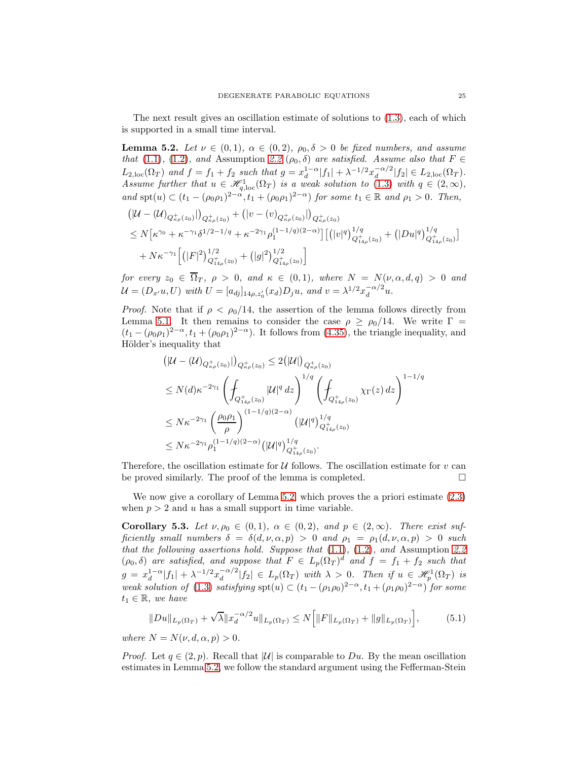The next result gives an oscillation estimate of solutions to (1.3), each of which is supported in a small time interval.

**Lemma 5.2.** *Let $\nu \in (0,1)$, $\alpha \in (0,2)$, $\rho_0, \delta > 0$ be fixed numbers, and assume that* (1.1), (1.2), *and* Assumption 2.2 $(\rho_0, \delta)$ *are satisfied. Assume also that $F \in L_{2,\mathrm{loc}}(\Omega_T)$ and $f = f_1 + f_2$ such that $g = x_d^{1-\alpha}|f_1| + \lambda^{-1/2}x_d^{-\alpha/2}|f_2| \in L_{2,\mathrm{loc}}(\Omega_T)$. Assume further that $u \in \mathscr{H}^1_{q,\mathrm{loc}}(\Omega_T)$ is a weak solution to* (1.3) *with $q \in (2,\infty)$, and $\mathrm{spt}(u) \subset (t_1 - (\rho_0\rho_1)^{2-\alpha}, t_1 + (\rho_0\rho_1)^{2-\alpha})$ for some $t_1 \in \mathbb{R}$ and $\rho_1 > 0$. Then,*

$$
\begin{aligned}
&\big(|\mathcal{U} - (\mathcal{U})_{Q^+_{\kappa\rho}(z_0)}|\big)_{Q^+_{\kappa\rho}(z_0)} + \big(|v - (v)_{Q^+_{\kappa\rho}(z_0)}|\big)_{Q^+_{\kappa\rho}(z_0)} \\
&\le N\big[\kappa^{\gamma_0} + \kappa^{-\gamma_1}\delta^{1/2-1/q} + \kappa^{-2\gamma_1}\rho_1^{(1-1/q)(2-\alpha)}\big]\Big[\big(|v|^q\big)^{1/q}_{Q^+_{14\rho}(z_0)} + \big(|Du|^q\big)^{1/q}_{Q^+_{14\rho}(z_0)}\Big] \\
&\quad + N\kappa^{-\gamma_1}\Big[\big(|F|^2\big)^{1/2}_{Q^+_{14\rho}(z_0)} + \big(|g|^2\big)^{1/2}_{Q^+_{14\rho}(z_0)}\Big]
\end{aligned}
$$

*for every $z_0 \in \overline{\Omega}_T$, $\rho > 0$, and $\kappa \in (0,1)$, where $N = N(\nu,\alpha,d,q) > 0$ and $\mathcal{U} = (D_{x'}u, U)$ with $U = [a_{dj}]_{14\rho,z_0'}(x_d)D_j u$, and $v = \lambda^{1/2}x_d^{-\alpha/2}u$.*

*Proof.* Note that if $\rho < \rho_0/14$, the assertion of the lemma follows directly from Lemma 5.1. It then remains to consider the case $\rho \ge \rho_0/14$. We write $\Gamma = (t_1 - (\rho_0\rho_1)^{2-\alpha}, t_1 + (\rho_0\rho_1)^{2-\alpha})$. It follows from (4.35), the triangle inequality, and Hölder's inequality that

$$
\begin{aligned}
\big(|\mathcal{U} - (\mathcal{U})_{Q^+_{\kappa\rho}(z_0)}|\big)_{Q^+_{\kappa\rho}(z_0)} &\le 2\big(|\mathcal{U}|\big)_{Q^+_{\kappa\rho}(z_0)} \\
&\le N(d)\kappa^{-2\gamma_1}\left(\fint_{Q^+_{14\rho}(z_0)} |\mathcal{U}|^q\,dz\right)^{1/q}\left(\fint_{Q^+_{14\rho}(z_0)} \chi_\Gamma(z)\,dz\right)^{1-1/q} \\
&\le N\kappa^{-2\gamma_1}\left(\frac{\rho_0\rho_1}{\rho}\right)^{(1-1/q)(2-\alpha)}\big(|\mathcal{U}|^q\big)^{1/q}_{Q^+_{14\rho}(z_0)} \\
&\le N\kappa^{-2\gamma_1}\rho_1^{(1-1/q)(2-\alpha)}\big(|\mathcal{U}|^q\big)^{1/q}_{Q^+_{14\rho}(z_0)}.
\end{aligned}
$$

Therefore, the oscillation estimate for $\mathcal{U}$ follows. The oscillation estimate for $v$ can be proved similarly. The proof of the lemma is completed. $\square$

We now give a corollary of Lemma 5.2 which proves the a priori estimate (2.3) when $p > 2$ and $u$ has a small support in time variable.

**Corollary 5.3.** *Let $\nu, \rho_0 \in (0,1)$, $\alpha \in (0,2)$, and $p \in (2,\infty)$. There exist sufficiently small numbers $\delta = \delta(d,\nu,\alpha,p) > 0$ and $\rho_1 = \rho_1(d,\nu,\alpha,p) > 0$ such that the following assertions hold. Suppose that* (1.1), (1.2), *and* Assumption 2.2 $(\rho_0, \delta)$ *are satisfied, and suppose that $F \in L_p(\Omega_T)^d$ and $f = f_1 + f_2$ such that $g = x_d^{1-\alpha}|f_1| + \lambda^{-1/2}x_d^{-\alpha/2}|f_2| \in L_p(\Omega_T)$ with $\lambda > 0$. Then if $u \in \mathscr{H}^1_p(\Omega_T)$ is weak solution of* (1.3) *satisfying $\mathrm{spt}(u) \subset (t_1 - (\rho_1\rho_0)^{2-\alpha}, t_1 + (\rho_1\rho_0)^{2-\alpha})$ for some $t_1 \in \mathbb{R}$, we have*

$$
\|Du\|_{L_p(\Omega_T)} + \sqrt{\lambda}\|x_d^{-\alpha/2}u\|_{L_p(\Omega_T)} \le N\Big[\|F\|_{L_p(\Omega_T)} + \|g\|_{L_p(\Omega_T)}\Big], \tag{5.1}
$$

*where $N = N(\nu,d,\alpha,p) > 0$.*

*Proof.* Let $q \in (2,p)$. Recall that $|\mathcal{U}|$ is comparable to $Du$. By the mean oscillation estimates in Lemma 5.2, we follow the standard argument using the Fefferman-Stein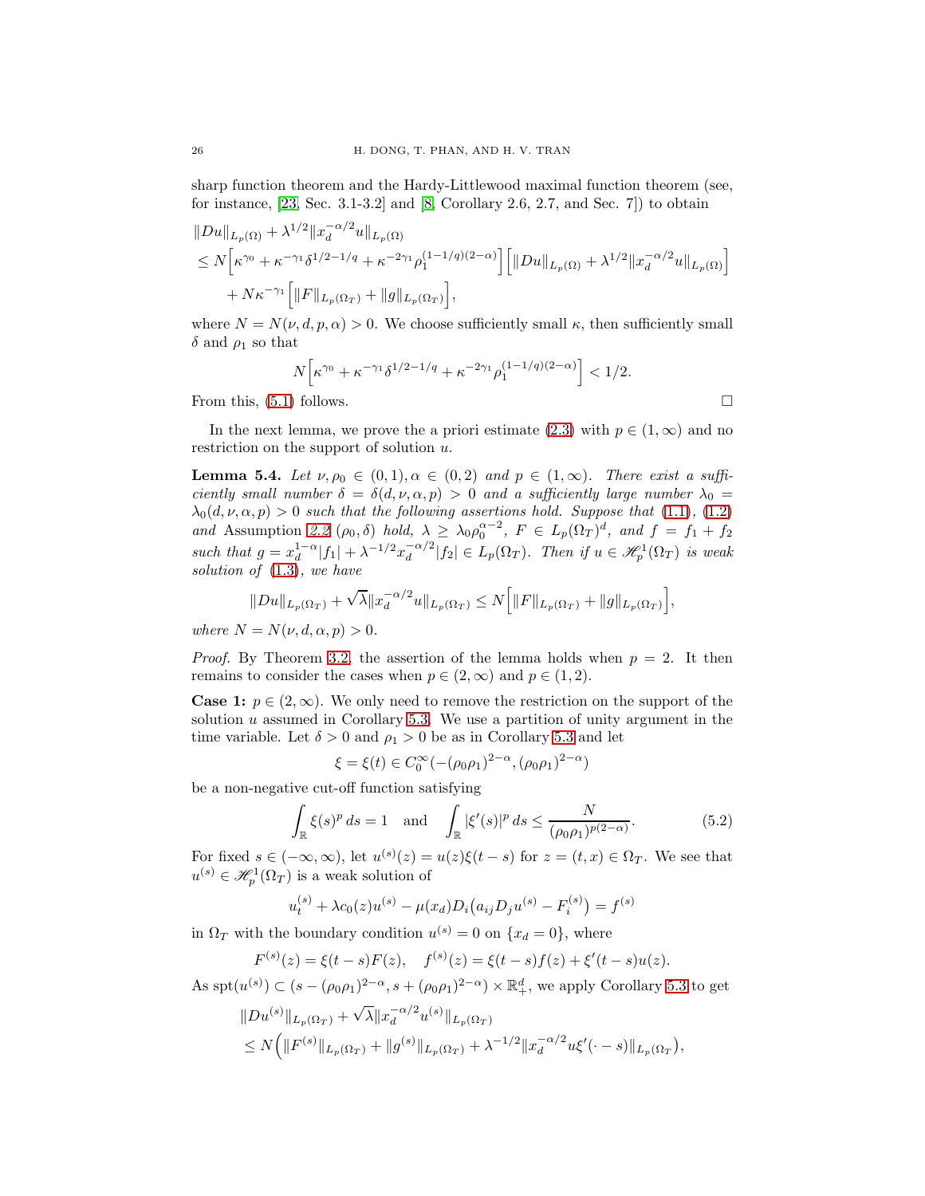sharp function theorem and the Hardy-Littlewood maximal function theorem (see, for instance, [23, Sec. 3.1-3.2] and [8, Corollary 2.6, 2.7, and Sec. 7]) to obtain

$$
\begin{aligned}
&\|Du\|_{L_p(\Omega)} + \lambda^{1/2}\|x_d^{-\alpha/2}u\|_{L_p(\Omega)} \\
&\leq N\Big[\kappa^{\gamma_0} + \kappa^{-\gamma_1}\delta^{1/2-1/q} + \kappa^{-2\gamma_1}\rho_1^{(1-1/q)(2-\alpha)}\Big]\Big[\|Du\|_{L_p(\Omega)} + \lambda^{1/2}\|x_d^{-\alpha/2}u\|_{L_p(\Omega)}\Big] \\
&\quad + N\kappa^{-\gamma_1}\Big[\|F\|_{L_p(\Omega_T)} + \|g\|_{L_p(\Omega_T)}\Big],
\end{aligned}
$$

where $N = N(\nu, d, p, \alpha) > 0$. We choose sufficiently small $\kappa$, then sufficiently small $\delta$ and $\rho_1$ so that

$$
N\Big[\kappa^{\gamma_0} + \kappa^{-\gamma_1}\delta^{1/2-1/q} + \kappa^{-2\gamma_1}\rho_1^{(1-1/q)(2-\alpha)}\Big] < 1/2.
$$

From this, (5.1) follows. $\square$

In the next lemma, we prove the a priori estimate (2.3) with $p \in (1, \infty)$ and no restriction on the support of solution $u$.

**Lemma 5.4.** *Let $\nu, \rho_0 \in (0,1), \alpha \in (0,2)$ and $p \in (1,\infty)$. There exist a sufficiently small number $\delta = \delta(d, \nu, \alpha, p) > 0$ and a sufficiently large number $\lambda_0 = \lambda_0(d, \nu, \alpha, p) > 0$ such that the following assertions hold. Suppose that (1.1), (1.2) and* Assumption *2.2* $(\rho_0, \delta)$ *hold, $\lambda \geq \lambda_0\rho_0^{\alpha-2}$, $F \in L_p(\Omega_T)^d$, and $f = f_1 + f_2$ such that $g = x_d^{1-\alpha}|f_1| + \lambda^{-1/2}x_d^{-\alpha/2}|f_2| \in L_p(\Omega_T)$. Then if $u \in \mathscr{H}_p^1(\Omega_T)$ is weak solution of (1.3), we have*

$$
\|Du\|_{L_p(\Omega_T)} + \sqrt{\lambda}\|x_d^{-\alpha/2}u\|_{L_p(\Omega_T)} \leq N\Big[\|F\|_{L_p(\Omega_T)} + \|g\|_{L_p(\Omega_T)}\Big],
$$

*where $N = N(\nu, d, \alpha, p) > 0$.*

*Proof.* By Theorem 3.2, the assertion of the lemma holds when $p = 2$. It then remains to consider the cases when $p \in (2, \infty)$ and $p \in (1, 2)$.

**Case 1:** $p \in (2, \infty)$. We only need to remove the restriction on the support of the solution $u$ assumed in Corollary 5.3. We use a partition of unity argument in the time variable. Let $\delta > 0$ and $\rho_1 > 0$ be as in Corollary 5.3 and let

$$
\xi = \xi(t) \in C_0^\infty(-(\rho_0\rho_1)^{2-\alpha}, (\rho_0\rho_1)^{2-\alpha})
$$

be a non-negative cut-off function satisfying

$$
\int_{\mathbb{R}} \xi(s)^p\, ds = 1 \quad \text{and} \quad \int_{\mathbb{R}} |\xi'(s)|^p\, ds \leq \frac{N}{(\rho_0\rho_1)^{p(2-\alpha)}}. \tag{5.2}
$$

For fixed $s \in (-\infty, \infty)$, let $u^{(s)}(z) = u(z)\xi(t-s)$ for $z = (t,x) \in \Omega_T$. We see that $u^{(s)} \in \mathscr{H}_p^1(\Omega_T)$ is a weak solution of

$$
u_t^{(s)} + \lambda c_0(z)u^{(s)} - \mu(x_d)D_i\big(a_{ij}D_ju^{(s)} - F_i^{(s)}\big) = f^{(s)}
$$

in $\Omega_T$ with the boundary condition $u^{(s)} = 0$ on $\{x_d = 0\}$, where

$$
F^{(s)}(z) = \xi(t-s)F(z), \quad f^{(s)}(z) = \xi(t-s)f(z) + \xi'(t-s)u(z).
$$

As $\text{spt}(u^{(s)}) \subset (s - (\rho_0\rho_1)^{2-\alpha}, s + (\rho_0\rho_1)^{2-\alpha}) \times \mathbb{R}_+^d$, we apply Corollary 5.3 to get

$$
\begin{aligned}
&\|Du^{(s)}\|_{L_p(\Omega_T)} + \sqrt{\lambda}\|x_d^{-\alpha/2}u^{(s)}\|_{L_p(\Omega_T)} \\
&\leq N\Big(\|F^{(s)}\|_{L_p(\Omega_T)} + \|g^{(s)}\|_{L_p(\Omega_T)} + \lambda^{-1/2}\|x_d^{-\alpha/2}u\xi'(\cdot - s)\|_{L_p(\Omega_T)}\Big),
\end{aligned}
$$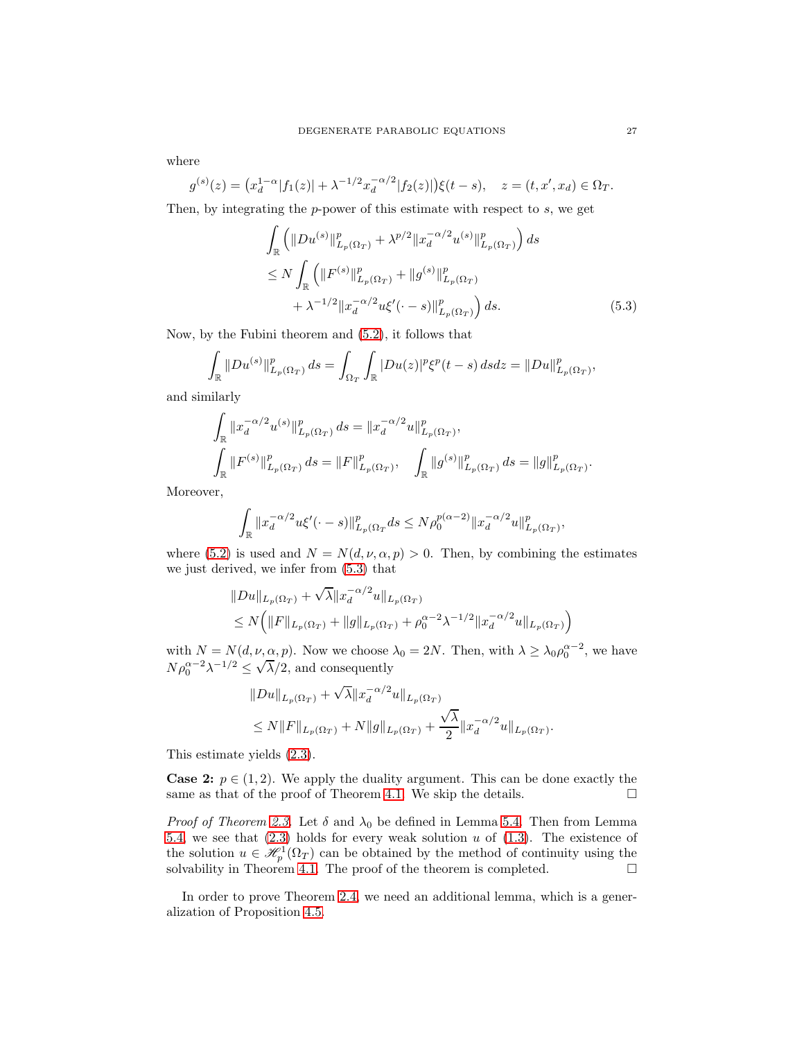where

$$g^{(s)}(z) = \big(x_d^{1-\alpha}|f_1(z)| + \lambda^{-1/2}x_d^{-\alpha/2}|f_2(z)|\big)\xi(t-s), \quad z = (t, x', x_d) \in \Omega_T.$$

Then, by integrating the $p$-power of this estimate with respect to $s$, we get

$$\begin{aligned}
&\int_{\mathbb{R}} \Big( \|Du^{(s)}\|_{L_p(\Omega_T)}^p + \lambda^{p/2}\|x_d^{-\alpha/2}u^{(s)}\|_{L_p(\Omega_T)}^p \Big)\, ds \\
&\leq N \int_{\mathbb{R}} \Big( \|F^{(s)}\|_{L_p(\Omega_T)}^p + \|g^{(s)}\|_{L_p(\Omega_T)}^p \\
&\qquad + \lambda^{-1/2}\|x_d^{-\alpha/2}u\xi'(\cdot - s)\|_{L_p(\Omega_T)}^p \Big)\, ds. \qquad (5.3)
\end{aligned}$$

Now, by the Fubini theorem and (5.2), it follows that

$$\int_{\mathbb{R}} \|Du^{(s)}\|_{L_p(\Omega_T)}^p\, ds = \int_{\Omega_T}\int_{\mathbb{R}} |Du(z)|^p \xi^p(t-s)\, ds dz = \|Du\|_{L_p(\Omega_T)}^p,$$

and similarly

$$\begin{aligned}
&\int_{\mathbb{R}} \|x_d^{-\alpha/2}u^{(s)}\|_{L_p(\Omega_T)}^p\, ds = \|x_d^{-\alpha/2}u\|_{L_p(\Omega_T)}^p, \\
&\int_{\mathbb{R}} \|F^{(s)}\|_{L_p(\Omega_T)}^p\, ds = \|F\|_{L_p(\Omega_T)}^p, \quad \int_{\mathbb{R}} \|g^{(s)}\|_{L_p(\Omega_T)}^p\, ds = \|g\|_{L_p(\Omega_T)}^p.
\end{aligned}$$

Moreover,

$$\int_{\mathbb{R}} \|x_d^{-\alpha/2}u\xi'(\cdot - s)\|_{L_p(\Omega_T}^p ds \leq N\rho_0^{p(\alpha-2)}\|x_d^{-\alpha/2}u\|_{L_p(\Omega_T)}^p,$$

where (5.2) is used and $N = N(d, \nu, \alpha, p) > 0$. Then, by combining the estimates we just derived, we infer from (5.3) that

$$\begin{aligned}
&\|Du\|_{L_p(\Omega_T)} + \sqrt{\lambda}\|x_d^{-\alpha/2}u\|_{L_p(\Omega_T)} \\
&\leq N\Big( \|F\|_{L_p(\Omega_T)} + \|g\|_{L_p(\Omega_T)} + \rho_0^{\alpha-2}\lambda^{-1/2}\|x_d^{-\alpha/2}u\|_{L_p(\Omega_T)} \Big)
\end{aligned}$$

with $N = N(d, \nu, \alpha, p)$. Now we choose $\lambda_0 = 2N$. Then, with $\lambda \geq \lambda_0\rho_0^{\alpha-2}$, we have $N\rho_0^{\alpha-2}\lambda^{-1/2} \leq \sqrt{\lambda}/2$, and consequently

$$\begin{aligned}
&\|Du\|_{L_p(\Omega_T)} + \sqrt{\lambda}\|x_d^{-\alpha/2}u\|_{L_p(\Omega_T)} \\
&\leq N\|F\|_{L_p(\Omega_T)} + N\|g\|_{L_p(\Omega_T)} + \frac{\sqrt{\lambda}}{2}\|x_d^{-\alpha/2}u\|_{L_p(\Omega_T)}.
\end{aligned}$$

This estimate yields (2.3).

**Case 2:** $p \in (1, 2)$. We apply the duality argument. This can be done exactly the same as that of the proof of Theorem 4.1. We skip the details. $\square$

*Proof of Theorem 2.3.* Let $\delta$ and $\lambda_0$ be defined in Lemma 5.4. Then from Lemma 5.4, we see that (2.3) holds for every weak solution $u$ of (1.3). The existence of the solution $u \in \mathscr{H}_p^1(\Omega_T)$ can be obtained by the method of continuity using the solvability in Theorem 4.1. The proof of the theorem is completed. $\square$

In order to prove Theorem 2.4, we need an additional lemma, which is a generalization of Proposition 4.5.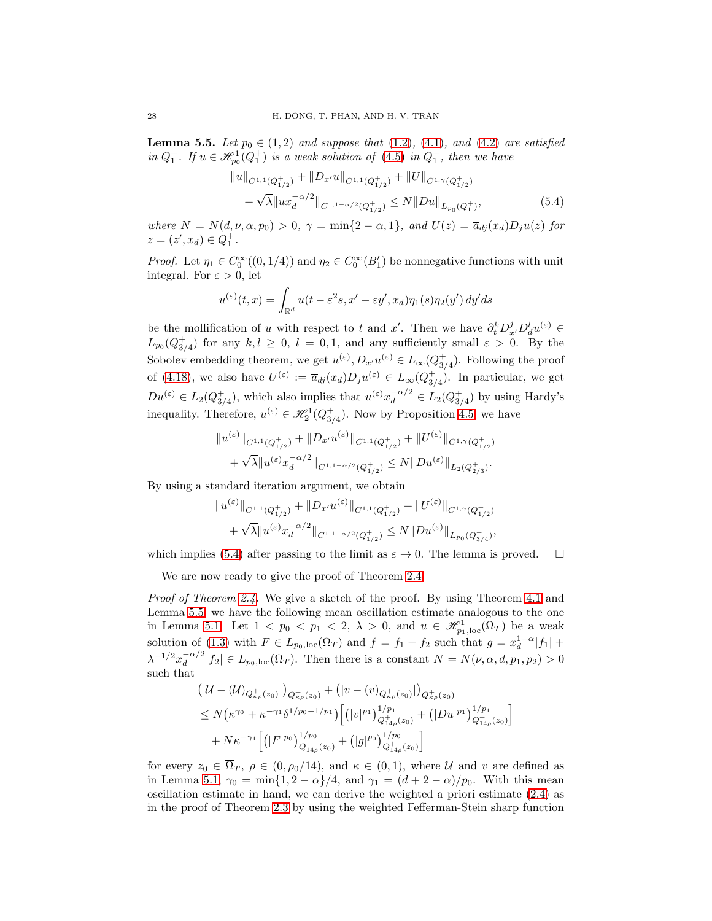**Lemma 5.5.** *Let $p_0 \in (1,2)$ and suppose that (1.2), (4.1), and (4.2) are satisfied in $Q_1^+$. If $u \in \mathscr{H}^1_{p_0}(Q_1^+)$ is a weak solution of (4.5) in $Q_1^+$, then we have*

$$
\begin{aligned}
&\|u\|_{C^{1,1}(Q^+_{1/2})} + \|D_{x'}u\|_{C^{1,1}(Q^+_{1/2})} + \|U\|_{C^{1,\gamma}(Q^+_{1/2})} \\
&\quad + \sqrt{\lambda}\|u x_d^{-\alpha/2}\|_{C^{1,1-\alpha/2}(Q^+_{1/2})} \le N\|Du\|_{L_{p_0}(Q_1^+)},
\end{aligned}
\tag{5.4}
$$

*where $N = N(d,\nu,\alpha,p_0) > 0$, $\gamma = \min\{2-\alpha, 1\}$, and $U(z) = \overline{a}_{dj}(x_d)D_j u(z)$ for $z = (z', x_d) \in Q_1^+$.*

*Proof.* Let $\eta_1 \in C_0^\infty((0,1/4))$ and $\eta_2 \in C_0^\infty(B_1')$ be nonnegative functions with unit integral. For $\varepsilon > 0$, let

$$
u^{(\varepsilon)}(t,x) = \int_{\mathbb{R}^d} u(t-\varepsilon^2 s, x' - \varepsilon y', x_d)\eta_1(s)\eta_2(y')\, dy' ds
$$

be the mollification of $u$ with respect to $t$ and $x'$. Then we have $\partial_t^k D_{x'}^j D_d^l u^{(\varepsilon)} \in L_{p_0}(Q^+_{3/4})$ for any $k, l \ge 0$, $l = 0, 1$, and any sufficiently small $\varepsilon > 0$. By the Sobolev embedding theorem, we get $u^{(\varepsilon)}, D_{x'}u^{(\varepsilon)} \in L_\infty(Q^+_{3/4})$. Following the proof of (4.18), we also have $U^{(\varepsilon)} := \overline{a}_{dj}(x_d)D_j u^{(\varepsilon)} \in L_\infty(Q^+_{3/4})$. In particular, we get $Du^{(\varepsilon)} \in L_2(Q^+_{3/4})$, which also implies that $u^{(\varepsilon)}x_d^{-\alpha/2} \in L_2(Q^+_{3/4})$ by using Hardy's inequality. Therefore, $u^{(\varepsilon)} \in \mathscr{H}^1_2(Q^+_{3/4})$. Now by Proposition 4.5, we have

$$
\begin{aligned}
&\|u^{(\varepsilon)}\|_{C^{1,1}(Q^+_{1/2})} + \|D_{x'}u^{(\varepsilon)}\|_{C^{1,1}(Q^+_{1/2})} + \|U^{(\varepsilon)}\|_{C^{1,\gamma}(Q^+_{1/2})} \\
&\quad + \sqrt{\lambda}\|u^{(\varepsilon)} x_d^{-\alpha/2}\|_{C^{1,1-\alpha/2}(Q^+_{1/2})} \le N\|Du^{(\varepsilon)}\|_{L_2(Q^+_{2/3})}.
\end{aligned}
$$

By using a standard iteration argument, we obtain

$$
\begin{aligned}
&\|u^{(\varepsilon)}\|_{C^{1,1}(Q^+_{1/2})} + \|D_{x'}u^{(\varepsilon)}\|_{C^{1,1}(Q^+_{1/2})} + \|U^{(\varepsilon)}\|_{C^{1,\gamma}(Q^+_{1/2})} \\
&\quad + \sqrt{\lambda}\|u^{(\varepsilon)} x_d^{-\alpha/2}\|_{C^{1,1-\alpha/2}(Q^+_{1/2})} \le N\|Du^{(\varepsilon)}\|_{L_{p_0}(Q^+_{3/4})},
\end{aligned}
$$

which implies (5.4) after passing to the limit as $\varepsilon \to 0$. The lemma is proved. $\square$

We are now ready to give the proof of Theorem 2.4.

*Proof of Theorem 2.4.* We give a sketch of the proof. By using Theorem 4.1 and Lemma 5.5, we have the following mean oscillation estimate analogous to the one in Lemma 5.1. Let $1 < p_0 < p_1 < 2$, $\lambda > 0$, and $u \in \mathscr{H}^1_{p_1,\mathrm{loc}}(\Omega_T)$ be a weak solution of (1.3) with $F \in L_{p_0,\mathrm{loc}}(\Omega_T)$ and $f = f_1 + f_2$ such that $g = x_d^{1-\alpha}|f_1| + \lambda^{-1/2}x_d^{-\alpha/2}|f_2| \in L_{p_0,\mathrm{loc}}(\Omega_T)$. Then there is a constant $N = N(\nu, \alpha, d, p_1, p_2) > 0$ such that

$$
\begin{aligned}
&\big(|\mathcal{U} - (\mathcal{U})_{Q^+_{\kappa\rho}(z_0)}|\big)_{Q^+_{\kappa\rho}(z_0)} + \big(|v - (v)_{Q^+_{\kappa\rho}(z_0)}|\big)_{Q^+_{\kappa\rho}(z_0)} \\
&\le N\big(\kappa^{\gamma_0} + \kappa^{-\gamma_1}\delta^{1/p_0 - 1/p_1}\big)\Big[\big(|v|^{p_1}\big)^{1/p_1}_{Q^+_{14\rho}(z_0)} + \big(|Du|^{p_1}\big)^{1/p_1}_{Q^+_{14\rho}(z_0)}\Big] \\
&\quad + N\kappa^{-\gamma_1}\Big[\big(|F|^{p_0}\big)^{1/p_0}_{Q^+_{14\rho}(z_0)} + \big(|g|^{p_0}\big)^{1/p_0}_{Q^+_{14\rho}(z_0)}\Big]
\end{aligned}
$$

for every $z_0 \in \overline{\Omega}_T$, $\rho \in (0, \rho_0/14)$, and $\kappa \in (0,1)$, where $\mathcal{U}$ and $v$ are defined as in Lemma 5.1, $\gamma_0 = \min\{1, 2-\alpha\}/4$, and $\gamma_1 = (d+2-\alpha)/p_0$. With this mean oscillation estimate in hand, we can derive the weighted a priori estimate (2.4) as in the proof of Theorem 2.3 by using the weighted Fefferman-Stein sharp function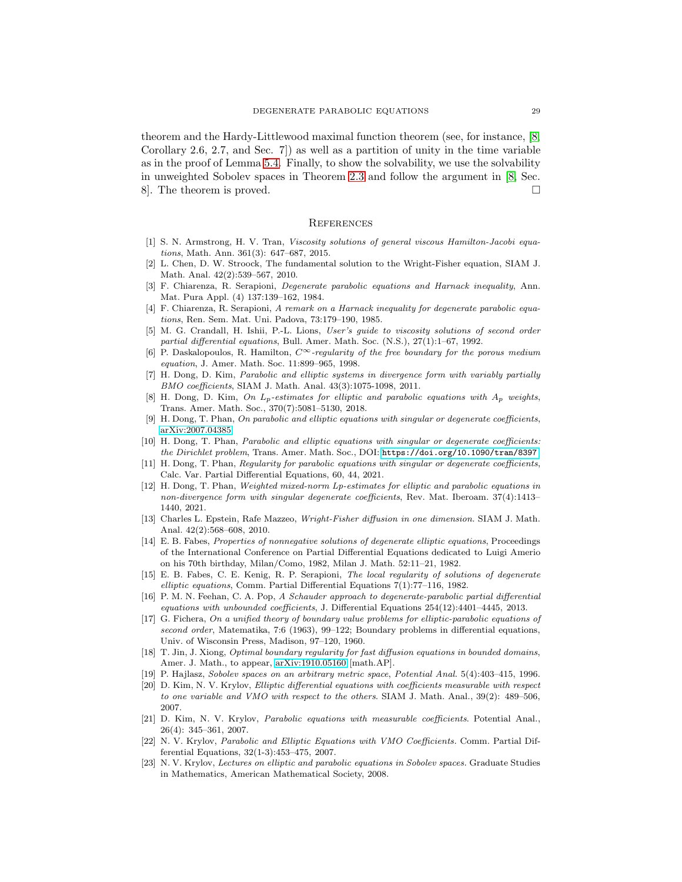theorem and the Hardy-Littlewood maximal function theorem (see, for instance, [8, Corollary 2.6, 2.7, and Sec. 7]) as well as a partition of unity in the time variable as in the proof of Lemma 5.4. Finally, to show the solvability, we use the solvability in unweighted Sobolev spaces in Theorem 2.3 and follow the argument in [8, Sec. 8]. The theorem is proved. □

## References

[1] S. N. Armstrong, H. V. Tran, *Viscosity solutions of general viscous Hamilton-Jacobi equations*, Math. Ann. 361(3): 647–687, 2015.

[2] L. Chen, D. W. Stroock, The fundamental solution to the Wright-Fisher equation, SIAM J. Math. Anal. 42(2):539–567, 2010.

[3] F. Chiarenza, R. Serapioni, *Degenerate parabolic equations and Harnack inequality*, Ann. Mat. Pura Appl. (4) 137:139–162, 1984.

[4] F. Chiarenza, R. Serapioni, *A remark on a Harnack inequality for degenerate parabolic equations*, Ren. Sem. Mat. Uni. Padova, 73:179–190, 1985.

[5] M. G. Crandall, H. Ishii, P.-L. Lions, *User's guide to viscosity solutions of second order partial differential equations*, Bull. Amer. Math. Soc. (N.S.), 27(1):1–67, 1992.

[6] P. Daskalopoulos, R. Hamilton, *$C^\infty$-regularity of the free boundary for the porous medium equation*, J. Amer. Math. Soc. 11:899–965, 1998.

[7] H. Dong, D. Kim, *Parabolic and elliptic systems in divergence form with variably partially BMO coefficients*, SIAM J. Math. Anal. 43(3):1075-1098, 2011.

[8] H. Dong, D. Kim, *On $L_p$-estimates for elliptic and parabolic equations with $A_p$ weights*, Trans. Amer. Math. Soc., 370(7):5081–5130, 2018.

[9] H. Dong, T. Phan, *On parabolic and elliptic equations with singular or degenerate coefficients*, arXiv:2007.04385.

[10] H. Dong, T. Phan, *Parabolic and elliptic equations with singular or degenerate coefficients: the Dirichlet problem*, Trans. Amer. Math. Soc., DOI: https://doi.org/10.1090/tran/8397.

[11] H. Dong, T. Phan, *Regularity for parabolic equations with singular or degenerate coefficients*, Calc. Var. Partial Differential Equations, 60, 44, 2021.

[12] H. Dong, T. Phan, *Weighted mixed-norm Lp-estimates for elliptic and parabolic equations in non-divergence form with singular degenerate coefficients*, Rev. Mat. Iberoam. 37(4):1413–1440, 2021.

[13] Charles L. Epstein, Rafe Mazzeo, *Wright-Fisher diffusion in one dimension.* SIAM J. Math. Anal. 42(2):568–608, 2010.

[14] E. B. Fabes, *Properties of nonnegative solutions of degenerate elliptic equations*, Proceedings of the International Conference on Partial Differential Equations dedicated to Luigi Amerio on his 70th birthday, Milan/Como, 1982, Milan J. Math. 52:11–21, 1982.

[15] E. B. Fabes, C. E. Kenig, R. P. Serapioni, *The local regularity of solutions of degenerate elliptic equations*, Comm. Partial Differential Equations 7(1):77–116, 1982.

[16] P. M. N. Feehan, C. A. Pop, *A Schauder approach to degenerate-parabolic partial differential equations with unbounded coefficients*, J. Differential Equations 254(12):4401–4445, 2013.

[17] G. Fichera, *On a unified theory of boundary value problems for elliptic-parabolic equations of second order*, Matematika, 7:6 (1963), 99–122; Boundary problems in differential equations, Univ. of Wisconsin Press, Madison, 97–120, 1960.

[18] T. Jin, J. Xiong, *Optimal boundary regularity for fast diffusion equations in bounded domains*, Amer. J. Math., to appear, arXiv:1910.05160 [math.AP].

[19] P. Hajlasz, *Sobolev spaces on an arbitrary metric space*, *Potential Anal.* 5(4):403–415, 1996.

[20] D. Kim, N. V. Krylov, *Elliptic differential equations with coefficients measurable with respect to one variable and VMO with respect to the others*. SIAM J. Math. Anal., 39(2): 489–506, 2007.

[21] D. Kim, N. V. Krylov, *Parabolic equations with measurable coefficients*. Potential Anal., 26(4): 345–361, 2007.

[22] N. V. Krylov, *Parabolic and Elliptic Equations with VMO Coefficients.* Comm. Partial Differential Equations, 32(1-3):453–475, 2007.

[23] N. V. Krylov, *Lectures on elliptic and parabolic equations in Sobolev spaces.* Graduate Studies in Mathematics, American Mathematical Society, 2008.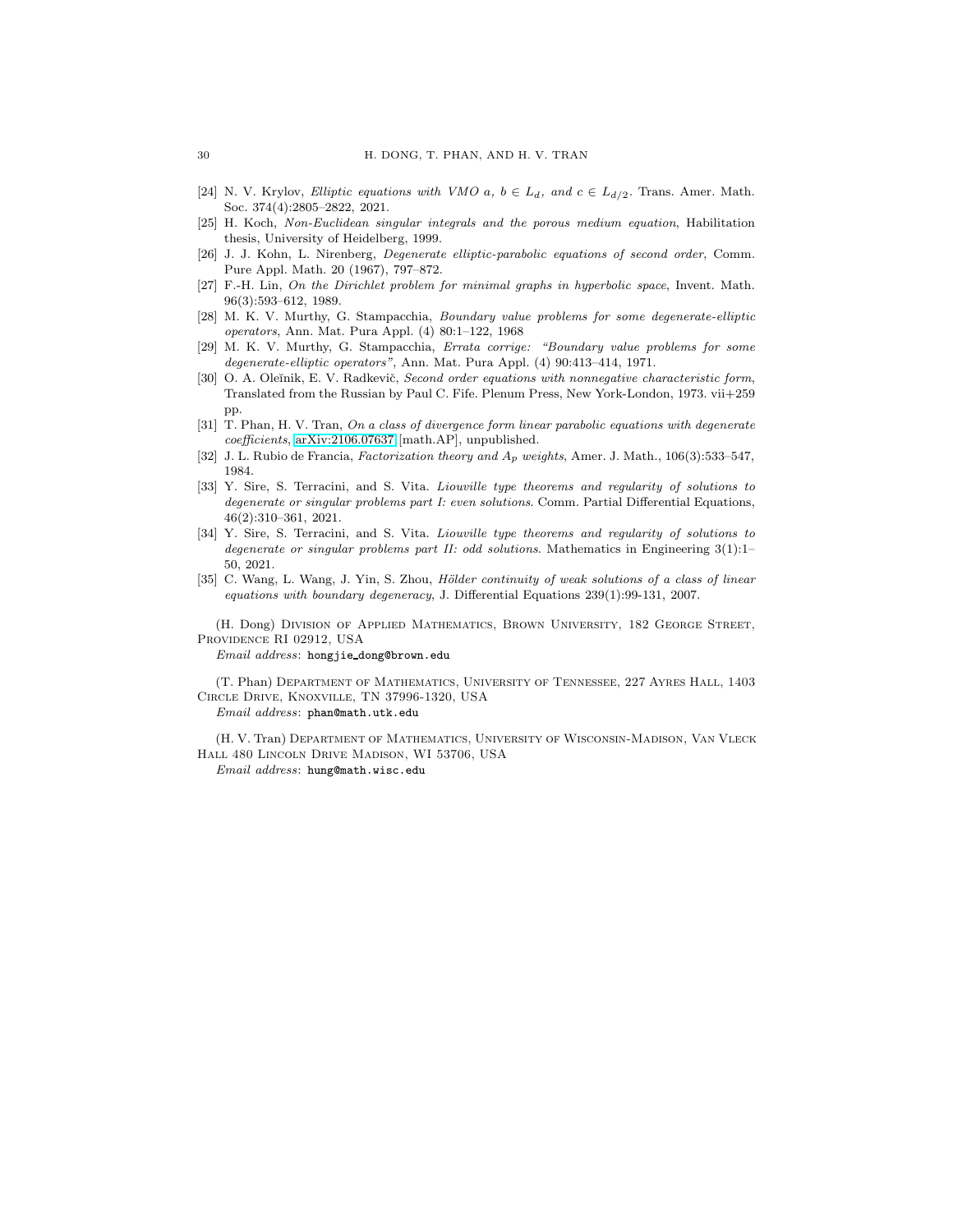[24] N. V. Krylov, *Elliptic equations with VMO $a$, $b \in L_d$, and $c \in L_{d/2}$*. Trans. Amer. Math. Soc. 374(4):2805–2822, 2021.

[25] H. Koch, *Non-Euclidean singular integrals and the porous medium equation*, Habilitation thesis, University of Heidelberg, 1999.

[26] J. J. Kohn, L. Nirenberg, *Degenerate elliptic-parabolic equations of second order*, Comm. Pure Appl. Math. 20 (1967), 797–872.

[27] F.-H. Lin, *On the Dirichlet problem for minimal graphs in hyperbolic space*, Invent. Math. 96(3):593–612, 1989.

[28] M. K. V. Murthy, G. Stampacchia, *Boundary value problems for some degenerate-elliptic operators*, Ann. Mat. Pura Appl. (4) 80:1–122, 1968

[29] M. K. V. Murthy, G. Stampacchia, *Errata corrige: "Boundary value problems for some degenerate-elliptic operators"*, Ann. Mat. Pura Appl. (4) 90:413–414, 1971.

[30] O. A. Oleĭnik, E. V. Radkevič, *Second order equations with nonnegative characteristic form*, Translated from the Russian by Paul C. Fife. Plenum Press, New York-London, 1973. vii+259 pp.

[31] T. Phan, H. V. Tran, *On a class of divergence form linear parabolic equations with degenerate coefficients*, arXiv:2106.07637 [math.AP], unpublished.

[32] J. L. Rubio de Francia, *Factorization theory and $A_p$ weights*, Amer. J. Math., 106(3):533–547, 1984.

[33] Y. Sire, S. Terracini, and S. Vita. *Liouville type theorems and regularity of solutions to degenerate or singular problems part I: even solutions*. Comm. Partial Differential Equations, 46(2):310–361, 2021.

[34] Y. Sire, S. Terracini, and S. Vita. *Liouville type theorems and regularity of solutions to degenerate or singular problems part II: odd solutions*. Mathematics in Engineering 3(1):1–50, 2021.

[35] C. Wang, L. Wang, J. Yin, S. Zhou, *Hölder continuity of weak solutions of a class of linear equations with boundary degeneracy*, J. Differential Equations 239(1):99-131, 2007.

(H. Dong) Division of Applied Mathematics, Brown University, 182 George Street, Providence RI 02912, USA

*Email address*: hongjie_dong@brown.edu

(T. Phan) Department of Mathematics, University of Tennessee, 227 Ayres Hall, 1403 Circle Drive, Knoxville, TN 37996-1320, USA

*Email address*: phan@math.utk.edu

(H. V. Tran) Department of Mathematics, University of Wisconsin-Madison, Van Vleck Hall 480 Lincoln Drive Madison, WI 53706, USA

*Email address*: hung@math.wisc.edu